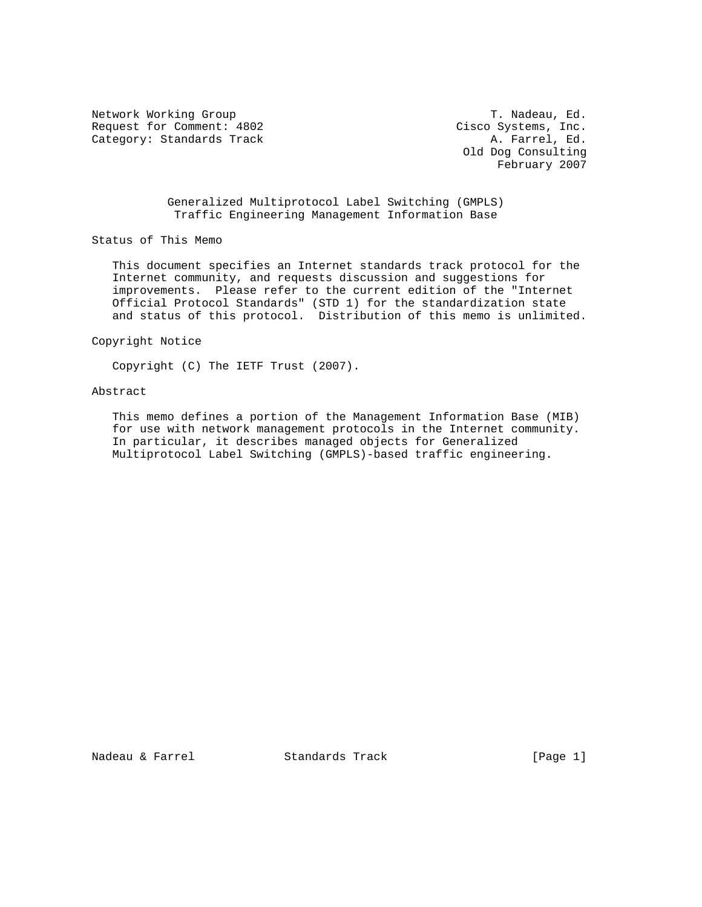Network Working Group T. Nadeau, Ed.
Request for Comment: 4802 Cisco Systems, Inc.
Category: Standards Track A. Farrel, Ed.
Old Dog Consulting
February 2007

# Generalized Multiprotocol Label Switching (GMPLS) Traffic Engineering Management Information Base

## Status of This Memo

This document specifies an Internet standards track protocol for the Internet community, and requests discussion and suggestions for improvements. Please refer to the current edition of the "Internet Official Protocol Standards" (STD 1) for the standardization state and status of this protocol. Distribution of this memo is unlimited.

## Copyright Notice

Copyright (C) The IETF Trust (2007).

## Abstract

This memo defines a portion of the Management Information Base (MIB) for use with network management protocols in the Internet community. In particular, it describes managed objects for Generalized Multiprotocol Label Switching (GMPLS)-based traffic engineering.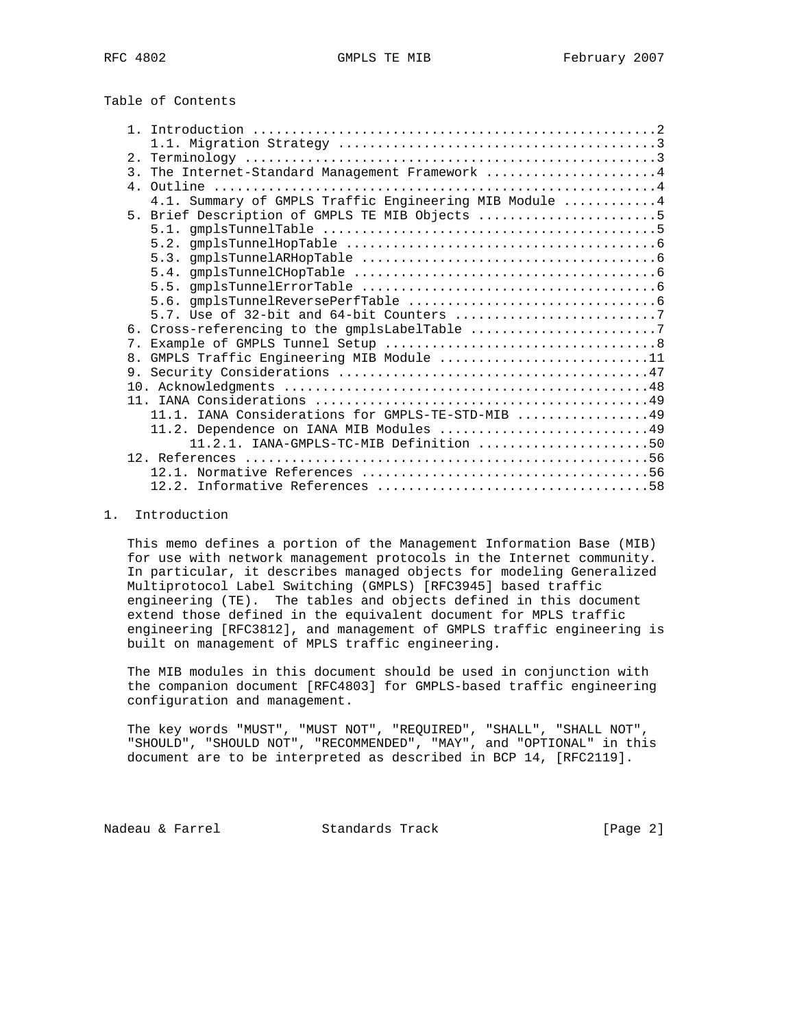Table of Contents

```
   1. Introduction ....................................................2
      1.1. Migration Strategy .........................................3
   2. Terminology .....................................................3
   3. The Internet-Standard Management Framework ......................4
   4. Outline .........................................................4
      4.1. Summary of GMPLS Traffic Engineering MIB Module ............4
   5. Brief Description of GMPLS TE MIB Objects .......................5
      5.1. gmplsTunnelTable ...........................................5
      5.2. gmplsTunnelHopTable ........................................6
      5.3. gmplsTunnelARHopTable ......................................6
      5.4. gmplsTunnelCHopTable .......................................6
      5.5. gmplsTunnelErrorTable ......................................6
      5.6. gmplsTunnelReversePerfTable ................................6
      5.7. Use of 32-bit and 64-bit Counters ..........................7
   6. Cross-referencing to the gmplsLabelTable ........................7
   7. Example of GMPLS Tunnel Setup ...................................8
   8. GMPLS Traffic Engineering MIB Module ...........................11
   9. Security Considerations ........................................47
   10. Acknowledgments ...............................................48
   11. IANA Considerations ...........................................49
      11.1. IANA Considerations for GMPLS-TE-STD-MIB .................49
      11.2. Dependence on IANA MIB Modules ...........................49
           11.2.1. IANA-GMPLS-TC-MIB Definition ......................50
   12. References ....................................................56
      12.1. Normative References .....................................56
      12.2. Informative References ...................................58
```

# 1. Introduction

This memo defines a portion of the Management Information Base (MIB) for use with network management protocols in the Internet community. In particular, it describes managed objects for modeling Generalized Multiprotocol Label Switching (GMPLS) [RFC3945] based traffic engineering (TE). The tables and objects defined in this document extend those defined in the equivalent document for MPLS traffic engineering [RFC3812], and management of GMPLS traffic engineering is built on management of MPLS traffic engineering.

The MIB modules in this document should be used in conjunction with the companion document [RFC4803] for GMPLS-based traffic engineering configuration and management.

The key words "MUST", "MUST NOT", "REQUIRED", "SHALL", "SHALL NOT", "SHOULD", "SHOULD NOT", "RECOMMENDED", "MAY", and "OPTIONAL" in this document are to be interpreted as described in BCP 14, [RFC2119].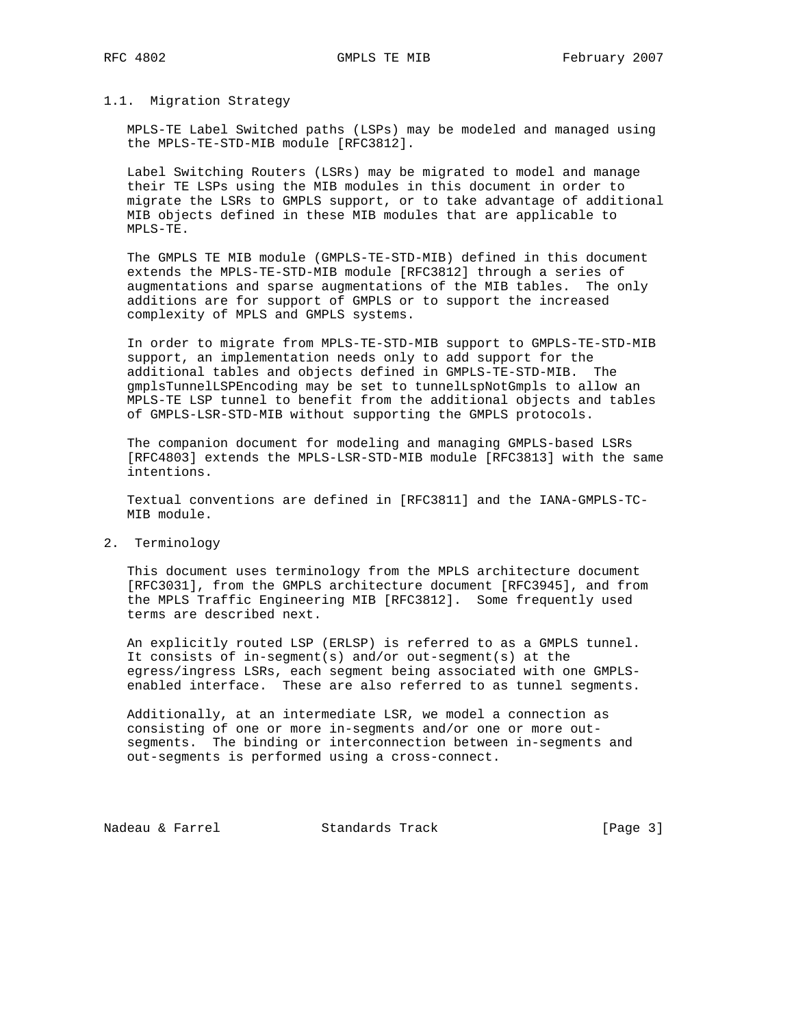### 1.1. Migration Strategy

MPLS-TE Label Switched paths (LSPs) may be modeled and managed using the MPLS-TE-STD-MIB module [RFC3812].

Label Switching Routers (LSRs) may be migrated to model and manage their TE LSPs using the MIB modules in this document in order to migrate the LSRs to GMPLS support, or to take advantage of additional MIB objects defined in these MIB modules that are applicable to MPLS-TE.

The GMPLS TE MIB module (GMPLS-TE-STD-MIB) defined in this document extends the MPLS-TE-STD-MIB module [RFC3812] through a series of augmentations and sparse augmentations of the MIB tables. The only additions are for support of GMPLS or to support the increased complexity of MPLS and GMPLS systems.

In order to migrate from MPLS-TE-STD-MIB support to GMPLS-TE-STD-MIB support, an implementation needs only to add support for the additional tables and objects defined in GMPLS-TE-STD-MIB. The gmplsTunnelLSPEncoding may be set to tunnelLspNotGmpls to allow an MPLS-TE LSP tunnel to benefit from the additional objects and tables of GMPLS-LSR-STD-MIB without supporting the GMPLS protocols.

The companion document for modeling and managing GMPLS-based LSRs [RFC4803] extends the MPLS-LSR-STD-MIB module [RFC3813] with the same intentions.

Textual conventions are defined in [RFC3811] and the IANA-GMPLS-TC-MIB module.

## 2. Terminology

This document uses terminology from the MPLS architecture document [RFC3031], from the GMPLS architecture document [RFC3945], and from the MPLS Traffic Engineering MIB [RFC3812]. Some frequently used terms are described next.

An explicitly routed LSP (ERLSP) is referred to as a GMPLS tunnel. It consists of in-segment(s) and/or out-segment(s) at the egress/ingress LSRs, each segment being associated with one GMPLS-enabled interface. These are also referred to as tunnel segments.

Additionally, at an intermediate LSR, we model a connection as consisting of one or more in-segments and/or one or more out-segments. The binding or interconnection between in-segments and out-segments is performed using a cross-connect.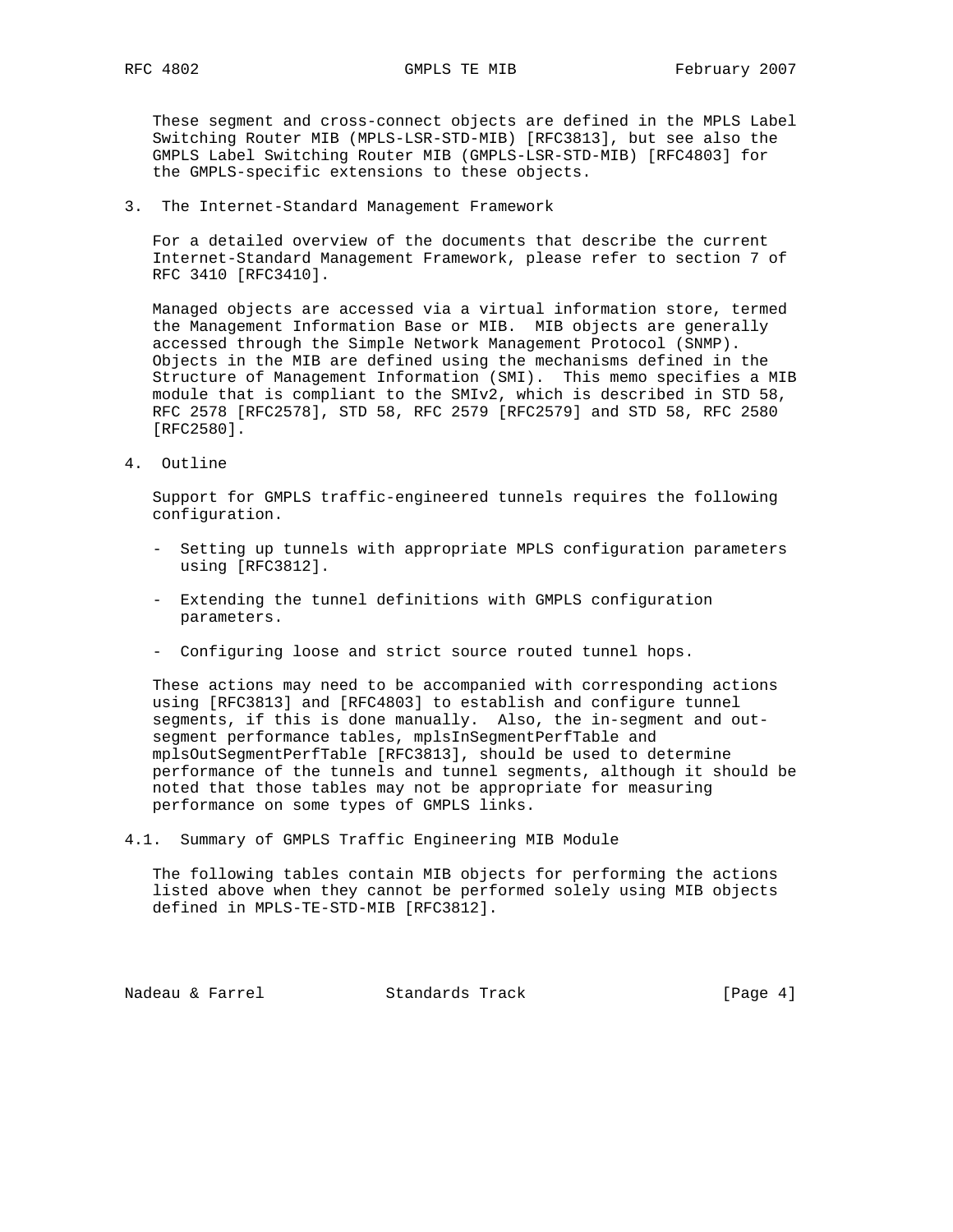These segment and cross-connect objects are defined in the MPLS Label Switching Router MIB (MPLS-LSR-STD-MIB) [RFC3813], but see also the GMPLS Label Switching Router MIB (GMPLS-LSR-STD-MIB) [RFC4803] for the GMPLS-specific extensions to these objects.

## 3. The Internet-Standard Management Framework

For a detailed overview of the documents that describe the current Internet-Standard Management Framework, please refer to section 7 of RFC 3410 [RFC3410].

Managed objects are accessed via a virtual information store, termed the Management Information Base or MIB. MIB objects are generally accessed through the Simple Network Management Protocol (SNMP). Objects in the MIB are defined using the mechanisms defined in the Structure of Management Information (SMI). This memo specifies a MIB module that is compliant to the SMIv2, which is described in STD 58, RFC 2578 [RFC2578], STD 58, RFC 2579 [RFC2579] and STD 58, RFC 2580 [RFC2580].

## 4. Outline

Support for GMPLS traffic-engineered tunnels requires the following configuration.

- Setting up tunnels with appropriate MPLS configuration parameters using [RFC3812].

- Extending the tunnel definitions with GMPLS configuration parameters.

- Configuring loose and strict source routed tunnel hops.

These actions may need to be accompanied with corresponding actions using [RFC3813] and [RFC4803] to establish and configure tunnel segments, if this is done manually. Also, the in-segment and out-segment performance tables, mplsInSegmentPerfTable and mplsOutSegmentPerfTable [RFC3813], should be used to determine performance of the tunnels and tunnel segments, although it should be noted that those tables may not be appropriate for measuring performance on some types of GMPLS links.

### 4.1. Summary of GMPLS Traffic Engineering MIB Module

The following tables contain MIB objects for performing the actions listed above when they cannot be performed solely using MIB objects defined in MPLS-TE-STD-MIB [RFC3812].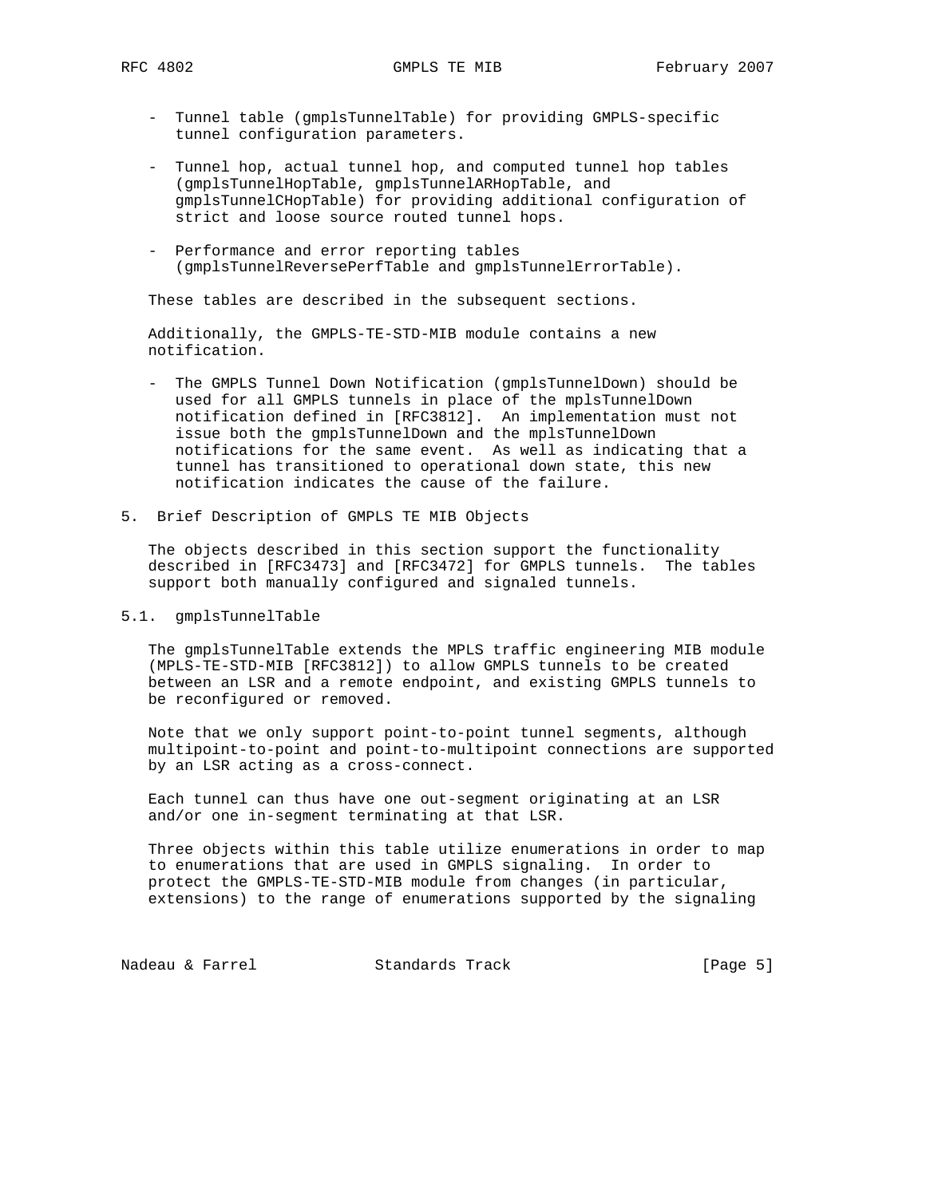- Tunnel table (gmplsTunnelTable) for providing GMPLS-specific tunnel configuration parameters.

- Tunnel hop, actual tunnel hop, and computed tunnel hop tables (gmplsTunnelHopTable, gmplsTunnelARHopTable, and gmplsTunnelCHopTable) for providing additional configuration of strict and loose source routed tunnel hops.

- Performance and error reporting tables (gmplsTunnelReversePerfTable and gmplsTunnelErrorTable).

These tables are described in the subsequent sections.

Additionally, the GMPLS-TE-STD-MIB module contains a new notification.

- The GMPLS Tunnel Down Notification (gmplsTunnelDown) should be used for all GMPLS tunnels in place of the mplsTunnelDown notification defined in [RFC3812]. An implementation must not issue both the gmplsTunnelDown and the mplsTunnelDown notifications for the same event. As well as indicating that a tunnel has transitioned to operational down state, this new notification indicates the cause of the failure.

## 5. Brief Description of GMPLS TE MIB Objects

The objects described in this section support the functionality described in [RFC3473] and [RFC3472] for GMPLS tunnels. The tables support both manually configured and signaled tunnels.

### 5.1. gmplsTunnelTable

The gmplsTunnelTable extends the MPLS traffic engineering MIB module (MPLS-TE-STD-MIB [RFC3812]) to allow GMPLS tunnels to be created between an LSR and a remote endpoint, and existing GMPLS tunnels to be reconfigured or removed.

Note that we only support point-to-point tunnel segments, although multipoint-to-point and point-to-multipoint connections are supported by an LSR acting as a cross-connect.

Each tunnel can thus have one out-segment originating at an LSR and/or one in-segment terminating at that LSR.

Three objects within this table utilize enumerations in order to map to enumerations that are used in GMPLS signaling. In order to protect the GMPLS-TE-STD-MIB module from changes (in particular, extensions) to the range of enumerations supported by the signaling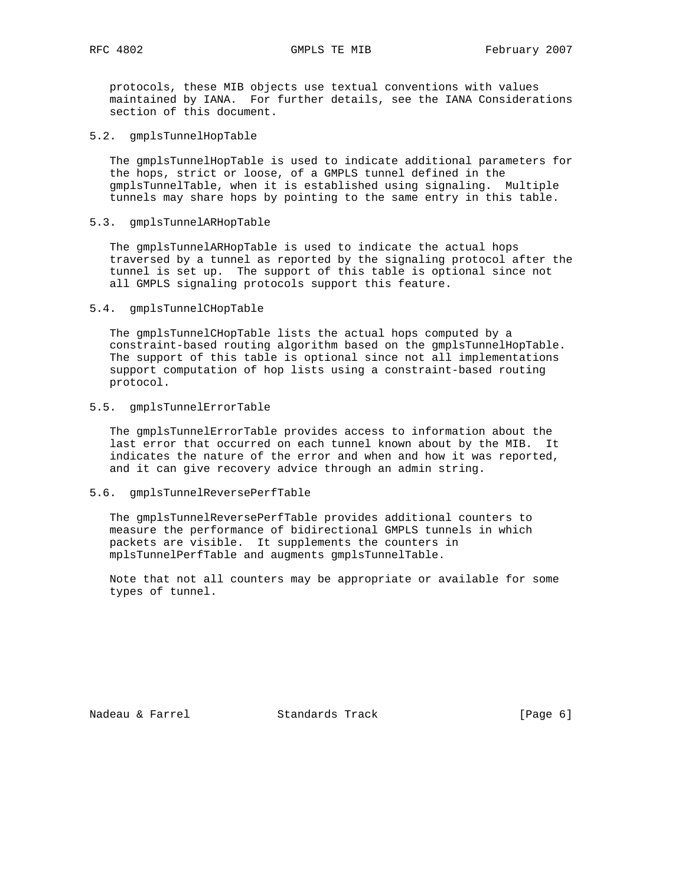protocols, these MIB objects use textual conventions with values maintained by IANA. For further details, see the IANA Considerations section of this document.

### 5.2. gmplsTunnelHopTable

The gmplsTunnelHopTable is used to indicate additional parameters for the hops, strict or loose, of a GMPLS tunnel defined in the gmplsTunnelTable, when it is established using signaling. Multiple tunnels may share hops by pointing to the same entry in this table.

### 5.3. gmplsTunnelARHopTable

The gmplsTunnelARHopTable is used to indicate the actual hops traversed by a tunnel as reported by the signaling protocol after the tunnel is set up. The support of this table is optional since not all GMPLS signaling protocols support this feature.

### 5.4. gmplsTunnelCHopTable

The gmplsTunnelCHopTable lists the actual hops computed by a constraint-based routing algorithm based on the gmplsTunnelHopTable. The support of this table is optional since not all implementations support computation of hop lists using a constraint-based routing protocol.

### 5.5. gmplsTunnelErrorTable

The gmplsTunnelErrorTable provides access to information about the last error that occurred on each tunnel known about by the MIB. It indicates the nature of the error and when and how it was reported, and it can give recovery advice through an admin string.

### 5.6. gmplsTunnelReversePerfTable

The gmplsTunnelReversePerfTable provides additional counters to measure the performance of bidirectional GMPLS tunnels in which packets are visible. It supplements the counters in mplsTunnelPerfTable and augments gmplsTunnelTable.

Note that not all counters may be appropriate or available for some types of tunnel.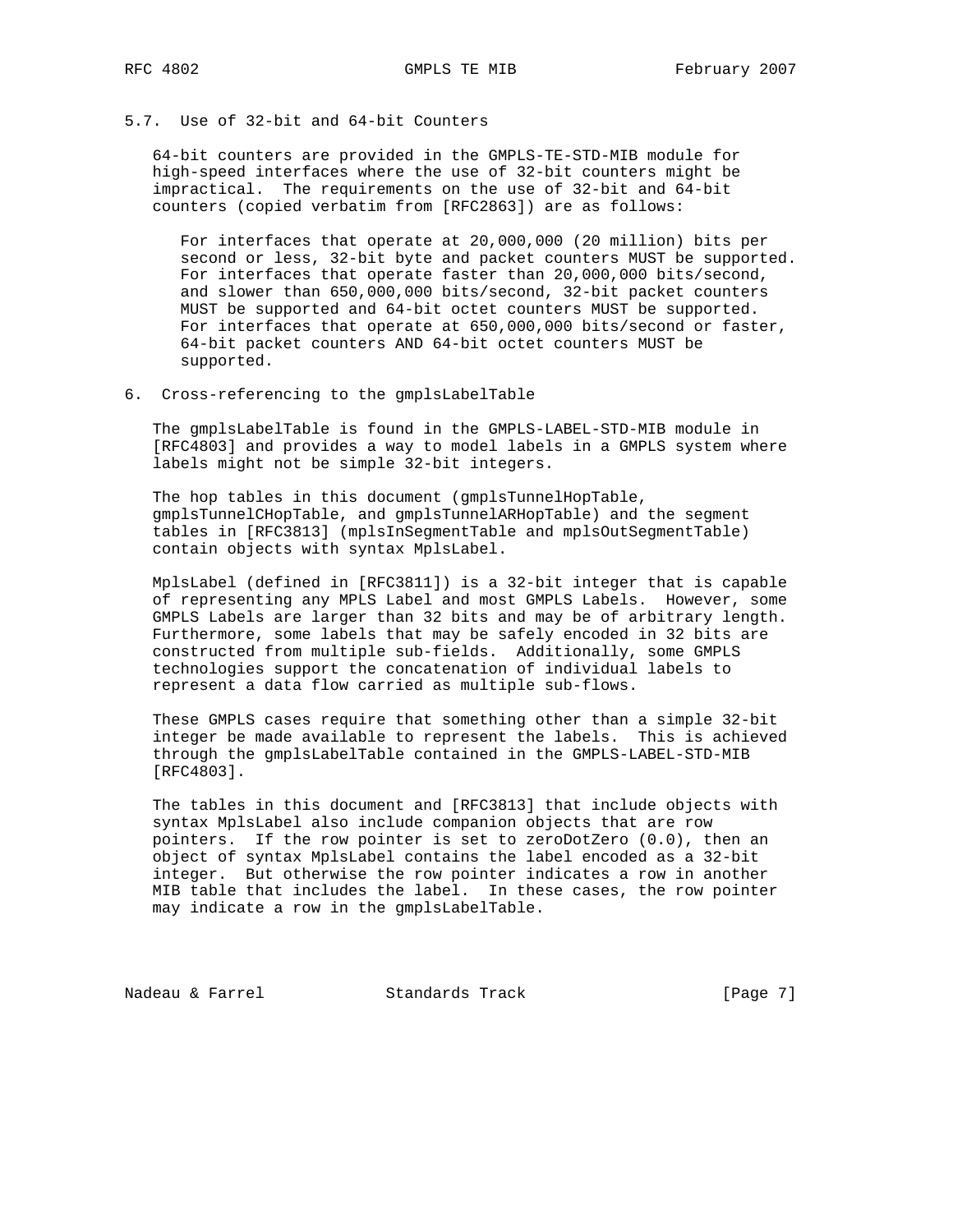### 5.7. Use of 32-bit and 64-bit Counters

64-bit counters are provided in the GMPLS-TE-STD-MIB module for high-speed interfaces where the use of 32-bit counters might be impractical. The requirements on the use of 32-bit and 64-bit counters (copied verbatim from [RFC2863]) are as follows:

> For interfaces that operate at 20,000,000 (20 million) bits per second or less, 32-bit byte and packet counters MUST be supported. For interfaces that operate faster than 20,000,000 bits/second, and slower than 650,000,000 bits/second, 32-bit packet counters MUST be supported and 64-bit octet counters MUST be supported. For interfaces that operate at 650,000,000 bits/second or faster, 64-bit packet counters AND 64-bit octet counters MUST be supported.

## 6. Cross-referencing to the gmplsLabelTable

The gmplsLabelTable is found in the GMPLS-LABEL-STD-MIB module in [RFC4803] and provides a way to model labels in a GMPLS system where labels might not be simple 32-bit integers.

The hop tables in this document (gmplsTunnelHopTable, gmplsTunnelCHopTable, and gmplsTunnelARHopTable) and the segment tables in [RFC3813] (mplsInSegmentTable and mplsOutSegmentTable) contain objects with syntax MplsLabel.

MplsLabel (defined in [RFC3811]) is a 32-bit integer that is capable of representing any MPLS Label and most GMPLS Labels. However, some GMPLS Labels are larger than 32 bits and may be of arbitrary length. Furthermore, some labels that may be safely encoded in 32 bits are constructed from multiple sub-fields. Additionally, some GMPLS technologies support the concatenation of individual labels to represent a data flow carried as multiple sub-flows.

These GMPLS cases require that something other than a simple 32-bit integer be made available to represent the labels. This is achieved through the gmplsLabelTable contained in the GMPLS-LABEL-STD-MIB [RFC4803].

The tables in this document and [RFC3813] that include objects with syntax MplsLabel also include companion objects that are row pointers. If the row pointer is set to zeroDotZero (0.0), then an object of syntax MplsLabel contains the label encoded as a 32-bit integer. But otherwise the row pointer indicates a row in another MIB table that includes the label. In these cases, the row pointer may indicate a row in the gmplsLabelTable.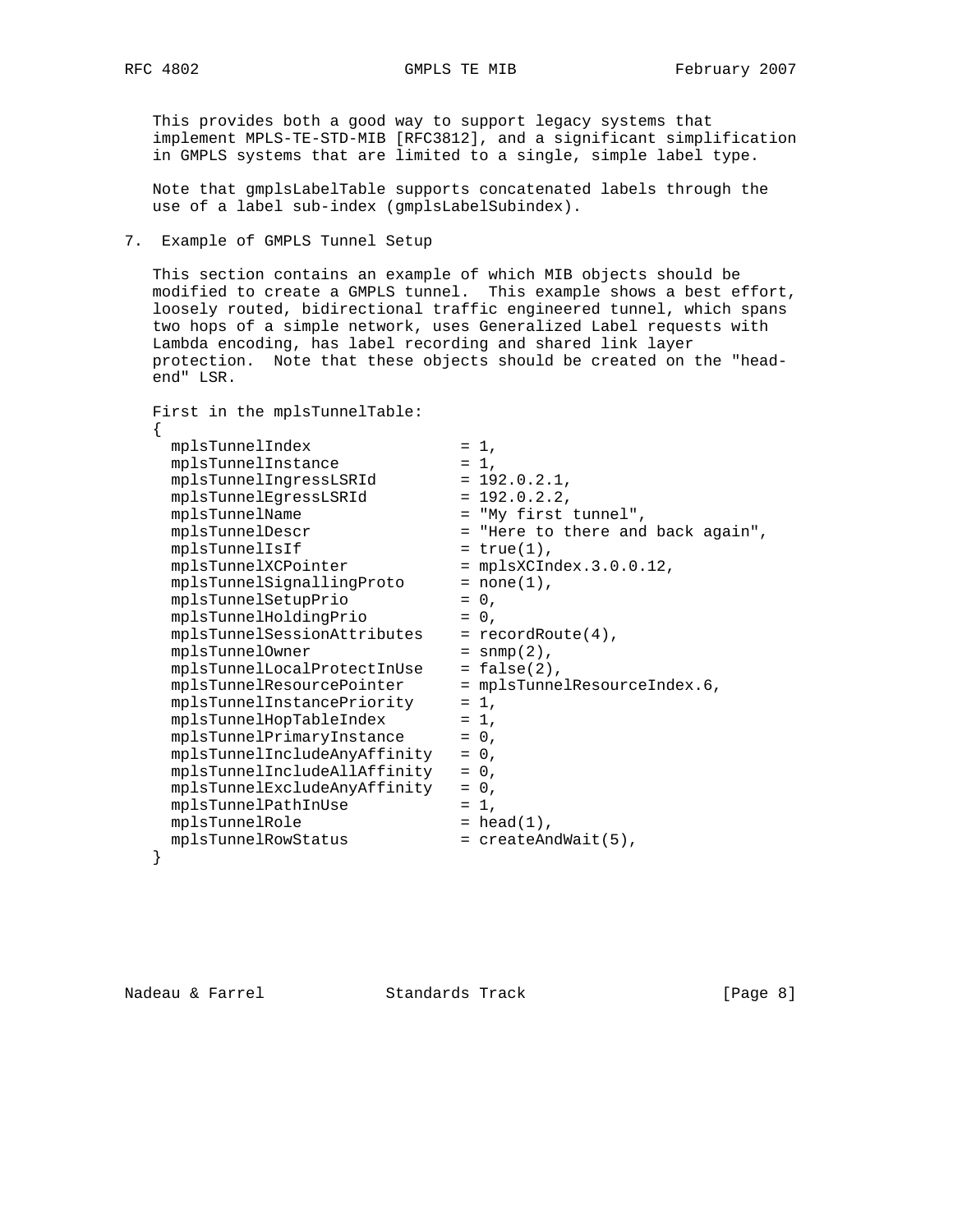This provides both a good way to support legacy systems that implement MPLS-TE-STD-MIB [RFC3812], and a significant simplification in GMPLS systems that are limited to a single, simple label type.

Note that gmplsLabelTable supports concatenated labels through the use of a label sub-index (gmplsLabelSubindex).

## 7. Example of GMPLS Tunnel Setup

This section contains an example of which MIB objects should be modified to create a GMPLS tunnel. This example shows a best effort, loosely routed, bidirectional traffic engineered tunnel, which spans two hops of a simple network, uses Generalized Label requests with Lambda encoding, has label recording and shared link layer protection. Note that these objects should be created on the "head-end" LSR.

First in the mplsTunnelTable:

```
{
  mplsTunnelIndex               = 1,
  mplsTunnelInstance            = 1,
  mplsTunnelIngressLSRId        = 192.0.2.1,
  mplsTunnelEgressLSRId         = 192.0.2.2,
  mplsTunnelName                = "My first tunnel",
  mplsTunnelDescr               = "Here to there and back again",
  mplsTunnelIsIf                = true(1),
  mplsTunnelXCPointer           = mplsXCIndex.3.0.0.12,
  mplsTunnelSignallingProto     = none(1),
  mplsTunnelSetupPrio           = 0,
  mplsTunnelHoldingPrio         = 0,
  mplsTunnelSessionAttributes   = recordRoute(4),
  mplsTunnelOwner               = snmp(2),
  mplsTunnelLocalProtectInUse   = false(2),
  mplsTunnelResourcePointer     = mplsTunnelResourceIndex.6,
  mplsTunnelInstancePriority    = 1,
  mplsTunnelHopTableIndex       = 1,
  mplsTunnelPrimaryInstance     = 0,
  mplsTunnelIncludeAnyAffinity  = 0,
  mplsTunnelIncludeAllAffinity  = 0,
  mplsTunnelExcludeAnyAffinity  = 0,
  mplsTunnelPathInUse           = 1,
  mplsTunnelRole                = head(1),
  mplsTunnelRowStatus           = createAndWait(5),
}
```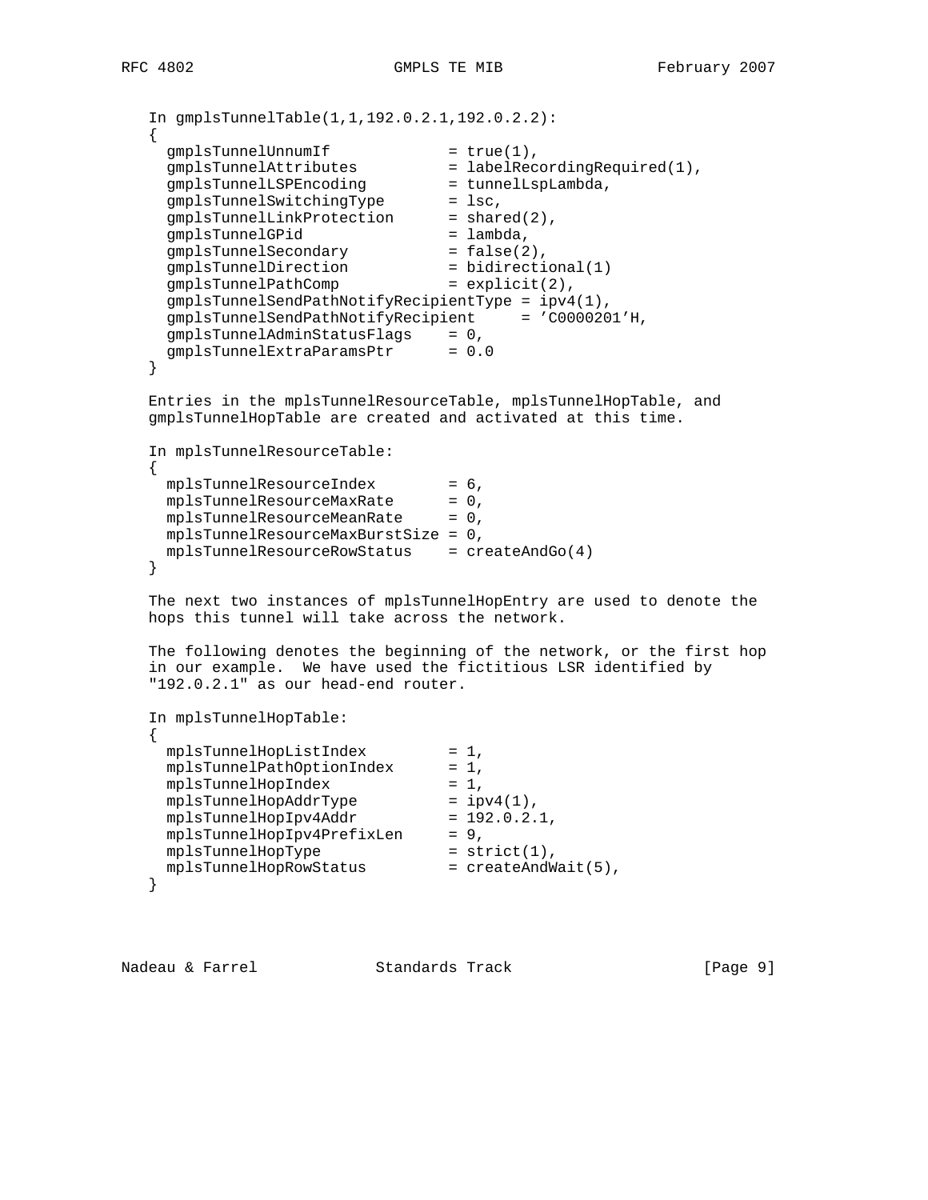```
In gmplsTunnelTable(1,1,192.0.2.1,192.0.2.2):
{
  gmplsTunnelUnnumIf             = true(1),
  gmplsTunnelAttributes          = labelRecordingRequired(1),
  gmplsTunnelLSPEncoding         = tunnelLspLambda,
  gmplsTunnelSwitchingType       = lsc,
  gmplsTunnelLinkProtection      = shared(2),
  gmplsTunnelGPid                = lambda,
  gmplsTunnelSecondary           = false(2),
  gmplsTunnelDirection           = bidirectional(1)
  gmplsTunnelPathComp            = explicit(2),
  gmplsTunnelSendPathNotifyRecipientType = ipv4(1),
  gmplsTunnelSendPathNotifyRecipient     = 'C0000201'H,
  gmplsTunnelAdminStatusFlags    = 0,
  gmplsTunnelExtraParamsPtr      = 0.0
}
```

Entries in the mplsTunnelResourceTable, mplsTunnelHopTable, and gmplsTunnelHopTable are created and activated at this time.

```
In mplsTunnelResourceTable:
{
  mplsTunnelResourceIndex        = 6,
  mplsTunnelResourceMaxRate      = 0,
  mplsTunnelResourceMeanRate     = 0,
  mplsTunnelResourceMaxBurstSize = 0,
  mplsTunnelResourceRowStatus    = createAndGo(4)
}
```

The next two instances of mplsTunnelHopEntry are used to denote the hops this tunnel will take across the network.

The following denotes the beginning of the network, or the first hop in our example. We have used the fictitious LSR identified by "192.0.2.1" as our head-end router.

```
In mplsTunnelHopTable:
{
  mplsTunnelHopListIndex         = 1,
  mplsTunnelPathOptionIndex      = 1,
  mplsTunnelHopIndex             = 1,
  mplsTunnelHopAddrType          = ipv4(1),
  mplsTunnelHopIpv4Addr          = 192.0.2.1,
  mplsTunnelHopIpv4PrefixLen     = 9,
  mplsTunnelHopType              = strict(1),
  mplsTunnelHopRowStatus         = createAndWait(5),
}
```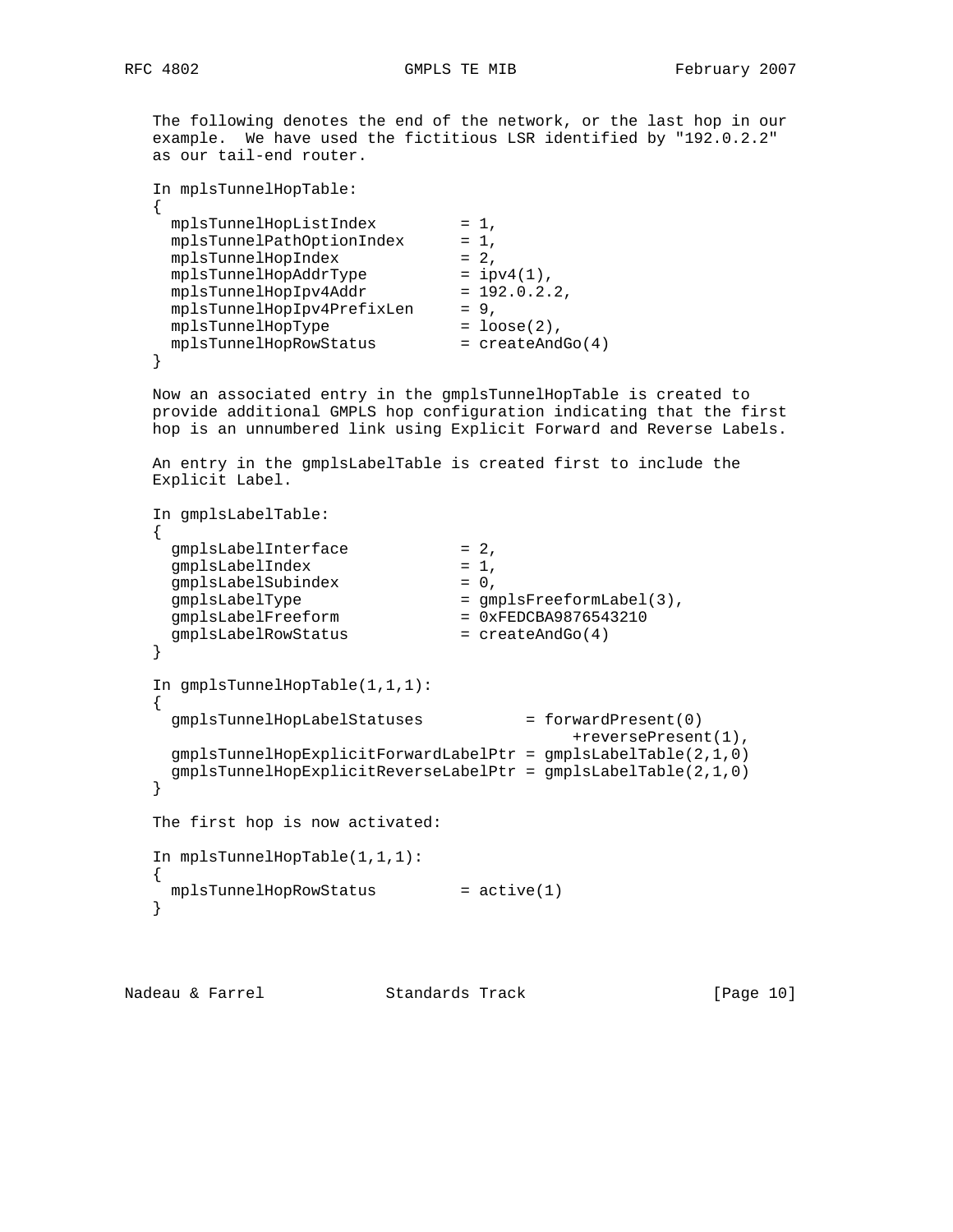The following denotes the end of the network, or the last hop in our example. We have used the fictitious LSR identified by "192.0.2.2" as our tail-end router.

In mplsTunnelHopTable:

```
{
  mplsTunnelHopListIndex         = 1,
  mplsTunnelPathOptionIndex      = 1,
  mplsTunnelHopIndex             = 2,
  mplsTunnelHopAddrType          = ipv4(1),
  mplsTunnelHopIpv4Addr          = 192.0.2.2,
  mplsTunnelHopIpv4PrefixLen     = 9,
  mplsTunnelHopType              = loose(2),
  mplsTunnelHopRowStatus         = createAndGo(4)
}
```

Now an associated entry in the gmplsTunnelHopTable is created to provide additional GMPLS hop configuration indicating that the first hop is an unnumbered link using Explicit Forward and Reverse Labels.

An entry in the gmplsLabelTable is created first to include the Explicit Label.

In gmplsLabelTable:

```
{
  gmplsLabelInterface            = 2,
  gmplsLabelIndex                = 1,
  gmplsLabelSubindex             = 0,
  gmplsLabelType                 = gmplsFreeformLabel(3),
  gmplsLabelFreeform             = 0xFEDCBA9876543210
  gmplsLabelRowStatus            = createAndGo(4)
}
```

In gmplsTunnelHopTable(1,1,1):

```
{
  gmplsTunnelHopLabelStatuses           = forwardPresent(0)
                                                +reversePresent(1),
  gmplsTunnelHopExplicitForwardLabelPtr = gmplsLabelTable(2,1,0)
  gmplsTunnelHopExplicitReverseLabelPtr = gmplsLabelTable(2,1,0)
}
```

The first hop is now activated:

In mplsTunnelHopTable(1,1,1):

```
{
  mplsTunnelHopRowStatus         = active(1)
}
```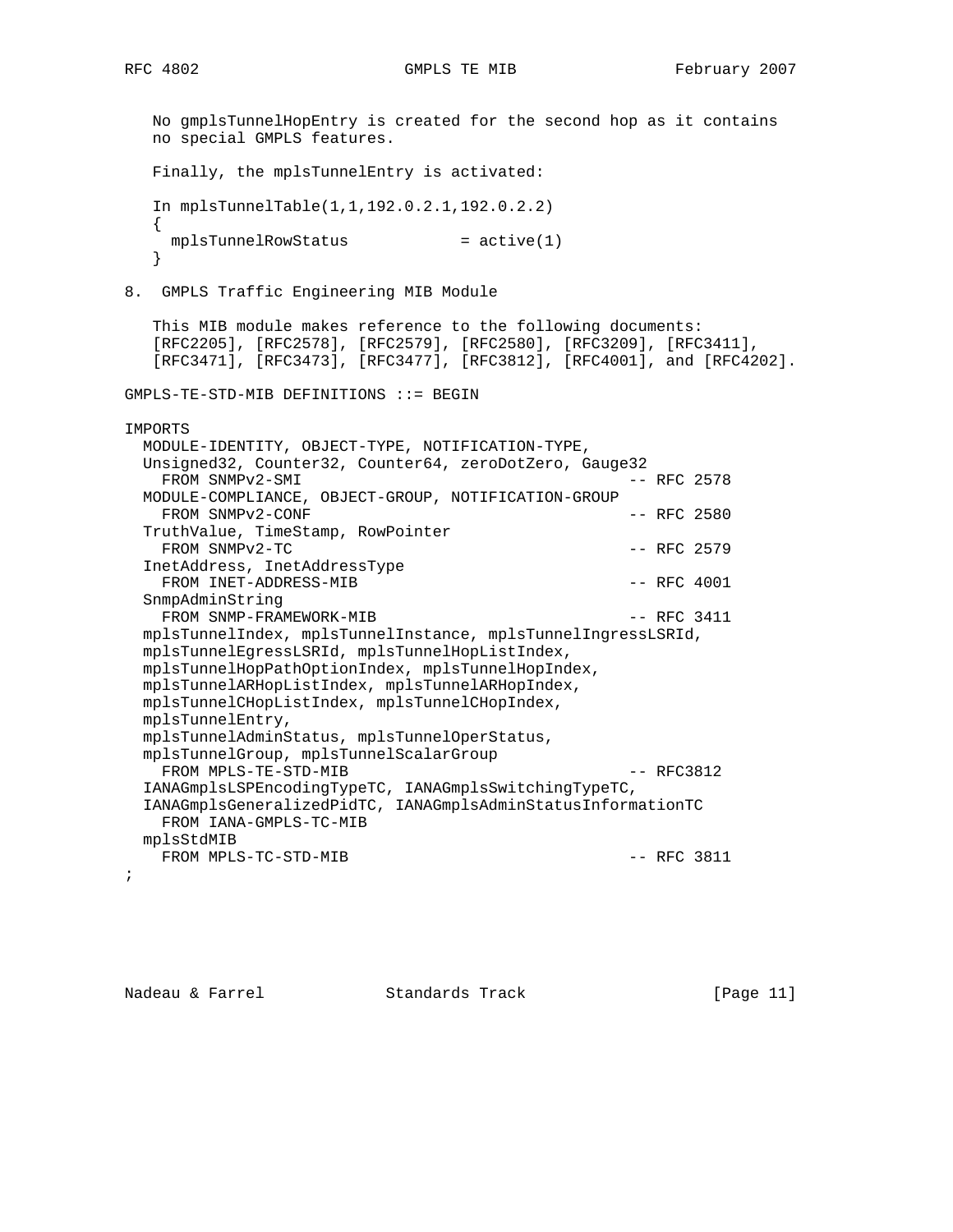No gmplsTunnelHopEntry is created for the second hop as it contains no special GMPLS features.

Finally, the mplsTunnelEntry is activated:

```
In mplsTunnelTable(1,1,192.0.2.1,192.0.2.2)
{
  mplsTunnelRowStatus            = active(1)
}
```

## 8. GMPLS Traffic Engineering MIB Module

This MIB module makes reference to the following documents: [RFC2205], [RFC2578], [RFC2579], [RFC2580], [RFC3209], [RFC3411], [RFC3471], [RFC3473], [RFC3477], [RFC3812], [RFC4001], and [RFC4202].

```
GMPLS-TE-STD-MIB DEFINITIONS ::= BEGIN

IMPORTS
  MODULE-IDENTITY, OBJECT-TYPE, NOTIFICATION-TYPE,
  Unsigned32, Counter32, Counter64, zeroDotZero, Gauge32
    FROM SNMPv2-SMI                                  -- RFC 2578
  MODULE-COMPLIANCE, OBJECT-GROUP, NOTIFICATION-GROUP
    FROM SNMPv2-CONF                                 -- RFC 2580
  TruthValue, TimeStamp, RowPointer
    FROM SNMPv2-TC                                   -- RFC 2579
  InetAddress, InetAddressType
    FROM INET-ADDRESS-MIB                            -- RFC 4001
  SnmpAdminString
    FROM SNMP-FRAMEWORK-MIB                          -- RFC 3411
  mplsTunnelIndex, mplsTunnelInstance, mplsTunnelIngressLSRId,
  mplsTunnelEgressLSRId, mplsTunnelHopListIndex,
  mplsTunnelHopPathOptionIndex, mplsTunnelHopIndex,
  mplsTunnelARHopListIndex, mplsTunnelARHopIndex,
  mplsTunnelCHopListIndex, mplsTunnelCHopIndex,
  mplsTunnelEntry,
  mplsTunnelAdminStatus, mplsTunnelOperStatus,
  mplsTunnelGroup, mplsTunnelScalarGroup
    FROM MPLS-TE-STD-MIB                             -- RFC3812
  IANAGmplsLSPEncodingTypeTC, IANAGmplsSwitchingTypeTC,
  IANAGmplsGeneralizedPidTC, IANAGmplsAdminStatusInformationTC
    FROM IANA-GMPLS-TC-MIB
  mplsStdMIB
    FROM MPLS-TC-STD-MIB                             -- RFC 3811
;
```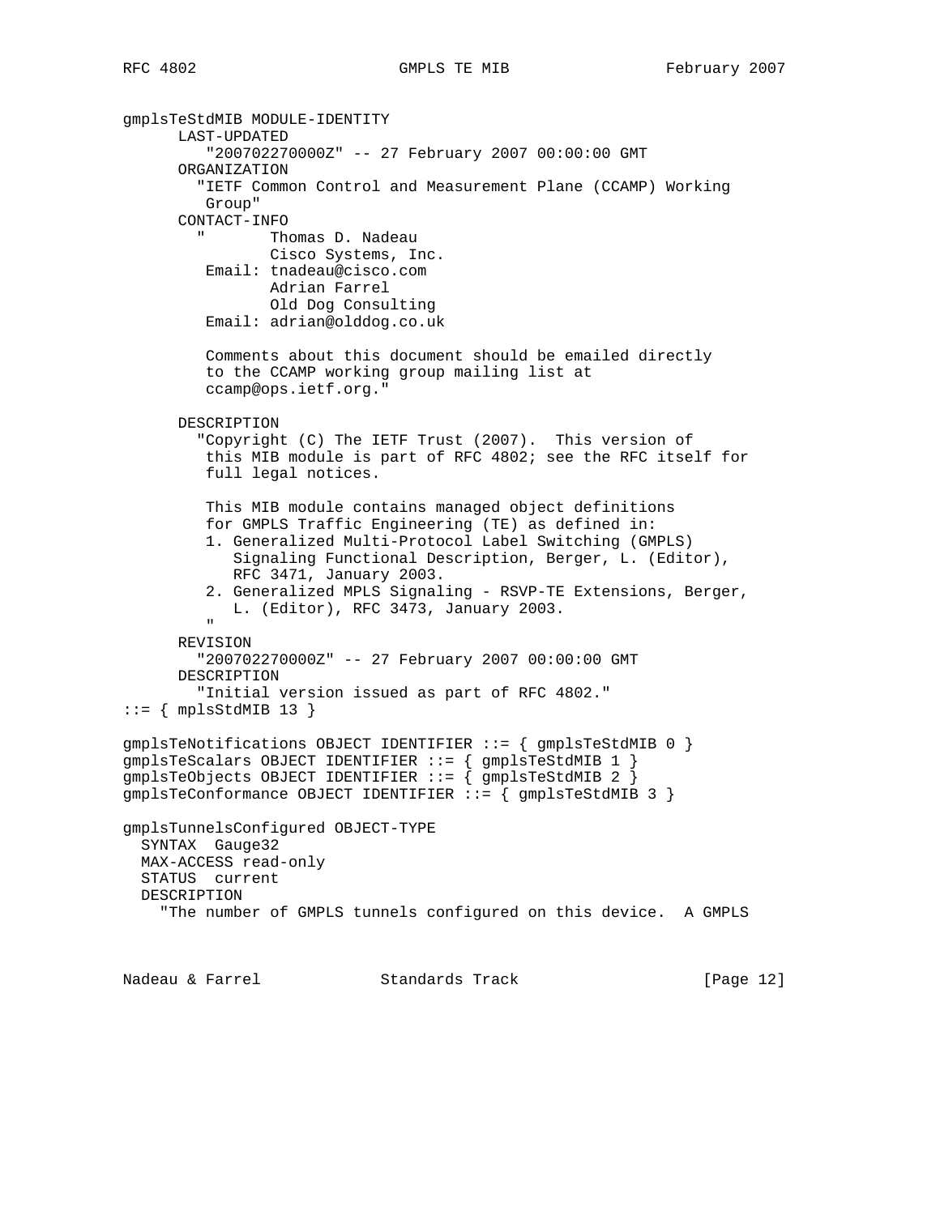```
gmplsTeStdMIB MODULE-IDENTITY
      LAST-UPDATED
         "200702270000Z" -- 27 February 2007 00:00:00 GMT
      ORGANIZATION
        "IETF Common Control and Measurement Plane (CCAMP) Working
         Group"
      CONTACT-INFO
        "       Thomas D. Nadeau
                Cisco Systems, Inc.
         Email: tnadeau@cisco.com
                Adrian Farrel
                Old Dog Consulting
         Email: adrian@olddog.co.uk

         Comments about this document should be emailed directly
         to the CCAMP working group mailing list at
         ccamp@ops.ietf.org."

      DESCRIPTION
        "Copyright (C) The IETF Trust (2007).  This version of
         this MIB module is part of RFC 4802; see the RFC itself for
         full legal notices.

         This MIB module contains managed object definitions
         for GMPLS Traffic Engineering (TE) as defined in:
         1. Generalized Multi-Protocol Label Switching (GMPLS)
            Signaling Functional Description, Berger, L. (Editor),
            RFC 3471, January 2003.
         2. Generalized MPLS Signaling - RSVP-TE Extensions, Berger,
            L. (Editor), RFC 3473, January 2003.
         "
      REVISION
        "200702270000Z" -- 27 February 2007 00:00:00 GMT
      DESCRIPTION
        "Initial version issued as part of RFC 4802."
::= { mplsStdMIB 13 }

gmplsTeNotifications OBJECT IDENTIFIER ::= { gmplsTeStdMIB 0 }
gmplsTeScalars OBJECT IDENTIFIER ::= { gmplsTeStdMIB 1 }
gmplsTeObjects OBJECT IDENTIFIER ::= { gmplsTeStdMIB 2 }
gmplsTeConformance OBJECT IDENTIFIER ::= { gmplsTeStdMIB 3 }

gmplsTunnelsConfigured OBJECT-TYPE
  SYNTAX  Gauge32
  MAX-ACCESS read-only
  STATUS  current
  DESCRIPTION
    "The number of GMPLS tunnels configured on this device.  A GMPLS
```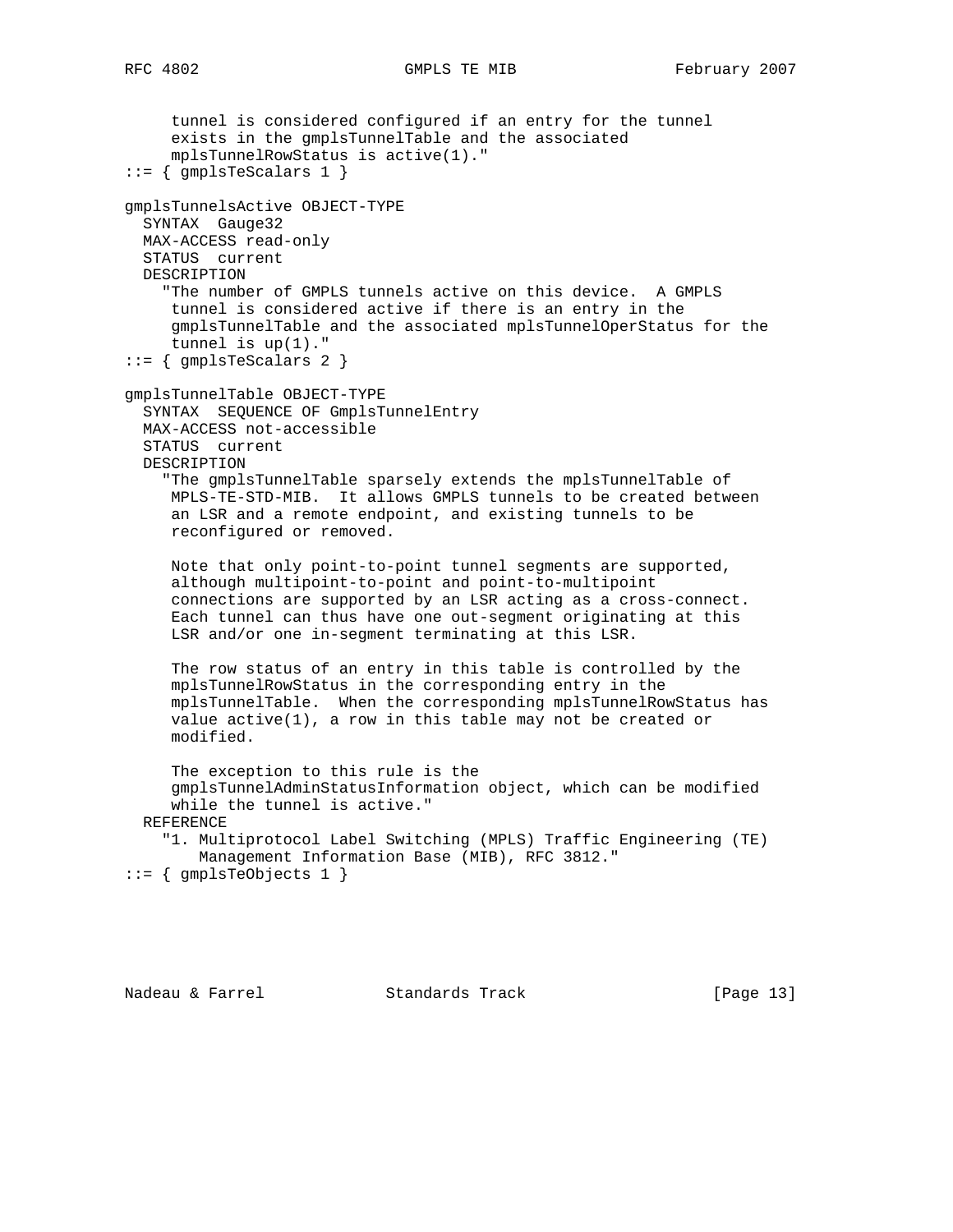```
     tunnel is considered configured if an entry for the tunnel
     exists in the gmplsTunnelTable and the associated
     mplsTunnelRowStatus is active(1)."
::= { gmplsTeScalars 1 }

gmplsTunnelsActive OBJECT-TYPE
  SYNTAX  Gauge32
  MAX-ACCESS read-only
  STATUS  current
  DESCRIPTION
    "The number of GMPLS tunnels active on this device.  A GMPLS
     tunnel is considered active if there is an entry in the
     gmplsTunnelTable and the associated mplsTunnelOperStatus for the
     tunnel is up(1)."
::= { gmplsTeScalars 2 }

gmplsTunnelTable OBJECT-TYPE
  SYNTAX  SEQUENCE OF GmplsTunnelEntry
  MAX-ACCESS not-accessible
  STATUS  current
  DESCRIPTION
    "The gmplsTunnelTable sparsely extends the mplsTunnelTable of
     MPLS-TE-STD-MIB.  It allows GMPLS tunnels to be created between
     an LSR and a remote endpoint, and existing tunnels to be
     reconfigured or removed.

     Note that only point-to-point tunnel segments are supported,
     although multipoint-to-point and point-to-multipoint
     connections are supported by an LSR acting as a cross-connect.
     Each tunnel can thus have one out-segment originating at this
     LSR and/or one in-segment terminating at this LSR.

     The row status of an entry in this table is controlled by the
     mplsTunnelRowStatus in the corresponding entry in the
     mplsTunnelTable.  When the corresponding mplsTunnelRowStatus has
     value active(1), a row in this table may not be created or
     modified.

     The exception to this rule is the
     gmplsTunnelAdminStatusInformation object, which can be modified
     while the tunnel is active."
  REFERENCE
    "1. Multiprotocol Label Switching (MPLS) Traffic Engineering (TE)
        Management Information Base (MIB), RFC 3812."
::= { gmplsTeObjects 1 }
```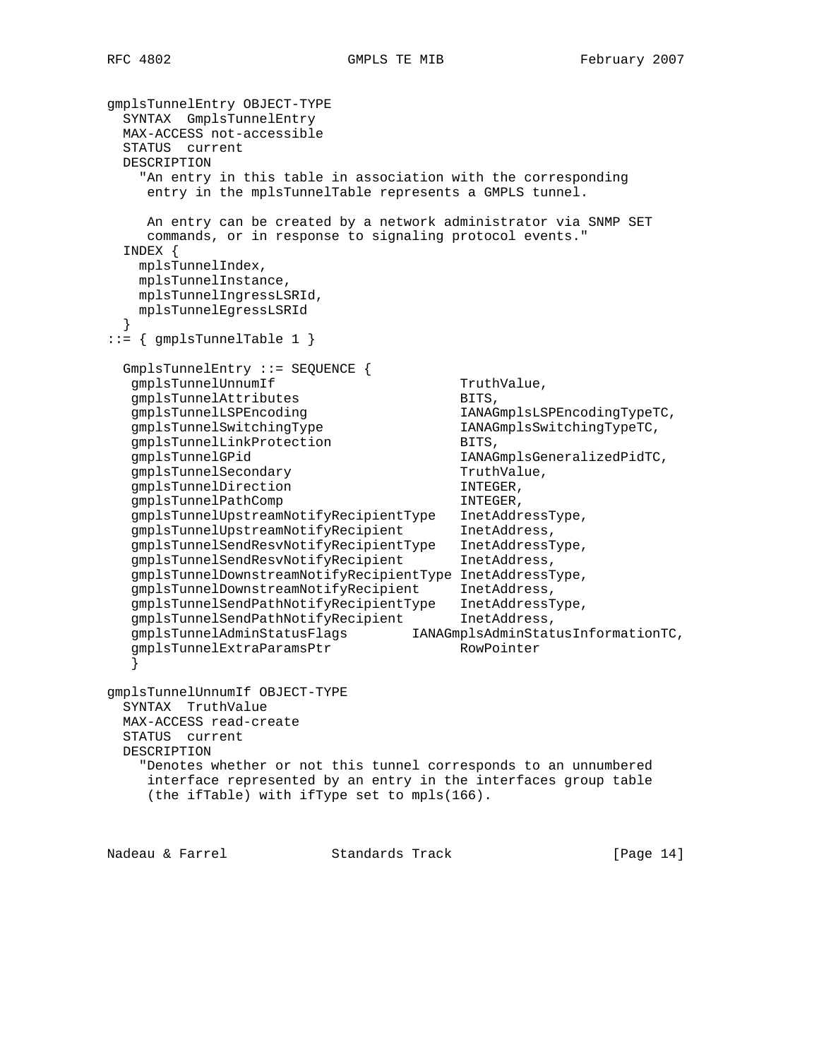```
gmplsTunnelEntry OBJECT-TYPE
  SYNTAX  GmplsTunnelEntry
  MAX-ACCESS not-accessible
  STATUS  current
  DESCRIPTION
    "An entry in this table in association with the corresponding
     entry in the mplsTunnelTable represents a GMPLS tunnel.

     An entry can be created by a network administrator via SNMP SET
     commands, or in response to signaling protocol events."
  INDEX {
    mplsTunnelIndex,
    mplsTunnelInstance,
    mplsTunnelIngressLSRId,
    mplsTunnelEgressLSRId
  }
::= { gmplsTunnelTable 1 }

  GmplsTunnelEntry ::= SEQUENCE {
   gmplsTunnelUnnumIf                       TruthValue,
   gmplsTunnelAttributes                    BITS,
   gmplsTunnelLSPEncoding                   IANAGmplsLSPEncodingTypeTC,
   gmplsTunnelSwitchingType                 IANAGmplsSwitchingTypeTC,
   gmplsTunnelLinkProtection                BITS,
   gmplsTunnelGPid                          IANAGmplsGeneralizedPidTC,
   gmplsTunnelSecondary                     TruthValue,
   gmplsTunnelDirection                     INTEGER,
   gmplsTunnelPathComp                      INTEGER,
   gmplsTunnelUpstreamNotifyRecipientType   InetAddressType,
   gmplsTunnelUpstreamNotifyRecipient       InetAddress,
   gmplsTunnelSendResvNotifyRecipientType   InetAddressType,
   gmplsTunnelSendResvNotifyRecipient       InetAddress,
   gmplsTunnelDownstreamNotifyRecipientType InetAddressType,
   gmplsTunnelDownstreamNotifyRecipient     InetAddress,
   gmplsTunnelSendPathNotifyRecipientType   InetAddressType,
   gmplsTunnelSendPathNotifyRecipient       InetAddress,
   gmplsTunnelAdminStatusFlags        IANAGmplsAdminStatusInformationTC,
   gmplsTunnelExtraParamsPtr                RowPointer
   }

gmplsTunnelUnnumIf OBJECT-TYPE
  SYNTAX  TruthValue
  MAX-ACCESS read-create
  STATUS  current
  DESCRIPTION
    "Denotes whether or not this tunnel corresponds to an unnumbered
     interface represented by an entry in the interfaces group table
     (the ifTable) with ifType set to mpls(166).
```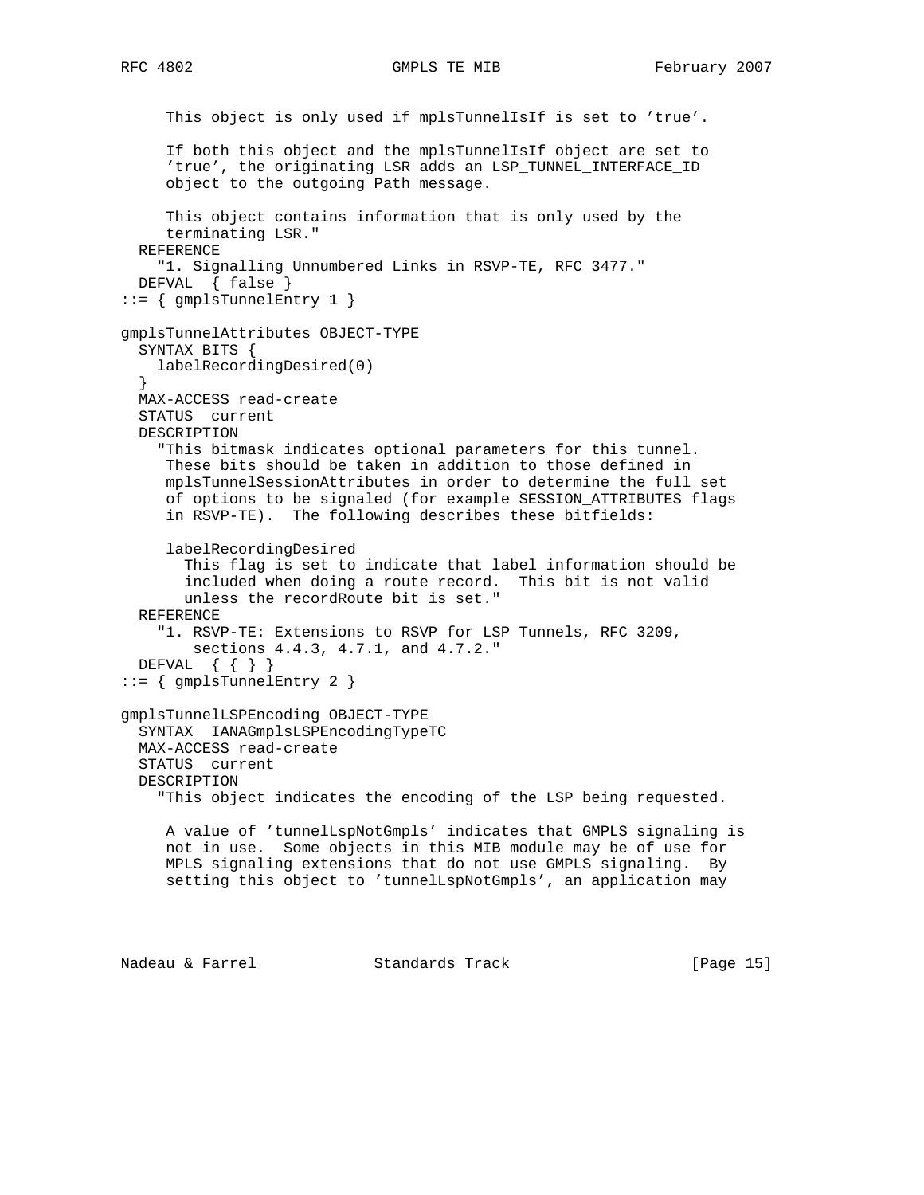```
      This object is only used if mplsTunnelIsIf is set to 'true'.

      If both this object and the mplsTunnelIsIf object are set to
      'true', the originating LSR adds an LSP_TUNNEL_INTERFACE_ID
      object to the outgoing Path message.

      This object contains information that is only used by the
      terminating LSR."
  REFERENCE
    "1. Signalling Unnumbered Links in RSVP-TE, RFC 3477."
  DEFVAL  { false }
::= { gmplsTunnelEntry 1 }

gmplsTunnelAttributes OBJECT-TYPE
  SYNTAX BITS {
    labelRecordingDesired(0)
  }
  MAX-ACCESS read-create
  STATUS  current
  DESCRIPTION
    "This bitmask indicates optional parameters for this tunnel.
     These bits should be taken in addition to those defined in
     mplsTunnelSessionAttributes in order to determine the full set
     of options to be signaled (for example SESSION_ATTRIBUTES flags
     in RSVP-TE).  The following describes these bitfields:

     labelRecordingDesired
       This flag is set to indicate that label information should be
       included when doing a route record.  This bit is not valid
       unless the recordRoute bit is set."
  REFERENCE
    "1. RSVP-TE: Extensions to RSVP for LSP Tunnels, RFC 3209,
        sections 4.4.3, 4.7.1, and 4.7.2."
  DEFVAL  { { } }
::= { gmplsTunnelEntry 2 }

gmplsTunnelLSPEncoding OBJECT-TYPE
  SYNTAX  IANAGmplsLSPEncodingTypeTC
  MAX-ACCESS read-create
  STATUS  current
  DESCRIPTION
    "This object indicates the encoding of the LSP being requested.

     A value of 'tunnelLspNotGmpls' indicates that GMPLS signaling is
     not in use.  Some objects in this MIB module may be of use for
     MPLS signaling extensions that do not use GMPLS signaling.  By
     setting this object to 'tunnelLspNotGmpls', an application may
```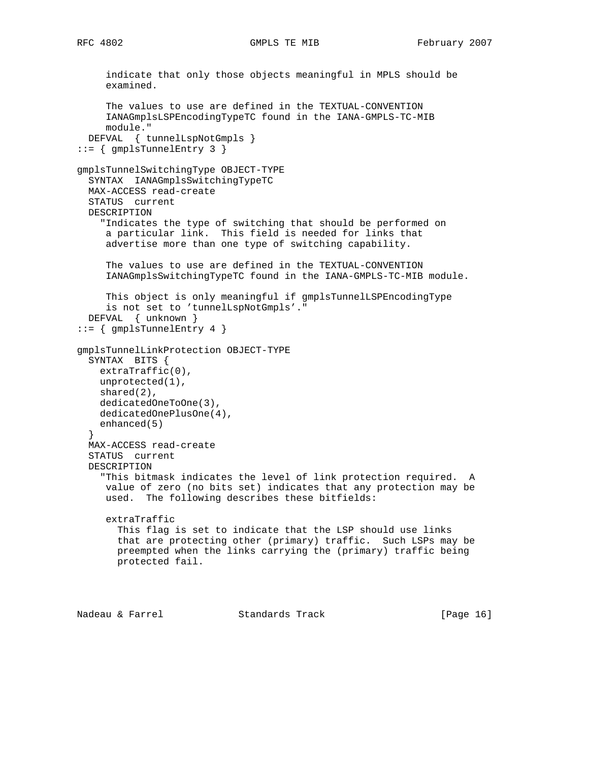```
     indicate that only those objects meaningful in MPLS should be
     examined.

     The values to use are defined in the TEXTUAL-CONVENTION
     IANAGmplsLSPEncodingTypeTC found in the IANA-GMPLS-TC-MIB
     module."
  DEFVAL  { tunnelLspNotGmpls }
::= { gmplsTunnelEntry 3 }

gmplsTunnelSwitchingType OBJECT-TYPE
  SYNTAX  IANAGmplsSwitchingTypeTC
  MAX-ACCESS read-create
  STATUS  current
  DESCRIPTION
    "Indicates the type of switching that should be performed on
     a particular link.  This field is needed for links that
     advertise more than one type of switching capability.

     The values to use are defined in the TEXTUAL-CONVENTION
     IANAGmplsSwitchingTypeTC found in the IANA-GMPLS-TC-MIB module.

     This object is only meaningful if gmplsTunnelLSPEncodingType
     is not set to 'tunnelLspNotGmpls'."
  DEFVAL  { unknown }
::= { gmplsTunnelEntry 4 }

gmplsTunnelLinkProtection OBJECT-TYPE
  SYNTAX  BITS {
    extraTraffic(0),
    unprotected(1),
    shared(2),
    dedicatedOneToOne(3),
    dedicatedOnePlusOne(4),
    enhanced(5)
  }
  MAX-ACCESS read-create
  STATUS  current
  DESCRIPTION
    "This bitmask indicates the level of link protection required.  A
     value of zero (no bits set) indicates that any protection may be
     used.  The following describes these bitfields:

     extraTraffic
       This flag is set to indicate that the LSP should use links
       that are protecting other (primary) traffic.  Such LSPs may be
       preempted when the links carrying the (primary) traffic being
       protected fail.
```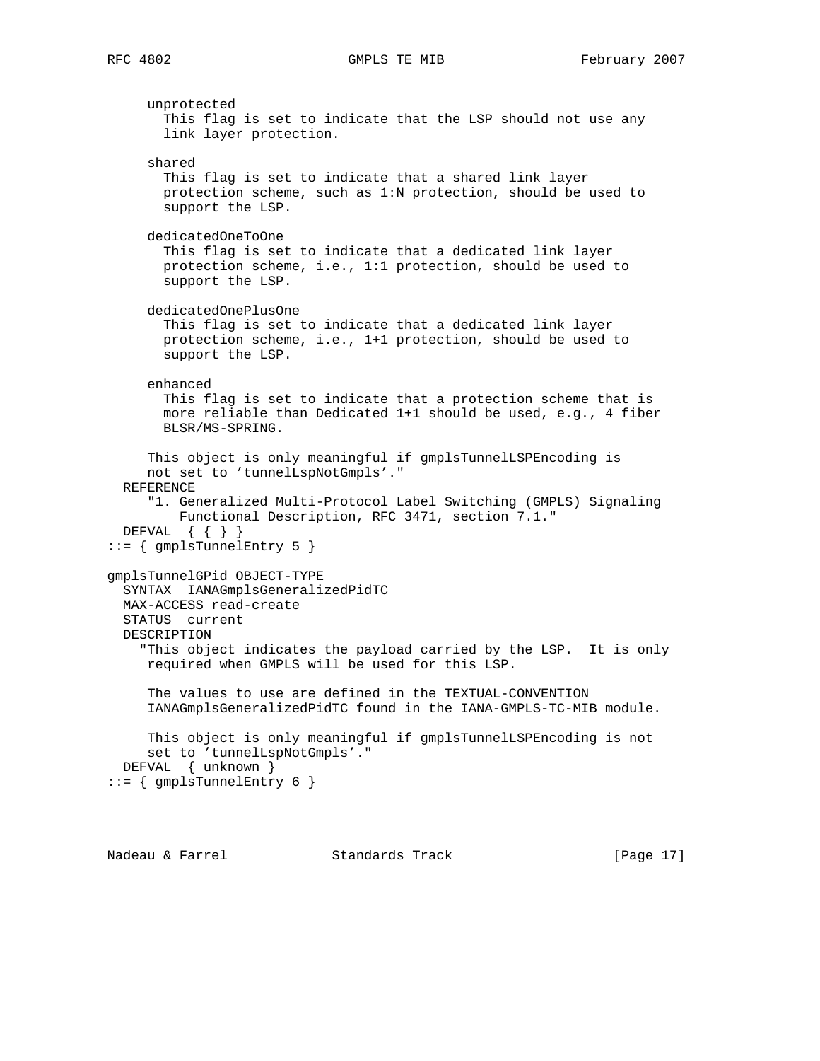```
      unprotected
        This flag is set to indicate that the LSP should not use any
        link layer protection.

      shared
        This flag is set to indicate that a shared link layer
        protection scheme, such as 1:N protection, should be used to
        support the LSP.

      dedicatedOneToOne
        This flag is set to indicate that a dedicated link layer
        protection scheme, i.e., 1:1 protection, should be used to
        support the LSP.

      dedicatedOnePlusOne
        This flag is set to indicate that a dedicated link layer
        protection scheme, i.e., 1+1 protection, should be used to
        support the LSP.

      enhanced
        This flag is set to indicate that a protection scheme that is
        more reliable than Dedicated 1+1 should be used, e.g., 4 fiber
        BLSR/MS-SPRING.

      This object is only meaningful if gmplsTunnelLSPEncoding is
      not set to 'tunnelLspNotGmpls'."
  REFERENCE
      "1. Generalized Multi-Protocol Label Switching (GMPLS) Signaling
          Functional Description, RFC 3471, section 7.1."
  DEFVAL  { { } }
::= { gmplsTunnelEntry 5 }

gmplsTunnelGPid OBJECT-TYPE
  SYNTAX  IANAGmplsGeneralizedPidTC
  MAX-ACCESS read-create
  STATUS  current
  DESCRIPTION
     "This object indicates the payload carried by the LSP.  It is only
      required when GMPLS will be used for this LSP.

      The values to use are defined in the TEXTUAL-CONVENTION
      IANAGmplsGeneralizedPidTC found in the IANA-GMPLS-TC-MIB module.

      This object is only meaningful if gmplsTunnelLSPEncoding is not
      set to 'tunnelLspNotGmpls'."
  DEFVAL  { unknown }
::= { gmplsTunnelEntry 6 }
```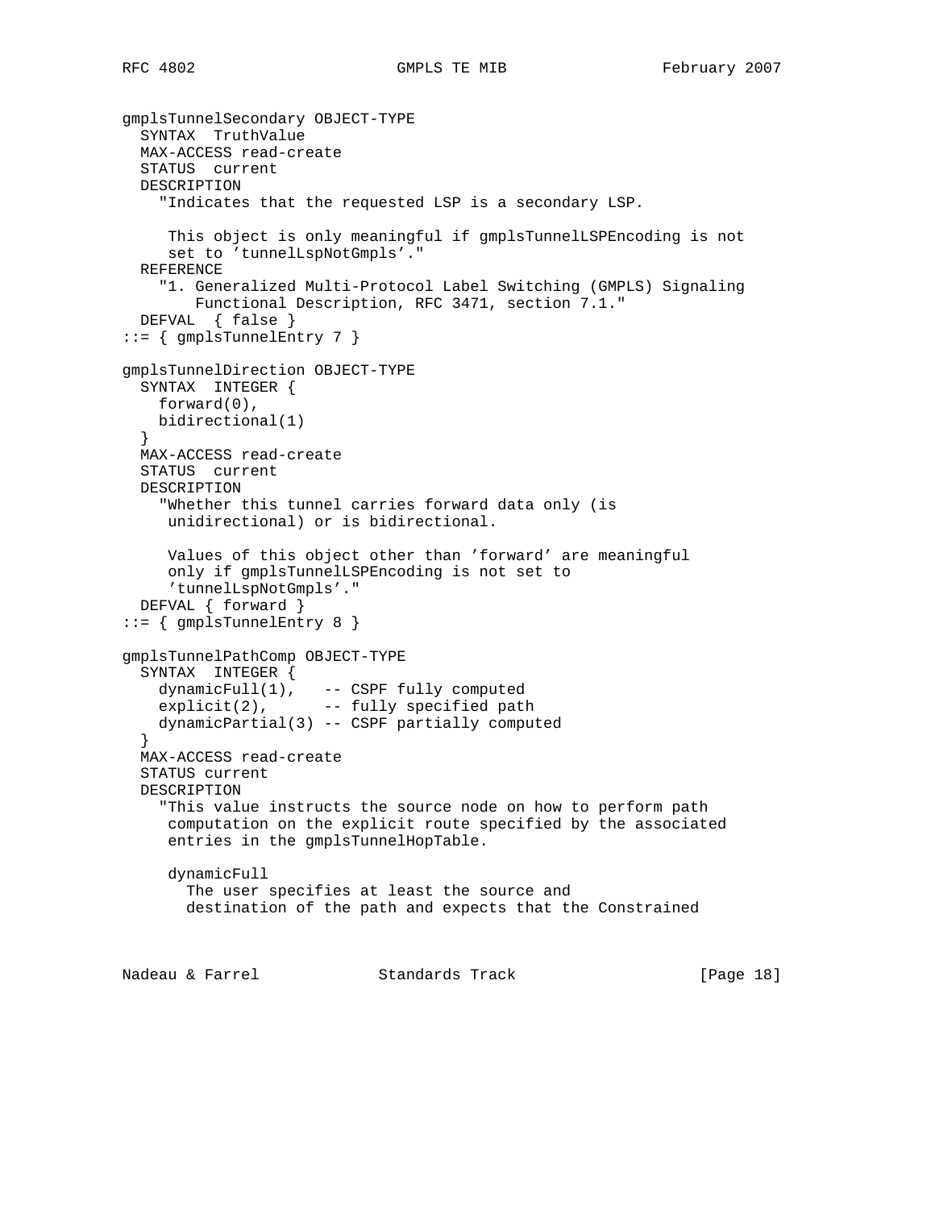```
gmplsTunnelSecondary OBJECT-TYPE
  SYNTAX  TruthValue
  MAX-ACCESS read-create
  STATUS  current
  DESCRIPTION
    "Indicates that the requested LSP is a secondary LSP.

     This object is only meaningful if gmplsTunnelLSPEncoding is not
     set to 'tunnelLspNotGmpls'."
  REFERENCE
    "1. Generalized Multi-Protocol Label Switching (GMPLS) Signaling
        Functional Description, RFC 3471, section 7.1."
  DEFVAL  { false }
::= { gmplsTunnelEntry 7 }

gmplsTunnelDirection OBJECT-TYPE
  SYNTAX  INTEGER {
    forward(0),
    bidirectional(1)
  }
  MAX-ACCESS read-create
  STATUS  current
  DESCRIPTION
    "Whether this tunnel carries forward data only (is
     unidirectional) or is bidirectional.

     Values of this object other than 'forward' are meaningful
     only if gmplsTunnelLSPEncoding is not set to
     'tunnelLspNotGmpls'."
  DEFVAL { forward }
::= { gmplsTunnelEntry 8 }

gmplsTunnelPathComp OBJECT-TYPE
  SYNTAX  INTEGER {
    dynamicFull(1),   -- CSPF fully computed
    explicit(2),      -- fully specified path
    dynamicPartial(3) -- CSPF partially computed
  }
  MAX-ACCESS read-create
  STATUS current
  DESCRIPTION
    "This value instructs the source node on how to perform path
     computation on the explicit route specified by the associated
     entries in the gmplsTunnelHopTable.

     dynamicFull
       The user specifies at least the source and
       destination of the path and expects that the Constrained
```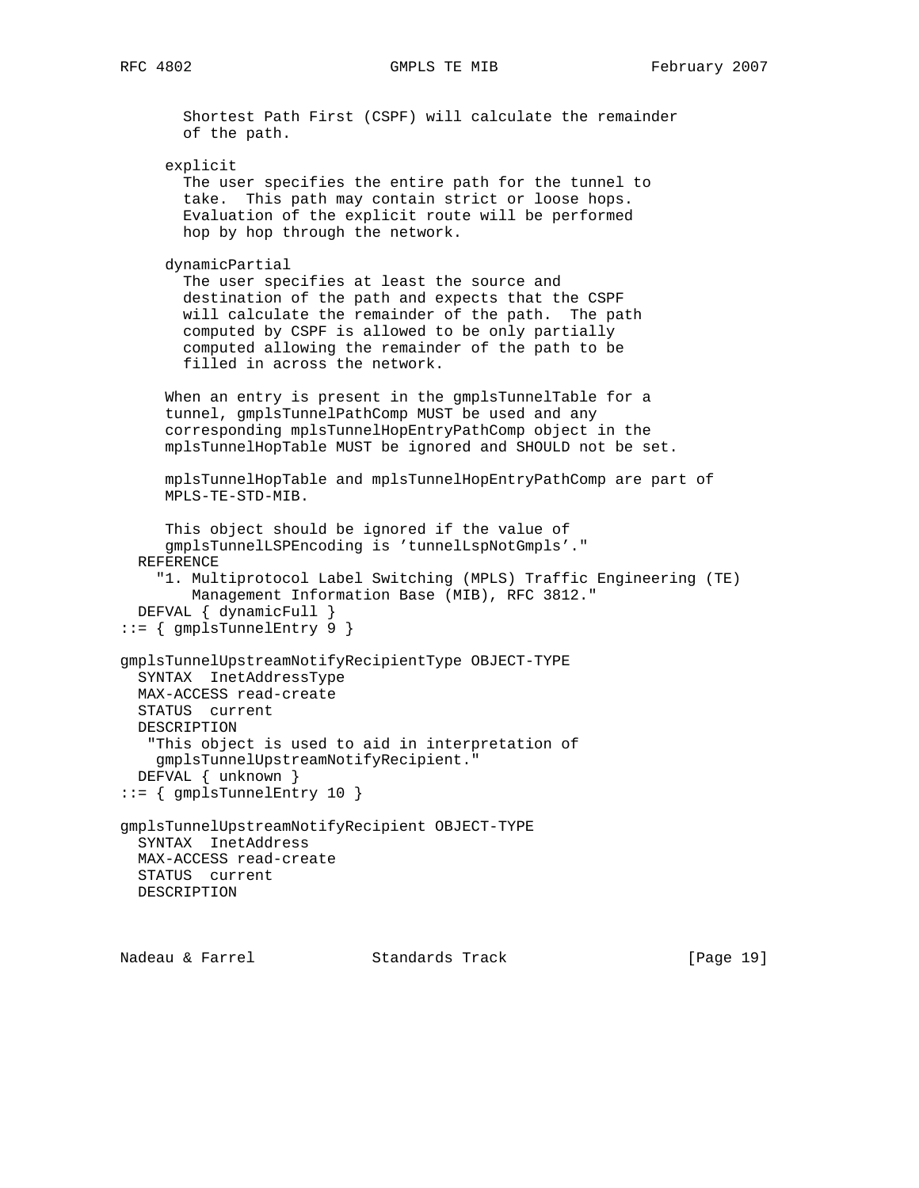```
        Shortest Path First (CSPF) will calculate the remainder
        of the path.

      explicit
        The user specifies the entire path for the tunnel to
        take.  This path may contain strict or loose hops.
        Evaluation of the explicit route will be performed
        hop by hop through the network.

      dynamicPartial
        The user specifies at least the source and
        destination of the path and expects that the CSPF
        will calculate the remainder of the path.  The path
        computed by CSPF is allowed to be only partially
        computed allowing the remainder of the path to be
        filled in across the network.

      When an entry is present in the gmplsTunnelTable for a
      tunnel, gmplsTunnelPathComp MUST be used and any
      corresponding mplsTunnelHopEntryPathComp object in the
      mplsTunnelHopTable MUST be ignored and SHOULD not be set.

      mplsTunnelHopTable and mplsTunnelHopEntryPathComp are part of
      MPLS-TE-STD-MIB.

      This object should be ignored if the value of
      gmplsTunnelLSPEncoding is 'tunnelLspNotGmpls'."
  REFERENCE
    "1. Multiprotocol Label Switching (MPLS) Traffic Engineering (TE)
        Management Information Base (MIB), RFC 3812."
  DEFVAL { dynamicFull }
::= { gmplsTunnelEntry 9 }

gmplsTunnelUpstreamNotifyRecipientType OBJECT-TYPE
  SYNTAX  InetAddressType
  MAX-ACCESS read-create
  STATUS  current
  DESCRIPTION
   "This object is used to aid in interpretation of
    gmplsTunnelUpstreamNotifyRecipient."
  DEFVAL { unknown }
::= { gmplsTunnelEntry 10 }

gmplsTunnelUpstreamNotifyRecipient OBJECT-TYPE
  SYNTAX  InetAddress
  MAX-ACCESS read-create
  STATUS  current
  DESCRIPTION
```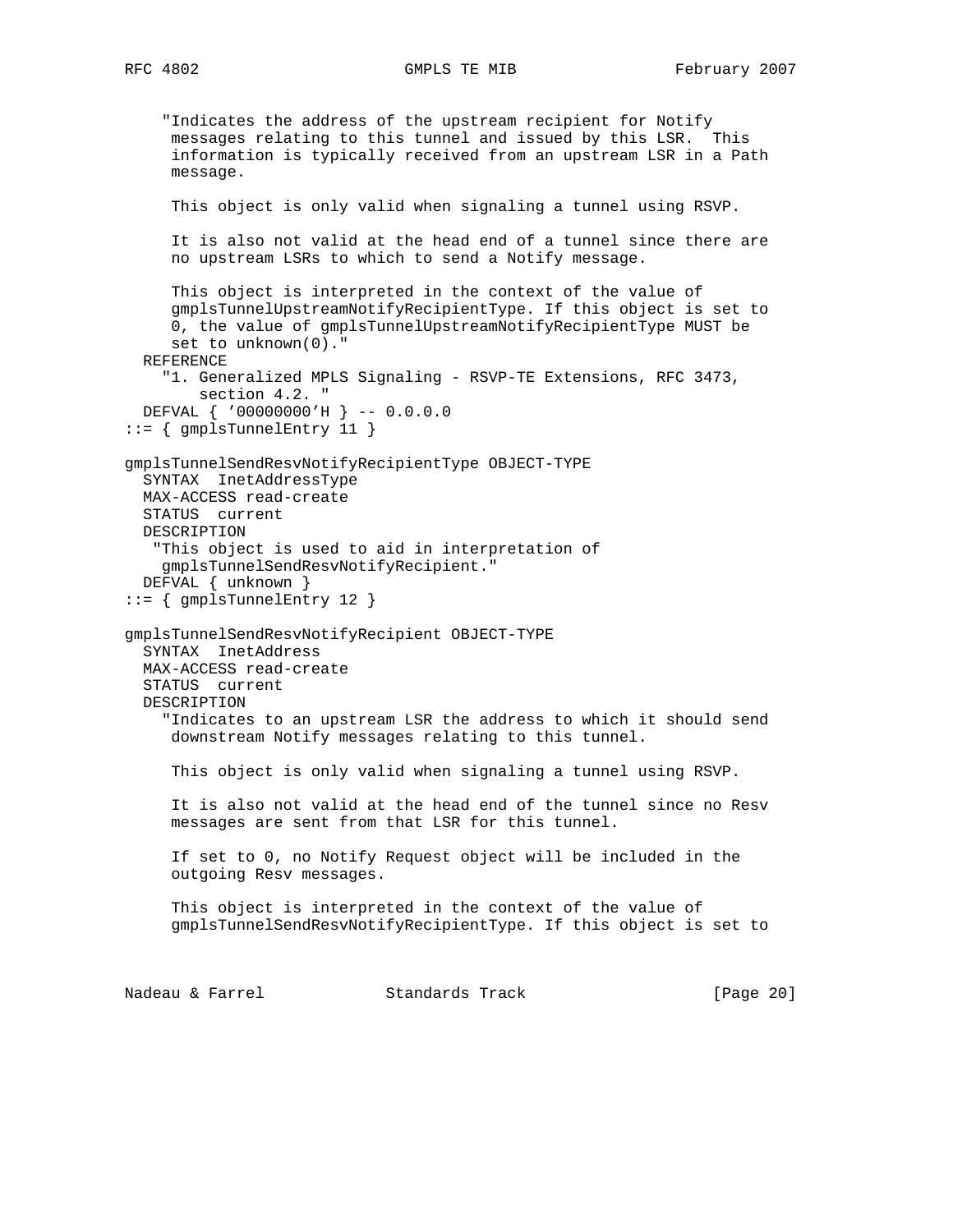```
     "Indicates the address of the upstream recipient for Notify
      messages relating to this tunnel and issued by this LSR.  This
      information is typically received from an upstream LSR in a Path
      message.

      This object is only valid when signaling a tunnel using RSVP.

      It is also not valid at the head end of a tunnel since there are
      no upstream LSRs to which to send a Notify message.

      This object is interpreted in the context of the value of
      gmplsTunnelUpstreamNotifyRecipientType. If this object is set to
      0, the value of gmplsTunnelUpstreamNotifyRecipientType MUST be
      set to unknown(0)."
  REFERENCE
    "1. Generalized MPLS Signaling - RSVP-TE Extensions, RFC 3473,
        section 4.2. "
  DEFVAL { '00000000'H } -- 0.0.0.0
::= { gmplsTunnelEntry 11 }

gmplsTunnelSendResvNotifyRecipientType OBJECT-TYPE
  SYNTAX  InetAddressType
  MAX-ACCESS read-create
  STATUS  current
  DESCRIPTION
   "This object is used to aid in interpretation of
    gmplsTunnelSendResvNotifyRecipient."
  DEFVAL { unknown }
::= { gmplsTunnelEntry 12 }

gmplsTunnelSendResvNotifyRecipient OBJECT-TYPE
  SYNTAX  InetAddress
  MAX-ACCESS read-create
  STATUS  current
  DESCRIPTION
    "Indicates to an upstream LSR the address to which it should send
     downstream Notify messages relating to this tunnel.

     This object is only valid when signaling a tunnel using RSVP.

     It is also not valid at the head end of the tunnel since no Resv
     messages are sent from that LSR for this tunnel.

     If set to 0, no Notify Request object will be included in the
     outgoing Resv messages.

     This object is interpreted in the context of the value of
     gmplsTunnelSendResvNotifyRecipientType. If this object is set to
```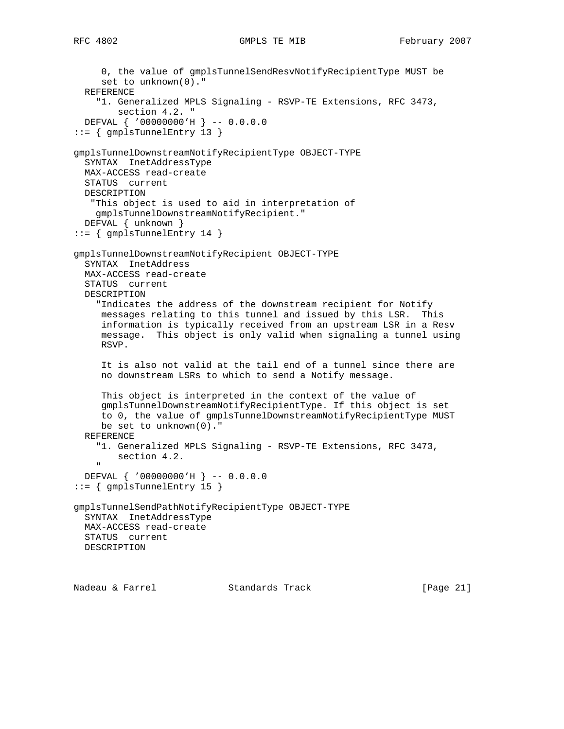```
     0, the value of gmplsTunnelSendResvNotifyRecipientType MUST be
     set to unknown(0)."
  REFERENCE
    "1. Generalized MPLS Signaling - RSVP-TE Extensions, RFC 3473,
        section 4.2. "
  DEFVAL { '00000000'H } -- 0.0.0.0
::= { gmplsTunnelEntry 13 }

gmplsTunnelDownstreamNotifyRecipientType OBJECT-TYPE
  SYNTAX  InetAddressType
  MAX-ACCESS read-create
  STATUS  current
  DESCRIPTION
   "This object is used to aid in interpretation of
    gmplsTunnelDownstreamNotifyRecipient."
  DEFVAL { unknown }
::= { gmplsTunnelEntry 14 }

gmplsTunnelDownstreamNotifyRecipient OBJECT-TYPE
  SYNTAX  InetAddress
  MAX-ACCESS read-create
  STATUS  current
  DESCRIPTION
    "Indicates the address of the downstream recipient for Notify
     messages relating to this tunnel and issued by this LSR.  This
     information is typically received from an upstream LSR in a Resv
     message.  This object is only valid when signaling a tunnel using
     RSVP.

     It is also not valid at the tail end of a tunnel since there are
     no downstream LSRs to which to send a Notify message.

     This object is interpreted in the context of the value of
     gmplsTunnelDownstreamNotifyRecipientType. If this object is set
     to 0, the value of gmplsTunnelDownstreamNotifyRecipientType MUST
     be set to unknown(0)."
  REFERENCE
    "1. Generalized MPLS Signaling - RSVP-TE Extensions, RFC 3473,
        section 4.2.
    "
  DEFVAL { '00000000'H } -- 0.0.0.0
::= { gmplsTunnelEntry 15 }

gmplsTunnelSendPathNotifyRecipientType OBJECT-TYPE
  SYNTAX  InetAddressType
  MAX-ACCESS read-create
  STATUS  current
  DESCRIPTION
```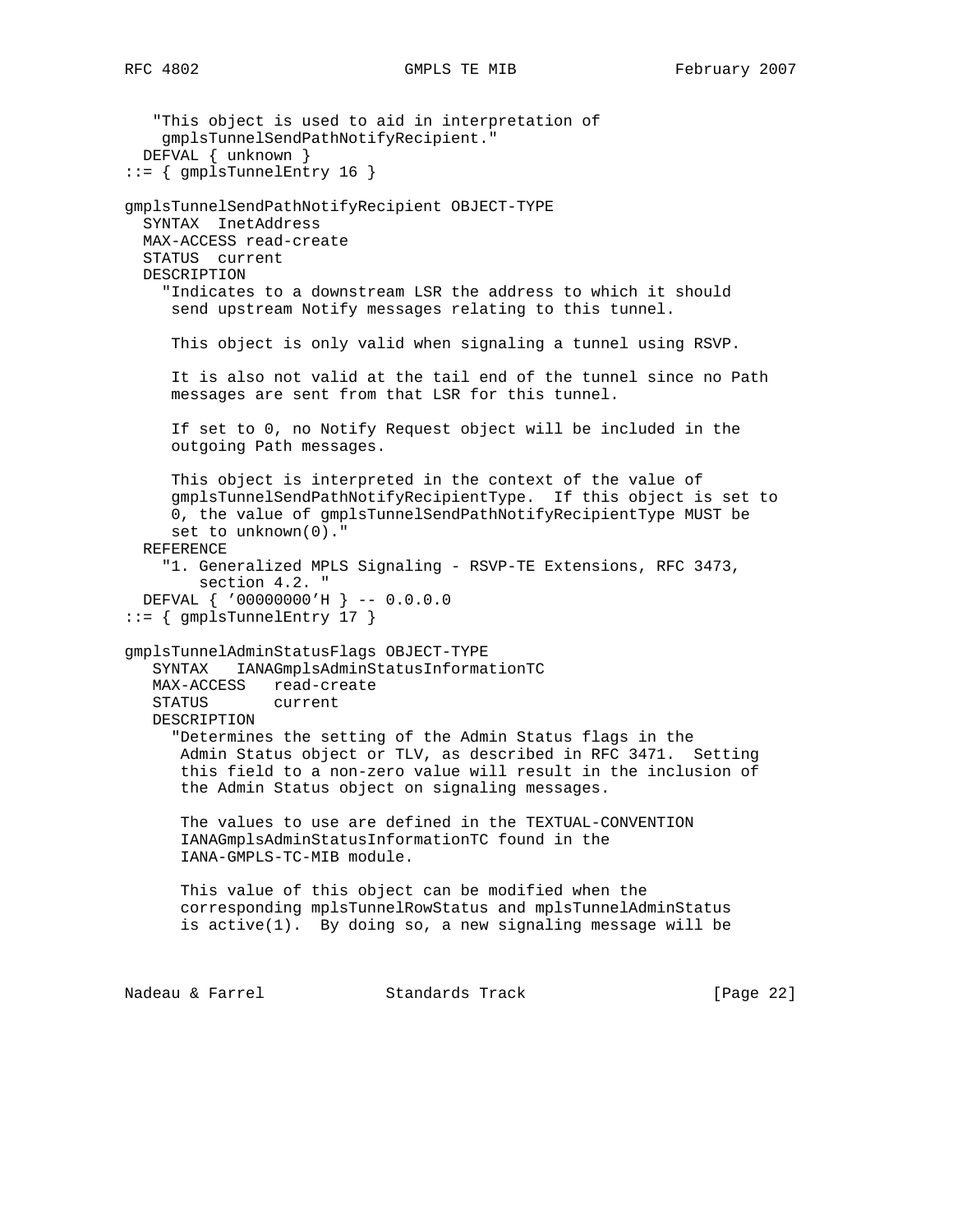```
    "This object is used to aid in interpretation of
     gmplsTunnelSendPathNotifyRecipient."
  DEFVAL { unknown }
::= { gmplsTunnelEntry 16 }

gmplsTunnelSendPathNotifyRecipient OBJECT-TYPE
  SYNTAX  InetAddress
  MAX-ACCESS read-create
  STATUS  current
  DESCRIPTION
    "Indicates to a downstream LSR the address to which it should
     send upstream Notify messages relating to this tunnel.

     This object is only valid when signaling a tunnel using RSVP.

     It is also not valid at the tail end of the tunnel since no Path
     messages are sent from that LSR for this tunnel.

     If set to 0, no Notify Request object will be included in the
     outgoing Path messages.

     This object is interpreted in the context of the value of
     gmplsTunnelSendPathNotifyRecipientType.  If this object is set to
     0, the value of gmplsTunnelSendPathNotifyRecipientType MUST be
     set to unknown(0)."
  REFERENCE
    "1. Generalized MPLS Signaling - RSVP-TE Extensions, RFC 3473,
        section 4.2. "
  DEFVAL { '00000000'H } -- 0.0.0.0
::= { gmplsTunnelEntry 17 }

gmplsTunnelAdminStatusFlags OBJECT-TYPE
   SYNTAX   IANAGmplsAdminStatusInformationTC
   MAX-ACCESS   read-create
   STATUS       current
   DESCRIPTION
     "Determines the setting of the Admin Status flags in the
      Admin Status object or TLV, as described in RFC 3471.  Setting
      this field to a non-zero value will result in the inclusion of
      the Admin Status object on signaling messages.

      The values to use are defined in the TEXTUAL-CONVENTION
      IANAGmplsAdminStatusInformationTC found in the
      IANA-GMPLS-TC-MIB module.

      This value of this object can be modified when the
      corresponding mplsTunnelRowStatus and mplsTunnelAdminStatus
      is active(1).  By doing so, a new signaling message will be
```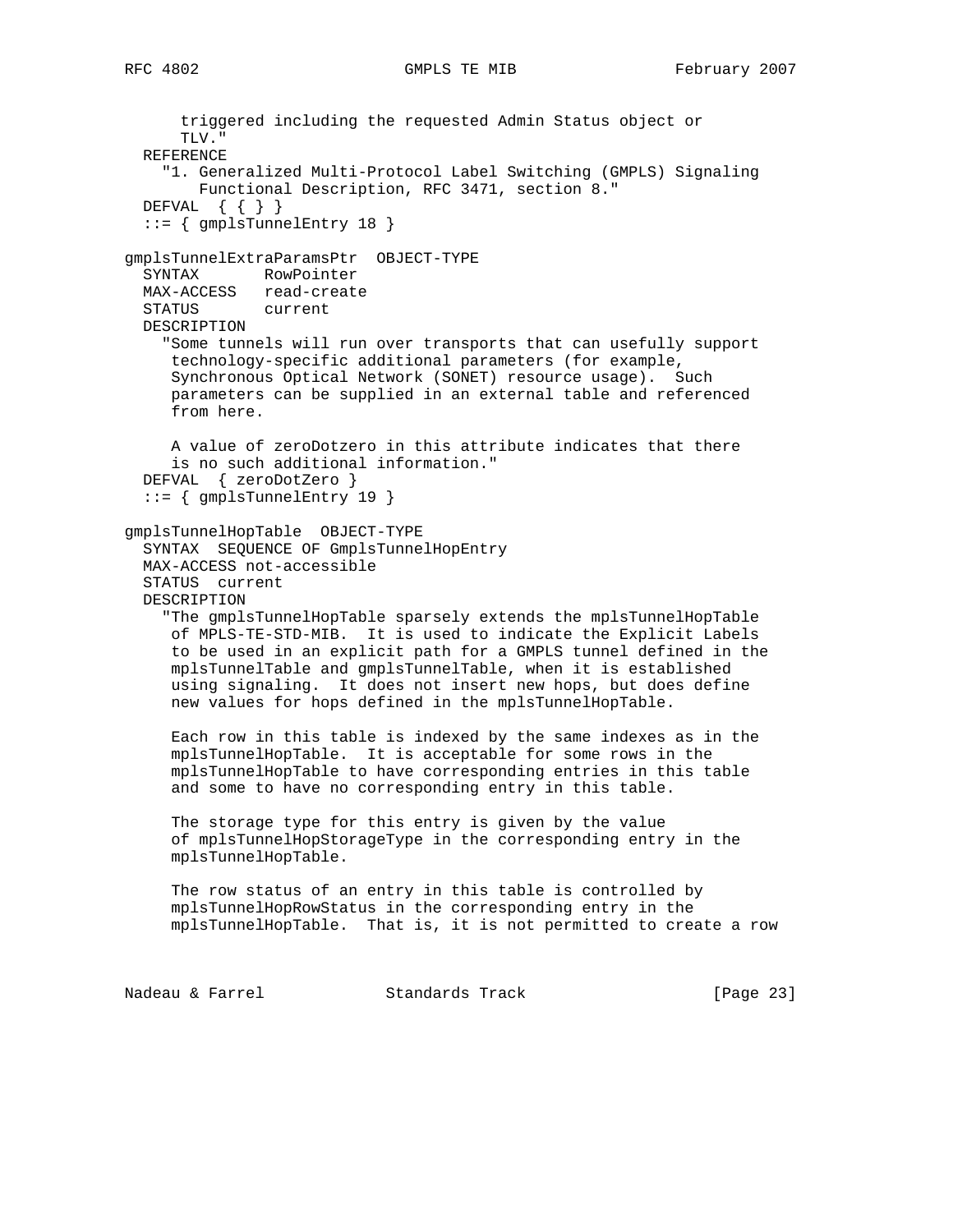```
      triggered including the requested Admin Status object or
      TLV."
  REFERENCE
    "1. Generalized Multi-Protocol Label Switching (GMPLS) Signaling
        Functional Description, RFC 3471, section 8."
  DEFVAL  { { } }
  ::= { gmplsTunnelEntry 18 }

gmplsTunnelExtraParamsPtr  OBJECT-TYPE
  SYNTAX       RowPointer
  MAX-ACCESS   read-create
  STATUS       current
  DESCRIPTION
    "Some tunnels will run over transports that can usefully support
     technology-specific additional parameters (for example,
     Synchronous Optical Network (SONET) resource usage).  Such
     parameters can be supplied in an external table and referenced
     from here.

     A value of zeroDotzero in this attribute indicates that there
     is no such additional information."
  DEFVAL  { zeroDotZero }
  ::= { gmplsTunnelEntry 19 }

gmplsTunnelHopTable  OBJECT-TYPE
  SYNTAX  SEQUENCE OF GmplsTunnelHopEntry
  MAX-ACCESS not-accessible
  STATUS  current
  DESCRIPTION
    "The gmplsTunnelHopTable sparsely extends the mplsTunnelHopTable
     of MPLS-TE-STD-MIB.  It is used to indicate the Explicit Labels
     to be used in an explicit path for a GMPLS tunnel defined in the
     mplsTunnelTable and gmplsTunnelTable, when it is established
     using signaling.  It does not insert new hops, but does define
     new values for hops defined in the mplsTunnelHopTable.

     Each row in this table is indexed by the same indexes as in the
     mplsTunnelHopTable.  It is acceptable for some rows in the
     mplsTunnelHopTable to have corresponding entries in this table
     and some to have no corresponding entry in this table.

     The storage type for this entry is given by the value
     of mplsTunnelHopStorageType in the corresponding entry in the
     mplsTunnelHopTable.

     The row status of an entry in this table is controlled by
     mplsTunnelHopRowStatus in the corresponding entry in the
     mplsTunnelHopTable.  That is, it is not permitted to create a row
```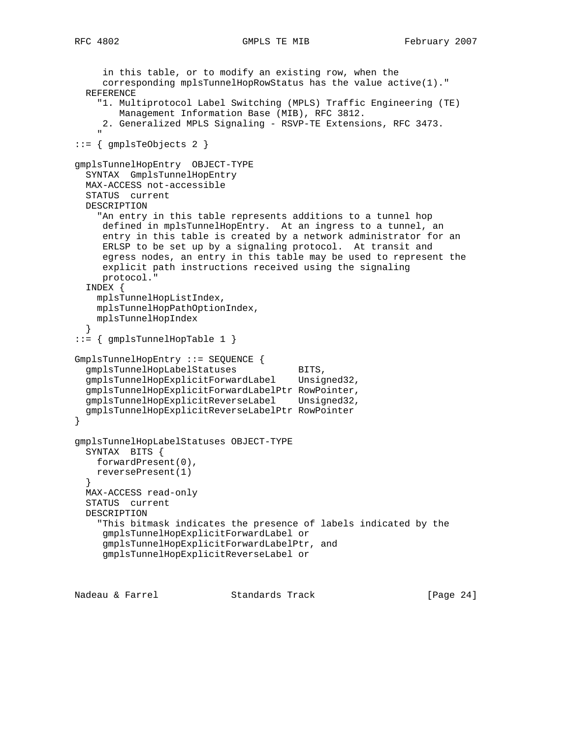```
     in this table, or to modify an existing row, when the
     corresponding mplsTunnelHopRowStatus has the value active(1)."
  REFERENCE
    "1. Multiprotocol Label Switching (MPLS) Traffic Engineering (TE)
        Management Information Base (MIB), RFC 3812.
     2. Generalized MPLS Signaling - RSVP-TE Extensions, RFC 3473.
    "
::= { gmplsTeObjects 2 }

gmplsTunnelHopEntry  OBJECT-TYPE
  SYNTAX  GmplsTunnelHopEntry
  MAX-ACCESS not-accessible
  STATUS  current
  DESCRIPTION
    "An entry in this table represents additions to a tunnel hop
     defined in mplsTunnelHopEntry.  At an ingress to a tunnel, an
     entry in this table is created by a network administrator for an
     ERLSP to be set up by a signaling protocol.  At transit and
     egress nodes, an entry in this table may be used to represent the
     explicit path instructions received using the signaling
     protocol."
  INDEX {
    mplsTunnelHopListIndex,
    mplsTunnelHopPathOptionIndex,
    mplsTunnelHopIndex
  }
::= { gmplsTunnelHopTable 1 }

GmplsTunnelHopEntry ::= SEQUENCE {
  gmplsTunnelHopLabelStatuses           BITS,
  gmplsTunnelHopExplicitForwardLabel    Unsigned32,
  gmplsTunnelHopExplicitForwardLabelPtr RowPointer,
  gmplsTunnelHopExplicitReverseLabel    Unsigned32,
  gmplsTunnelHopExplicitReverseLabelPtr RowPointer
}

gmplsTunnelHopLabelStatuses OBJECT-TYPE
  SYNTAX  BITS {
    forwardPresent(0),
    reversePresent(1)
  }
  MAX-ACCESS read-only
  STATUS  current
  DESCRIPTION
    "This bitmask indicates the presence of labels indicated by the
     gmplsTunnelHopExplicitForwardLabel or
     gmplsTunnelHopExplicitForwardLabelPtr, and
     gmplsTunnelHopExplicitReverseLabel or
```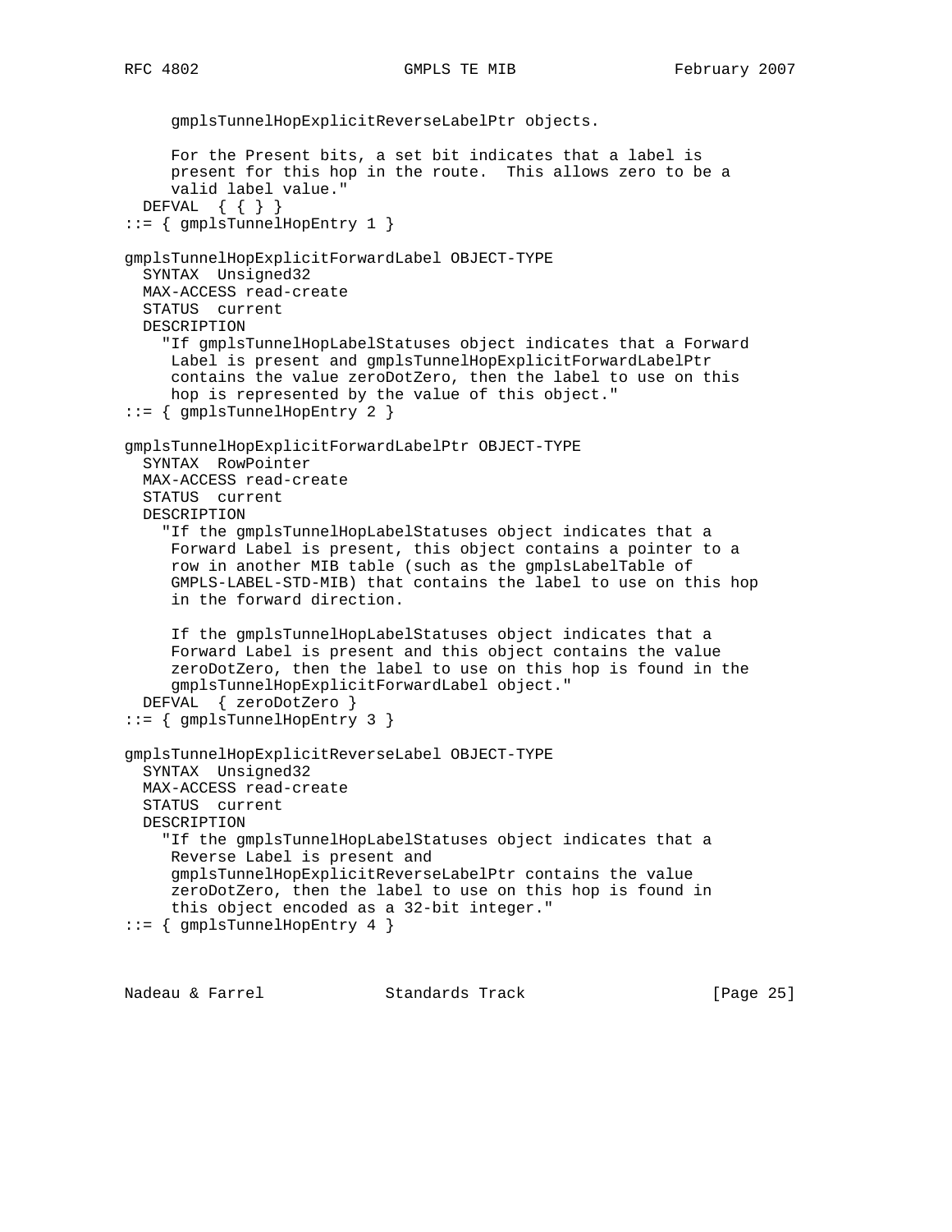```
     gmplsTunnelHopExplicitReverseLabelPtr objects.

     For the Present bits, a set bit indicates that a label is
     present for this hop in the route.  This allows zero to be a
     valid label value."
  DEFVAL  { { } }
::= { gmplsTunnelHopEntry 1 }

gmplsTunnelHopExplicitForwardLabel OBJECT-TYPE
  SYNTAX  Unsigned32
  MAX-ACCESS read-create
  STATUS  current
  DESCRIPTION
    "If gmplsTunnelHopLabelStatuses object indicates that a Forward
     Label is present and gmplsTunnelHopExplicitForwardLabelPtr
     contains the value zeroDotZero, then the label to use on this
     hop is represented by the value of this object."
::= { gmplsTunnelHopEntry 2 }

gmplsTunnelHopExplicitForwardLabelPtr OBJECT-TYPE
  SYNTAX  RowPointer
  MAX-ACCESS read-create
  STATUS  current
  DESCRIPTION
    "If the gmplsTunnelHopLabelStatuses object indicates that a
     Forward Label is present, this object contains a pointer to a
     row in another MIB table (such as the gmplsLabelTable of
     GMPLS-LABEL-STD-MIB) that contains the label to use on this hop
     in the forward direction.

     If the gmplsTunnelHopLabelStatuses object indicates that a
     Forward Label is present and this object contains the value
     zeroDotZero, then the label to use on this hop is found in the
     gmplsTunnelHopExplicitForwardLabel object."
  DEFVAL  { zeroDotZero }
::= { gmplsTunnelHopEntry 3 }

gmplsTunnelHopExplicitReverseLabel OBJECT-TYPE
  SYNTAX  Unsigned32
  MAX-ACCESS read-create
  STATUS  current
  DESCRIPTION
    "If the gmplsTunnelHopLabelStatuses object indicates that a
     Reverse Label is present and
     gmplsTunnelHopExplicitReverseLabelPtr contains the value
     zeroDotZero, then the label to use on this hop is found in
     this object encoded as a 32-bit integer."
::= { gmplsTunnelHopEntry 4 }
```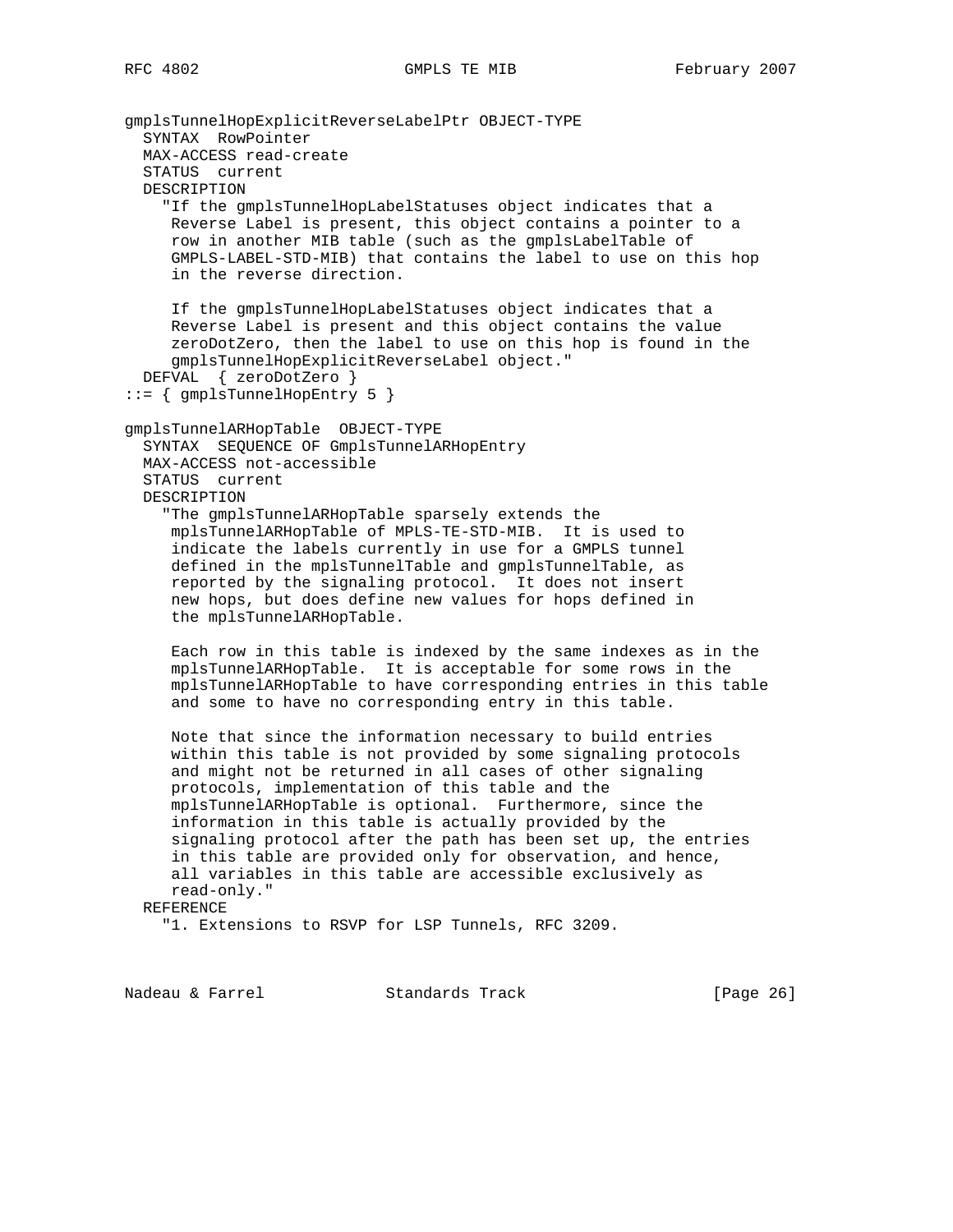```
gmplsTunnelHopExplicitReverseLabelPtr OBJECT-TYPE
  SYNTAX  RowPointer
  MAX-ACCESS read-create
  STATUS  current
  DESCRIPTION
    "If the gmplsTunnelHopLabelStatuses object indicates that a
     Reverse Label is present, this object contains a pointer to a
     row in another MIB table (such as the gmplsLabelTable of
     GMPLS-LABEL-STD-MIB) that contains the label to use on this hop
     in the reverse direction.

     If the gmplsTunnelHopLabelStatuses object indicates that a
     Reverse Label is present and this object contains the value
     zeroDotZero, then the label to use on this hop is found in the
     gmplsTunnelHopExplicitReverseLabel object."
  DEFVAL  { zeroDotZero }
::= { gmplsTunnelHopEntry 5 }

gmplsTunnelARHopTable  OBJECT-TYPE
  SYNTAX  SEQUENCE OF GmplsTunnelARHopEntry
  MAX-ACCESS not-accessible
  STATUS  current
  DESCRIPTION
    "The gmplsTunnelARHopTable sparsely extends the
     mplsTunnelARHopTable of MPLS-TE-STD-MIB.  It is used to
     indicate the labels currently in use for a GMPLS tunnel
     defined in the mplsTunnelTable and gmplsTunnelTable, as
     reported by the signaling protocol.  It does not insert
     new hops, but does define new values for hops defined in
     the mplsTunnelARHopTable.

     Each row in this table is indexed by the same indexes as in the
     mplsTunnelARHopTable.  It is acceptable for some rows in the
     mplsTunnelARHopTable to have corresponding entries in this table
     and some to have no corresponding entry in this table.

     Note that since the information necessary to build entries
     within this table is not provided by some signaling protocols
     and might not be returned in all cases of other signaling
     protocols, implementation of this table and the
     mplsTunnelARHopTable is optional.  Furthermore, since the
     information in this table is actually provided by the
     signaling protocol after the path has been set up, the entries
     in this table are provided only for observation, and hence,
     all variables in this table are accessible exclusively as
     read-only."
  REFERENCE
    "1. Extensions to RSVP for LSP Tunnels, RFC 3209.
```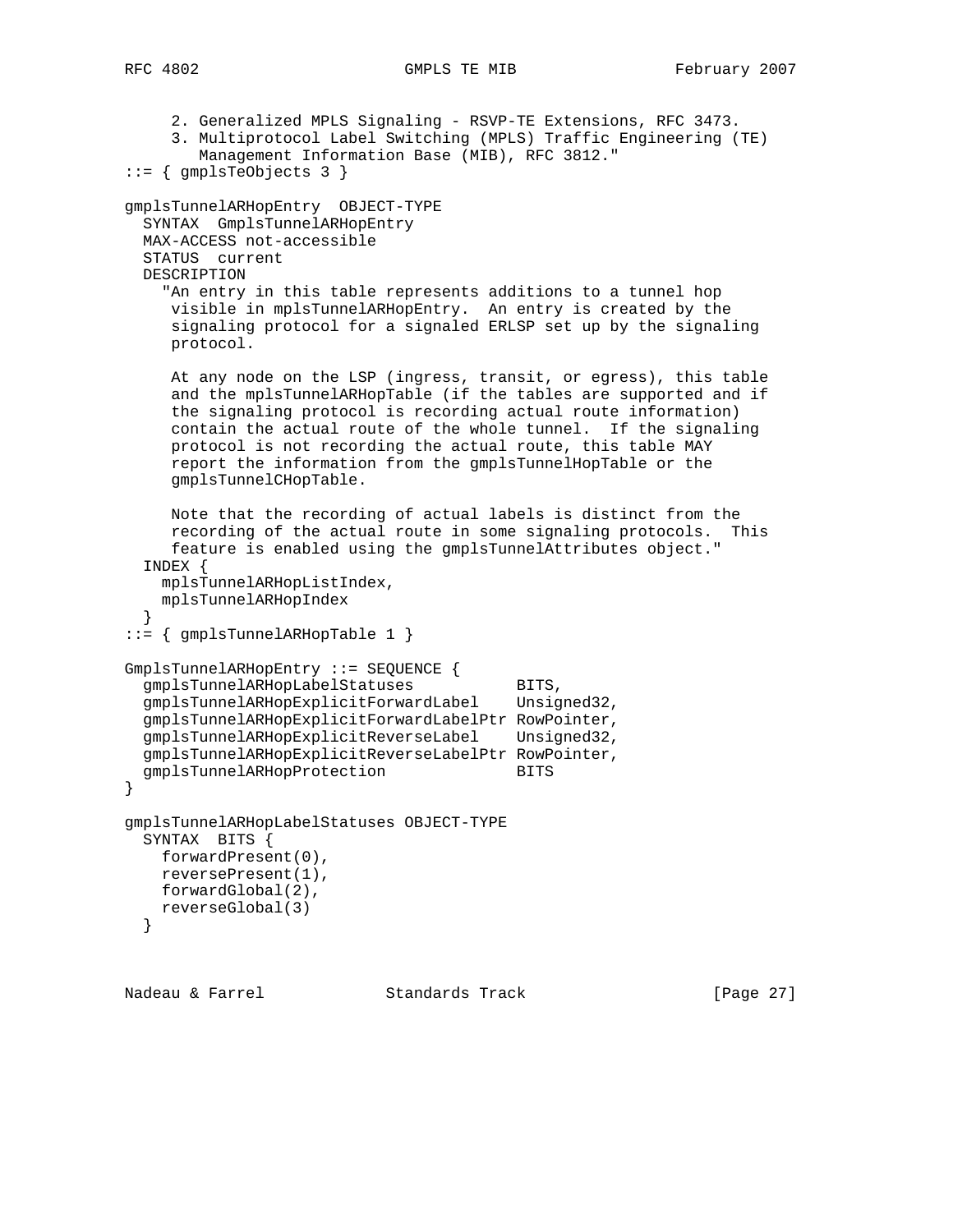```
     2. Generalized MPLS Signaling - RSVP-TE Extensions, RFC 3473.
     3. Multiprotocol Label Switching (MPLS) Traffic Engineering (TE)
        Management Information Base (MIB), RFC 3812."
::= { gmplsTeObjects 3 }

gmplsTunnelARHopEntry  OBJECT-TYPE
  SYNTAX  GmplsTunnelARHopEntry
  MAX-ACCESS not-accessible
  STATUS  current
  DESCRIPTION
    "An entry in this table represents additions to a tunnel hop
     visible in mplsTunnelARHopEntry.  An entry is created by the
     signaling protocol for a signaled ERLSP set up by the signaling
     protocol.

     At any node on the LSP (ingress, transit, or egress), this table
     and the mplsTunnelARHopTable (if the tables are supported and if
     the signaling protocol is recording actual route information)
     contain the actual route of the whole tunnel.  If the signaling
     protocol is not recording the actual route, this table MAY
     report the information from the gmplsTunnelHopTable or the
     gmplsTunnelCHopTable.

     Note that the recording of actual labels is distinct from the
     recording of the actual route in some signaling protocols.  This
     feature is enabled using the gmplsTunnelAttributes object."
  INDEX {
    mplsTunnelARHopListIndex,
    mplsTunnelARHopIndex
  }
::= { gmplsTunnelARHopTable 1 }

GmplsTunnelARHopEntry ::= SEQUENCE {
  gmplsTunnelARHopLabelStatuses           BITS,
  gmplsTunnelARHopExplicitForwardLabel    Unsigned32,
  gmplsTunnelARHopExplicitForwardLabelPtr RowPointer,
  gmplsTunnelARHopExplicitReverseLabel    Unsigned32,
  gmplsTunnelARHopExplicitReverseLabelPtr RowPointer,
  gmplsTunnelARHopProtection              BITS
}

gmplsTunnelARHopLabelStatuses OBJECT-TYPE
  SYNTAX  BITS {
    forwardPresent(0),
    reversePresent(1),
    forwardGlobal(2),
    reverseGlobal(3)
  }
```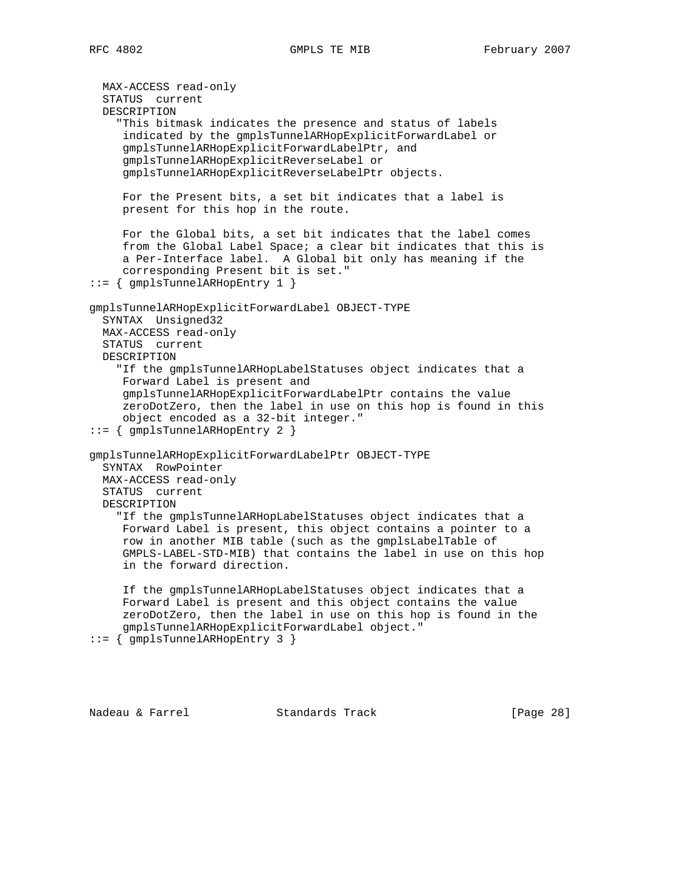```
   MAX-ACCESS read-only
   STATUS  current
   DESCRIPTION
     "This bitmask indicates the presence and status of labels
      indicated by the gmplsTunnelARHopExplicitForwardLabel or
      gmplsTunnelARHopExplicitForwardLabelPtr, and
      gmplsTunnelARHopExplicitReverseLabel or
      gmplsTunnelARHopExplicitReverseLabelPtr objects.

      For the Present bits, a set bit indicates that a label is
      present for this hop in the route.

      For the Global bits, a set bit indicates that the label comes
      from the Global Label Space; a clear bit indicates that this is
      a Per-Interface label.  A Global bit only has meaning if the
      corresponding Present bit is set."
::= { gmplsTunnelARHopEntry 1 }

gmplsTunnelARHopExplicitForwardLabel OBJECT-TYPE
   SYNTAX  Unsigned32
   MAX-ACCESS read-only
   STATUS  current
   DESCRIPTION
     "If the gmplsTunnelARHopLabelStatuses object indicates that a
      Forward Label is present and
      gmplsTunnelARHopExplicitForwardLabelPtr contains the value
      zeroDotZero, then the label in use on this hop is found in this
      object encoded as a 32-bit integer."
::= { gmplsTunnelARHopEntry 2 }

gmplsTunnelARHopExplicitForwardLabelPtr OBJECT-TYPE
   SYNTAX  RowPointer
   MAX-ACCESS read-only
   STATUS  current
   DESCRIPTION
     "If the gmplsTunnelARHopLabelStatuses object indicates that a
      Forward Label is present, this object contains a pointer to a
      row in another MIB table (such as the gmplsLabelTable of
      GMPLS-LABEL-STD-MIB) that contains the label in use on this hop
      in the forward direction.

      If the gmplsTunnelARHopLabelStatuses object indicates that a
      Forward Label is present and this object contains the value
      zeroDotZero, then the label in use on this hop is found in the
      gmplsTunnelARHopExplicitForwardLabel object."
::= { gmplsTunnelARHopEntry 3 }
```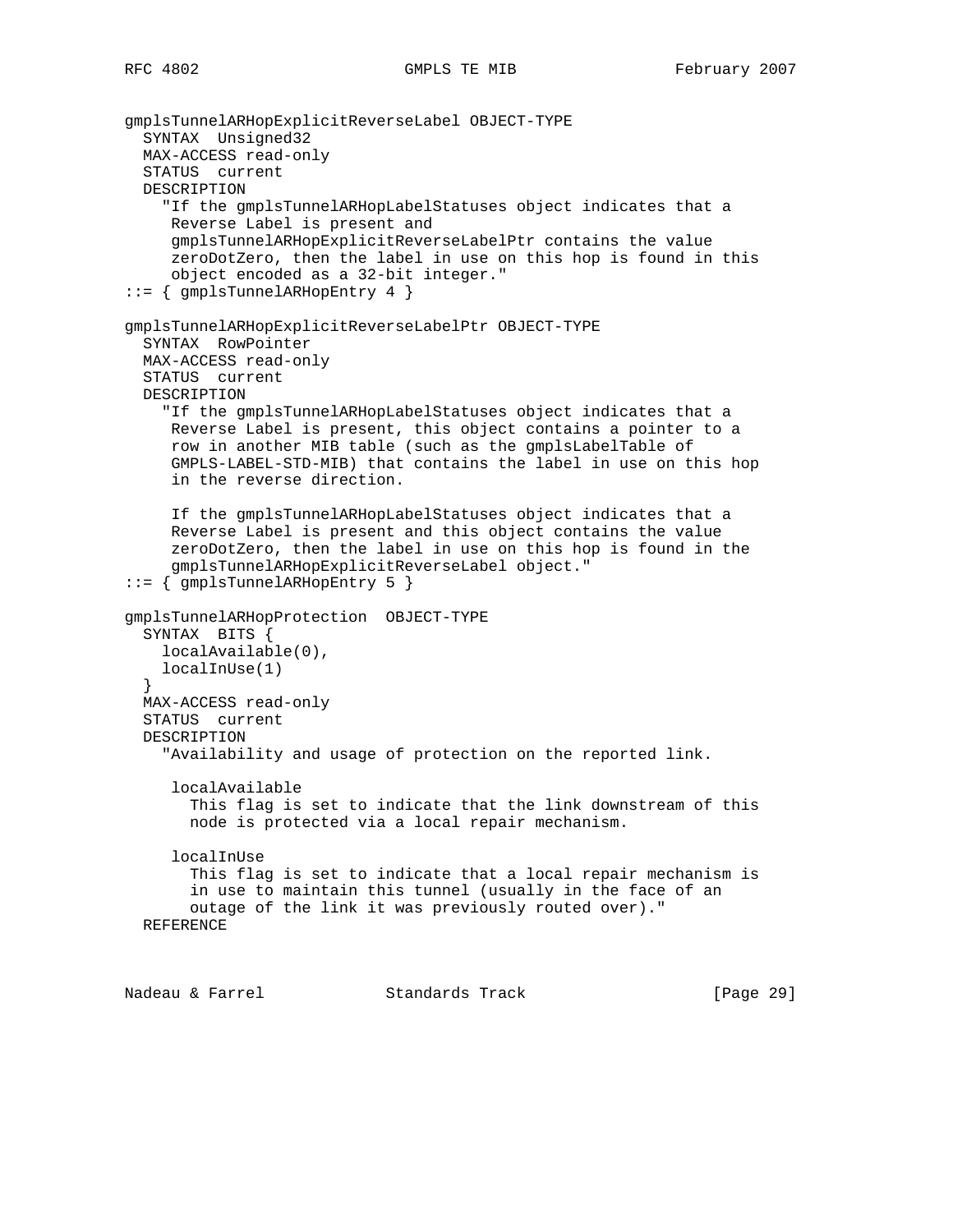```
gmplsTunnelARHopExplicitReverseLabel OBJECT-TYPE
  SYNTAX  Unsigned32
  MAX-ACCESS read-only
  STATUS  current
  DESCRIPTION
    "If the gmplsTunnelARHopLabelStatuses object indicates that a
     Reverse Label is present and
     gmplsTunnelARHopExplicitReverseLabelPtr contains the value
     zeroDotZero, then the label in use on this hop is found in this
     object encoded as a 32-bit integer."
::= { gmplsTunnelARHopEntry 4 }

gmplsTunnelARHopExplicitReverseLabelPtr OBJECT-TYPE
  SYNTAX  RowPointer
  MAX-ACCESS read-only
  STATUS  current
  DESCRIPTION
    "If the gmplsTunnelARHopLabelStatuses object indicates that a
     Reverse Label is present, this object contains a pointer to a
     row in another MIB table (such as the gmplsLabelTable of
     GMPLS-LABEL-STD-MIB) that contains the label in use on this hop
     in the reverse direction.

     If the gmplsTunnelARHopLabelStatuses object indicates that a
     Reverse Label is present and this object contains the value
     zeroDotZero, then the label in use on this hop is found in the
     gmplsTunnelARHopExplicitReverseLabel object."
::= { gmplsTunnelARHopEntry 5 }

gmplsTunnelARHopProtection  OBJECT-TYPE
  SYNTAX  BITS {
    localAvailable(0),
    localInUse(1)
  }
  MAX-ACCESS read-only
  STATUS  current
  DESCRIPTION
    "Availability and usage of protection on the reported link.

     localAvailable
       This flag is set to indicate that the link downstream of this
       node is protected via a local repair mechanism.

     localInUse
       This flag is set to indicate that a local repair mechanism is
       in use to maintain this tunnel (usually in the face of an
       outage of the link it was previously routed over)."
  REFERENCE
```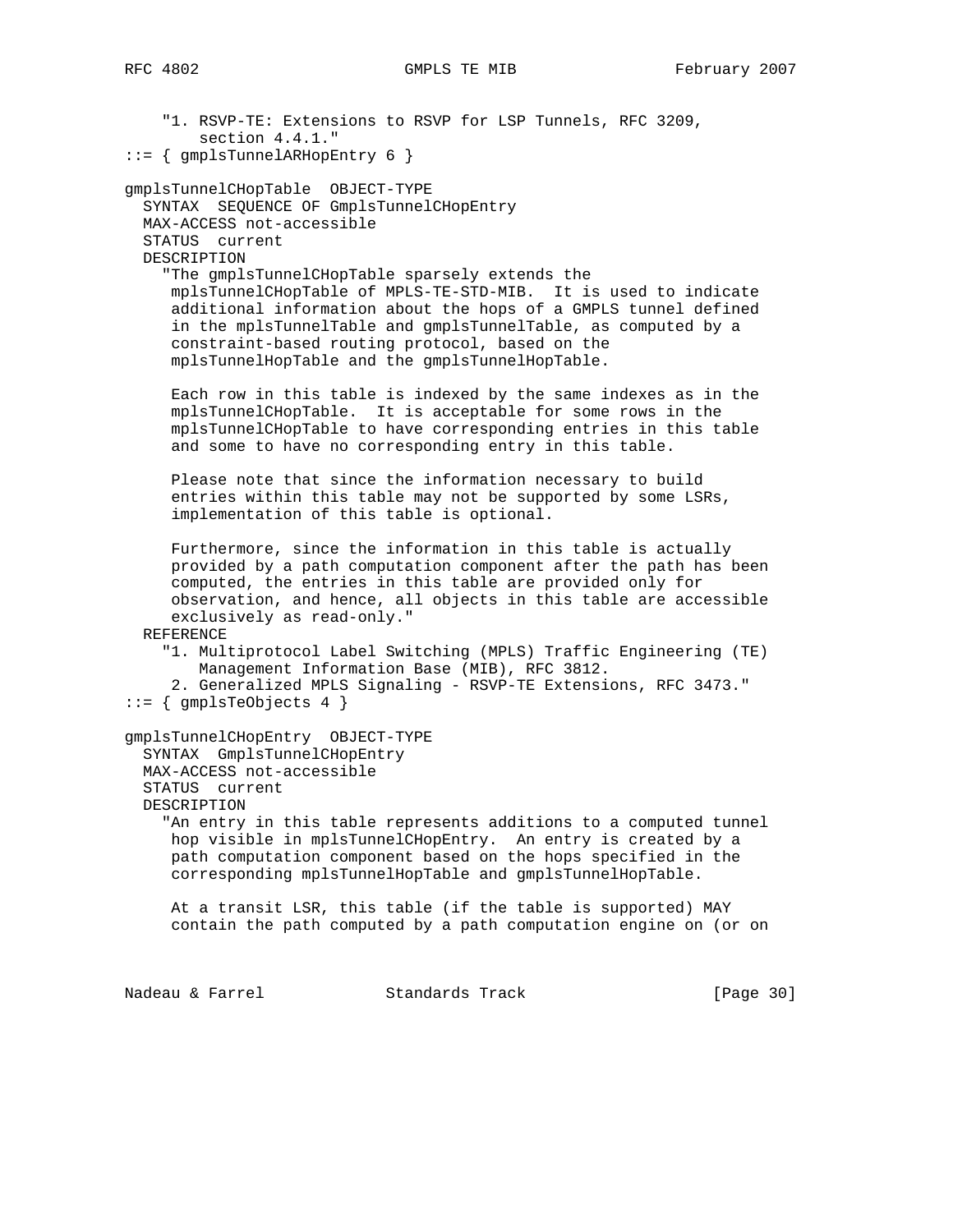```
    "1. RSVP-TE: Extensions to RSVP for LSP Tunnels, RFC 3209,
        section 4.4.1."
::= { gmplsTunnelARHopEntry 6 }

gmplsTunnelCHopTable  OBJECT-TYPE
  SYNTAX  SEQUENCE OF GmplsTunnelCHopEntry
  MAX-ACCESS not-accessible
  STATUS  current
  DESCRIPTION
    "The gmplsTunnelCHopTable sparsely extends the
     mplsTunnelCHopTable of MPLS-TE-STD-MIB.  It is used to indicate
     additional information about the hops of a GMPLS tunnel defined
     in the mplsTunnelTable and gmplsTunnelTable, as computed by a
     constraint-based routing protocol, based on the
     mplsTunnelHopTable and the gmplsTunnelHopTable.

     Each row in this table is indexed by the same indexes as in the
     mplsTunnelCHopTable.  It is acceptable for some rows in the
     mplsTunnelCHopTable to have corresponding entries in this table
     and some to have no corresponding entry in this table.

     Please note that since the information necessary to build
     entries within this table may not be supported by some LSRs,
     implementation of this table is optional.

     Furthermore, since the information in this table is actually
     provided by a path computation component after the path has been
     computed, the entries in this table are provided only for
     observation, and hence, all objects in this table are accessible
     exclusively as read-only."
  REFERENCE
    "1. Multiprotocol Label Switching (MPLS) Traffic Engineering (TE)
        Management Information Base (MIB), RFC 3812.
     2. Generalized MPLS Signaling - RSVP-TE Extensions, RFC 3473."
::= { gmplsTeObjects 4 }

gmplsTunnelCHopEntry  OBJECT-TYPE
  SYNTAX  GmplsTunnelCHopEntry
  MAX-ACCESS not-accessible
  STATUS  current
  DESCRIPTION
    "An entry in this table represents additions to a computed tunnel
     hop visible in mplsTunnelCHopEntry.  An entry is created by a
     path computation component based on the hops specified in the
     corresponding mplsTunnelHopTable and gmplsTunnelHopTable.

     At a transit LSR, this table (if the table is supported) MAY
     contain the path computed by a path computation engine on (or on
```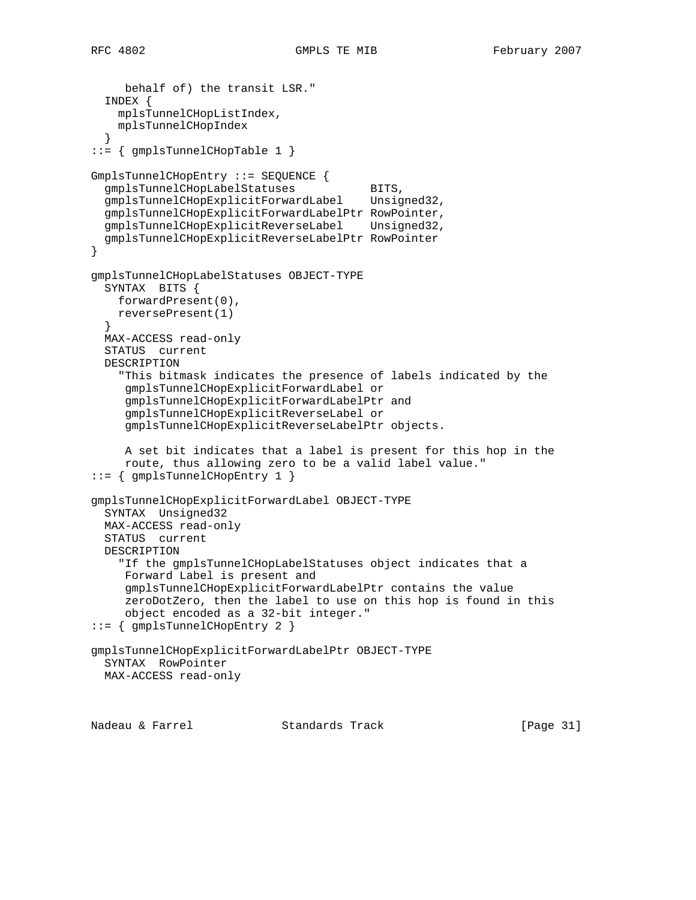```
     behalf of) the transit LSR."
  INDEX {
    mplsTunnelCHopListIndex,
    mplsTunnelCHopIndex
  }
::= { gmplsTunnelCHopTable 1 }

GmplsTunnelCHopEntry ::= SEQUENCE {
  gmplsTunnelCHopLabelStatuses           BITS,
  gmplsTunnelCHopExplicitForwardLabel    Unsigned32,
  gmplsTunnelCHopExplicitForwardLabelPtr RowPointer,
  gmplsTunnelCHopExplicitReverseLabel    Unsigned32,
  gmplsTunnelCHopExplicitReverseLabelPtr RowPointer
}

gmplsTunnelCHopLabelStatuses OBJECT-TYPE
  SYNTAX  BITS {
    forwardPresent(0),
    reversePresent(1)
  }
  MAX-ACCESS read-only
  STATUS  current
  DESCRIPTION
    "This bitmask indicates the presence of labels indicated by the
     gmplsTunnelCHopExplicitForwardLabel or
     gmplsTunnelCHopExplicitForwardLabelPtr and
     gmplsTunnelCHopExplicitReverseLabel or
     gmplsTunnelCHopExplicitReverseLabelPtr objects.

     A set bit indicates that a label is present for this hop in the
     route, thus allowing zero to be a valid label value."
::= { gmplsTunnelCHopEntry 1 }

gmplsTunnelCHopExplicitForwardLabel OBJECT-TYPE
  SYNTAX  Unsigned32
  MAX-ACCESS read-only
  STATUS  current
  DESCRIPTION
    "If the gmplsTunnelCHopLabelStatuses object indicates that a
     Forward Label is present and
     gmplsTunnelCHopExplicitForwardLabelPtr contains the value
     zeroDotZero, then the label to use on this hop is found in this
     object encoded as a 32-bit integer."
::= { gmplsTunnelCHopEntry 2 }

gmplsTunnelCHopExplicitForwardLabelPtr OBJECT-TYPE
  SYNTAX  RowPointer
  MAX-ACCESS read-only
```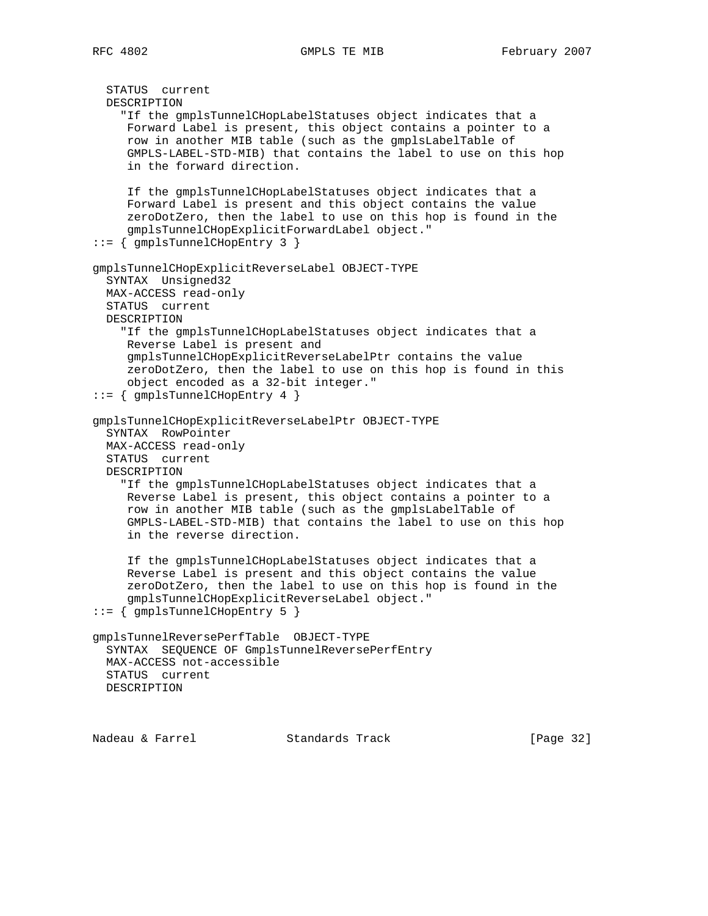```
   STATUS  current
   DESCRIPTION
     "If the gmplsTunnelCHopLabelStatuses object indicates that a
      Forward Label is present, this object contains a pointer to a
      row in another MIB table (such as the gmplsLabelTable of
      GMPLS-LABEL-STD-MIB) that contains the label to use on this hop
      in the forward direction.

      If the gmplsTunnelCHopLabelStatuses object indicates that a
      Forward Label is present and this object contains the value
      zeroDotZero, then the label to use on this hop is found in the
      gmplsTunnelCHopExplicitForwardLabel object."
 ::= { gmplsTunnelCHopEntry 3 }

 gmplsTunnelCHopExplicitReverseLabel OBJECT-TYPE
   SYNTAX  Unsigned32
   MAX-ACCESS read-only
   STATUS  current
   DESCRIPTION
     "If the gmplsTunnelCHopLabelStatuses object indicates that a
      Reverse Label is present and
      gmplsTunnelCHopExplicitReverseLabelPtr contains the value
      zeroDotZero, then the label to use on this hop is found in this
      object encoded as a 32-bit integer."
 ::= { gmplsTunnelCHopEntry 4 }

 gmplsTunnelCHopExplicitReverseLabelPtr OBJECT-TYPE
   SYNTAX  RowPointer
   MAX-ACCESS read-only
   STATUS  current
   DESCRIPTION
     "If the gmplsTunnelCHopLabelStatuses object indicates that a
      Reverse Label is present, this object contains a pointer to a
      row in another MIB table (such as the gmplsLabelTable of
      GMPLS-LABEL-STD-MIB) that contains the label to use on this hop
      in the reverse direction.

      If the gmplsTunnelCHopLabelStatuses object indicates that a
      Reverse Label is present and this object contains the value
      zeroDotZero, then the label to use on this hop is found in the
      gmplsTunnelCHopExplicitReverseLabel object."
 ::= { gmplsTunnelCHopEntry 5 }

 gmplsTunnelReversePerfTable  OBJECT-TYPE
   SYNTAX  SEQUENCE OF GmplsTunnelReversePerfEntry
   MAX-ACCESS not-accessible
   STATUS  current
   DESCRIPTION
```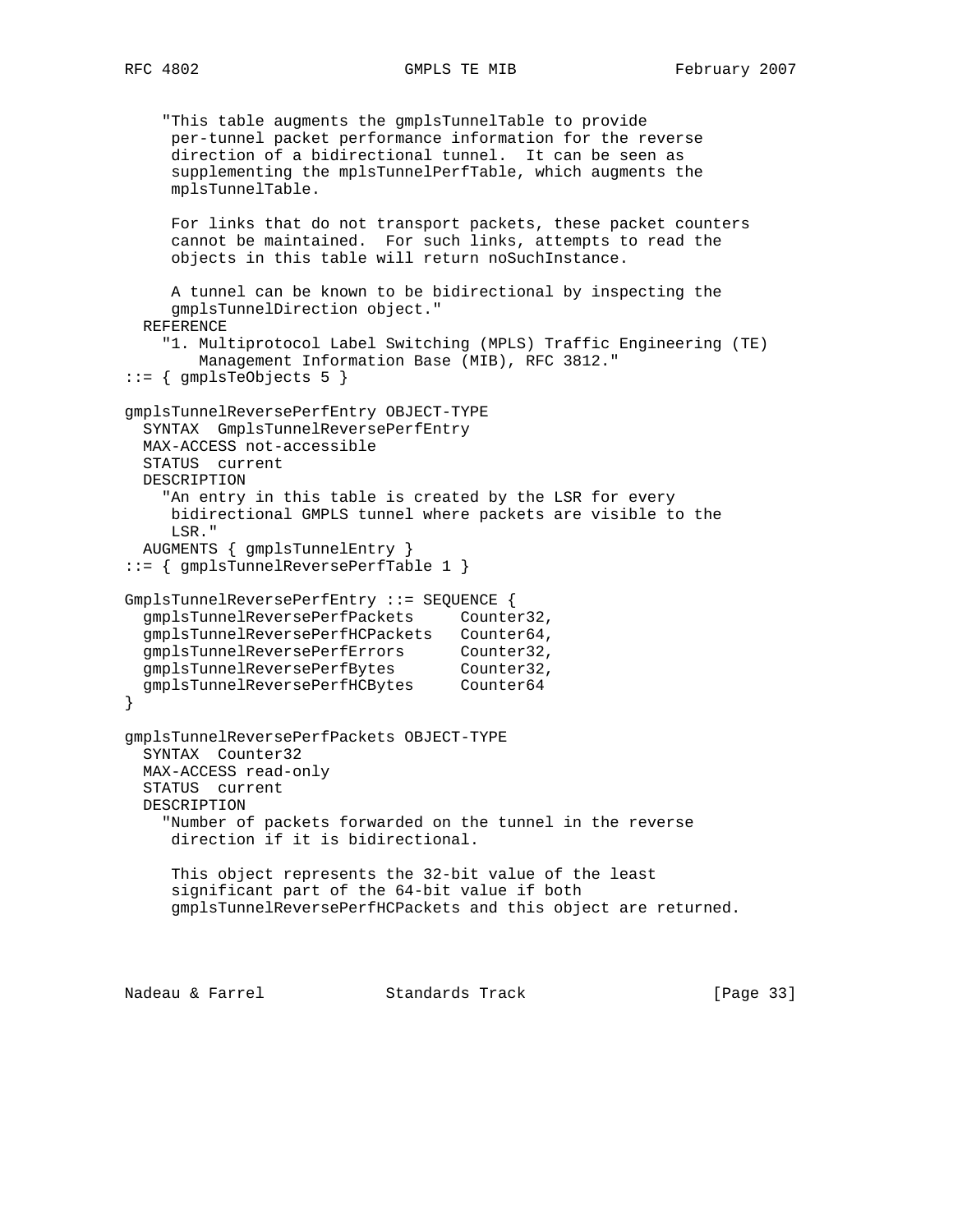```
    "This table augments the gmplsTunnelTable to provide
     per-tunnel packet performance information for the reverse
     direction of a bidirectional tunnel.  It can be seen as
     supplementing the mplsTunnelPerfTable, which augments the
     mplsTunnelTable.

     For links that do not transport packets, these packet counters
     cannot be maintained.  For such links, attempts to read the
     objects in this table will return noSuchInstance.

     A tunnel can be known to be bidirectional by inspecting the
     gmplsTunnelDirection object."
  REFERENCE
    "1. Multiprotocol Label Switching (MPLS) Traffic Engineering (TE)
        Management Information Base (MIB), RFC 3812."
::= { gmplsTeObjects 5 }

gmplsTunnelReversePerfEntry OBJECT-TYPE
  SYNTAX  GmplsTunnelReversePerfEntry
  MAX-ACCESS not-accessible
  STATUS  current
  DESCRIPTION
    "An entry in this table is created by the LSR for every
     bidirectional GMPLS tunnel where packets are visible to the
     LSR."
  AUGMENTS { gmplsTunnelEntry }
::= { gmplsTunnelReversePerfTable 1 }

GmplsTunnelReversePerfEntry ::= SEQUENCE {
  gmplsTunnelReversePerfPackets     Counter32,
  gmplsTunnelReversePerfHCPackets   Counter64,
  gmplsTunnelReversePerfErrors      Counter32,
  gmplsTunnelReversePerfBytes       Counter32,
  gmplsTunnelReversePerfHCBytes     Counter64
}

gmplsTunnelReversePerfPackets OBJECT-TYPE
  SYNTAX  Counter32
  MAX-ACCESS read-only
  STATUS  current
  DESCRIPTION
    "Number of packets forwarded on the tunnel in the reverse
     direction if it is bidirectional.

     This object represents the 32-bit value of the least
     significant part of the 64-bit value if both
     gmplsTunnelReversePerfHCPackets and this object are returned.
```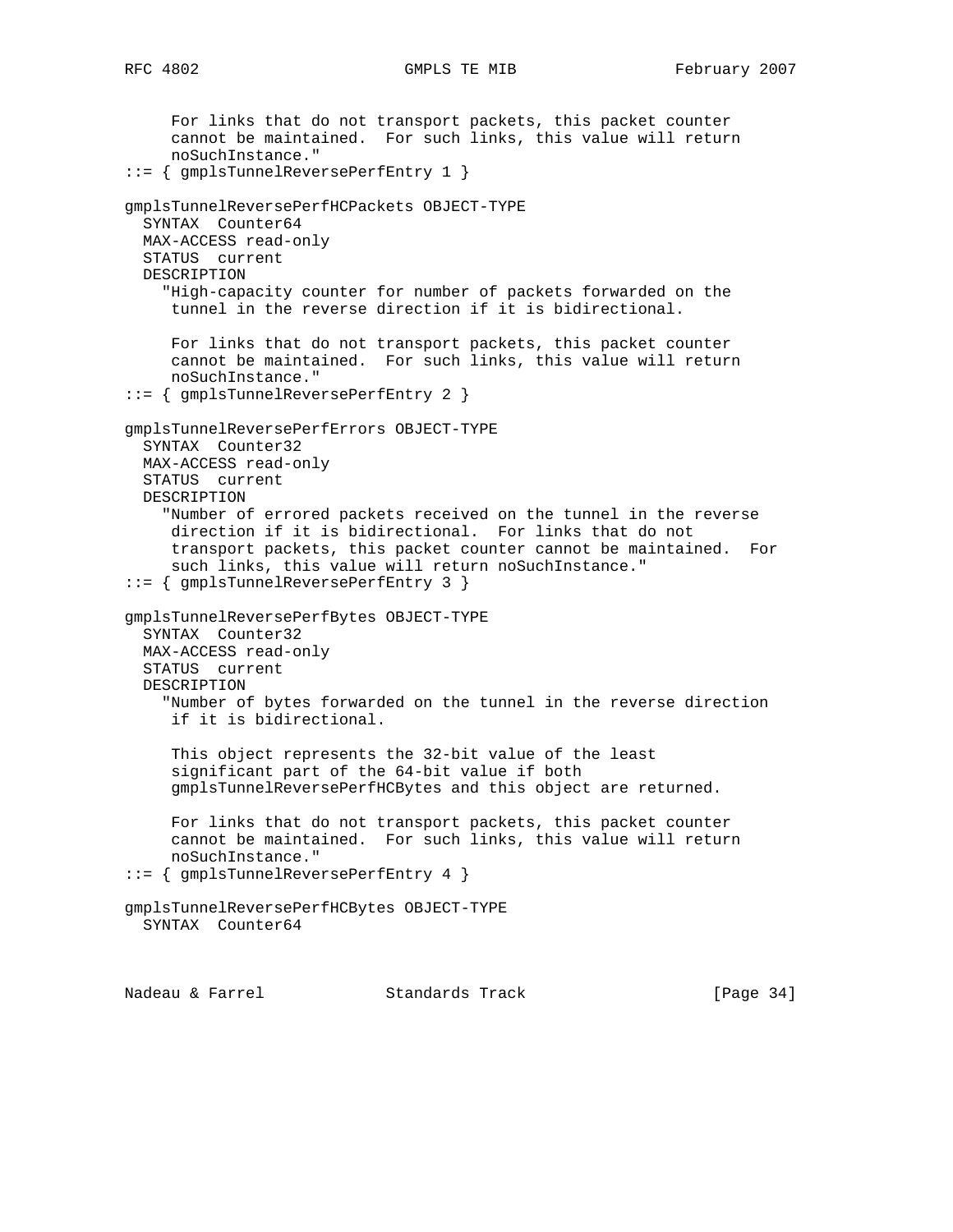```
     For links that do not transport packets, this packet counter
     cannot be maintained.  For such links, this value will return
     noSuchInstance."
::= { gmplsTunnelReversePerfEntry 1 }

gmplsTunnelReversePerfHCPackets OBJECT-TYPE
  SYNTAX  Counter64
  MAX-ACCESS read-only
  STATUS  current
  DESCRIPTION
    "High-capacity counter for number of packets forwarded on the
     tunnel in the reverse direction if it is bidirectional.

     For links that do not transport packets, this packet counter
     cannot be maintained.  For such links, this value will return
     noSuchInstance."
::= { gmplsTunnelReversePerfEntry 2 }

gmplsTunnelReversePerfErrors OBJECT-TYPE
  SYNTAX  Counter32
  MAX-ACCESS read-only
  STATUS  current
  DESCRIPTION
    "Number of errored packets received on the tunnel in the reverse
     direction if it is bidirectional.  For links that do not
     transport packets, this packet counter cannot be maintained.  For
     such links, this value will return noSuchInstance."
::= { gmplsTunnelReversePerfEntry 3 }

gmplsTunnelReversePerfBytes OBJECT-TYPE
  SYNTAX  Counter32
  MAX-ACCESS read-only
  STATUS  current
  DESCRIPTION
    "Number of bytes forwarded on the tunnel in the reverse direction
     if it is bidirectional.

     This object represents the 32-bit value of the least
     significant part of the 64-bit value if both
     gmplsTunnelReversePerfHCBytes and this object are returned.

     For links that do not transport packets, this packet counter
     cannot be maintained.  For such links, this value will return
     noSuchInstance."
::= { gmplsTunnelReversePerfEntry 4 }

gmplsTunnelReversePerfHCBytes OBJECT-TYPE
  SYNTAX  Counter64
```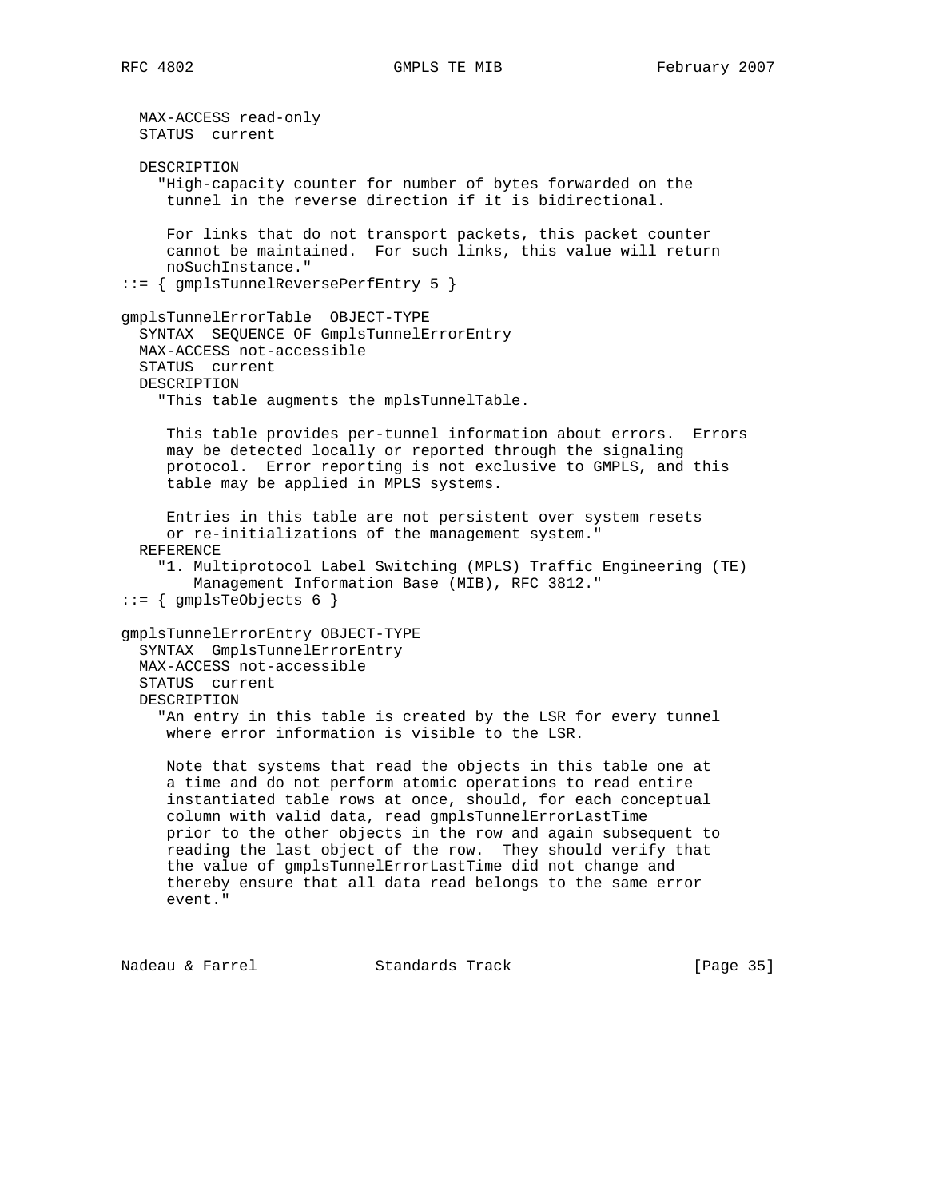```
   MAX-ACCESS read-only
   STATUS  current

   DESCRIPTION
     "High-capacity counter for number of bytes forwarded on the
      tunnel in the reverse direction if it is bidirectional.

      For links that do not transport packets, this packet counter
      cannot be maintained.  For such links, this value will return
      noSuchInstance."
 ::= { gmplsTunnelReversePerfEntry 5 }

 gmplsTunnelErrorTable  OBJECT-TYPE
   SYNTAX  SEQUENCE OF GmplsTunnelErrorEntry
   MAX-ACCESS not-accessible
   STATUS  current
   DESCRIPTION
     "This table augments the mplsTunnelTable.

      This table provides per-tunnel information about errors.  Errors
      may be detected locally or reported through the signaling
      protocol.  Error reporting is not exclusive to GMPLS, and this
      table may be applied in MPLS systems.

      Entries in this table are not persistent over system resets
      or re-initializations of the management system."
   REFERENCE
     "1. Multiprotocol Label Switching (MPLS) Traffic Engineering (TE)
         Management Information Base (MIB), RFC 3812."
 ::= { gmplsTeObjects 6 }

 gmplsTunnelErrorEntry OBJECT-TYPE
   SYNTAX  GmplsTunnelErrorEntry
   MAX-ACCESS not-accessible
   STATUS  current
   DESCRIPTION
     "An entry in this table is created by the LSR for every tunnel
      where error information is visible to the LSR.

      Note that systems that read the objects in this table one at
      a time and do not perform atomic operations to read entire
      instantiated table rows at once, should, for each conceptual
      column with valid data, read gmplsTunnelErrorLastTime
      prior to the other objects in the row and again subsequent to
      reading the last object of the row.  They should verify that
      the value of gmplsTunnelErrorLastTime did not change and
      thereby ensure that all data read belongs to the same error
      event."
```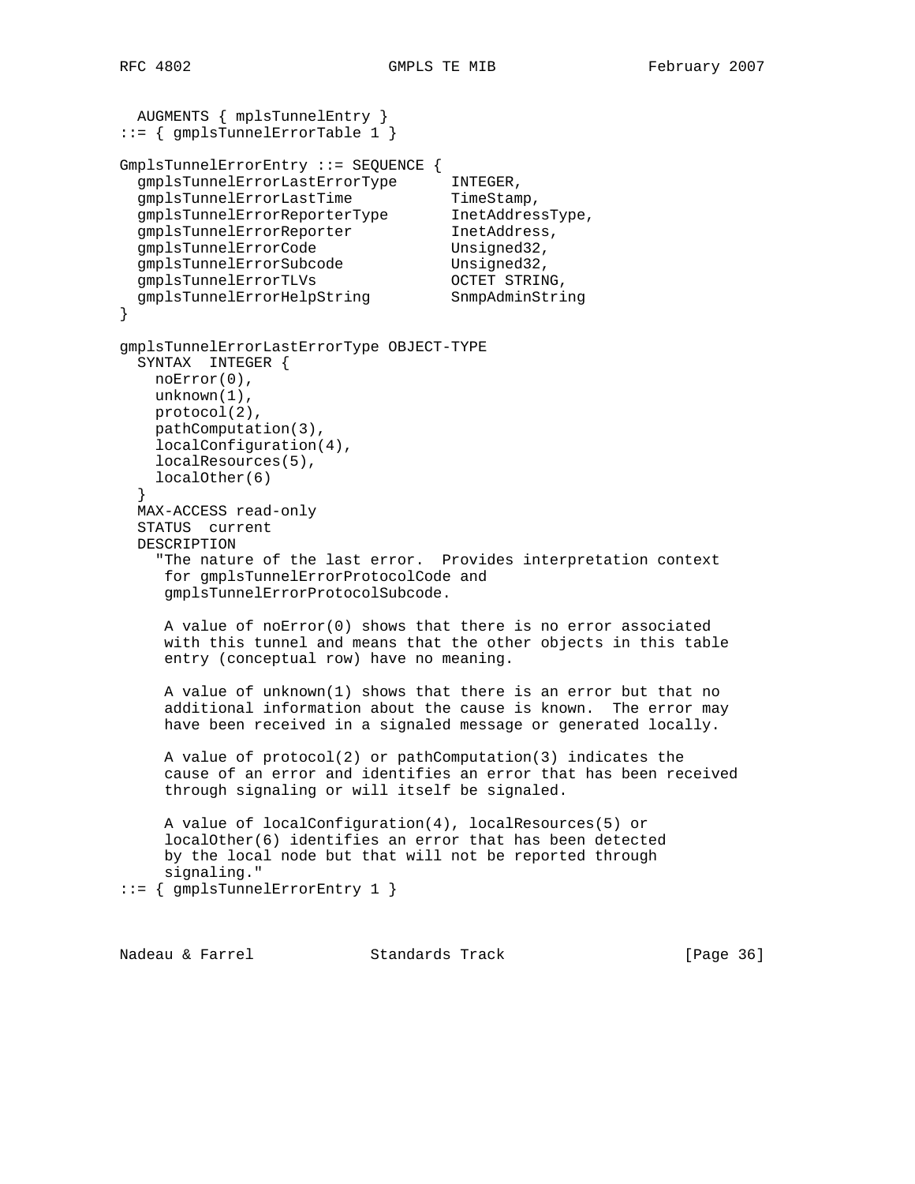```
  AUGMENTS { mplsTunnelEntry }
::= { gmplsTunnelErrorTable 1 }

GmplsTunnelErrorEntry ::= SEQUENCE {
  gmplsTunnelErrorLastErrorType      INTEGER,
  gmplsTunnelErrorLastTime           TimeStamp,
  gmplsTunnelErrorReporterType       InetAddressType,
  gmplsTunnelErrorReporter           InetAddress,
  gmplsTunnelErrorCode               Unsigned32,
  gmplsTunnelErrorSubcode            Unsigned32,
  gmplsTunnelErrorTLVs               OCTET STRING,
  gmplsTunnelErrorHelpString         SnmpAdminString
}

gmplsTunnelErrorLastErrorType OBJECT-TYPE
  SYNTAX  INTEGER {
    noError(0),
    unknown(1),
    protocol(2),
    pathComputation(3),
    localConfiguration(4),
    localResources(5),
    localOther(6)
  }
  MAX-ACCESS read-only
  STATUS  current
  DESCRIPTION
    "The nature of the last error.  Provides interpretation context
     for gmplsTunnelErrorProtocolCode and
     gmplsTunnelErrorProtocolSubcode.

     A value of noError(0) shows that there is no error associated
     with this tunnel and means that the other objects in this table
     entry (conceptual row) have no meaning.

     A value of unknown(1) shows that there is an error but that no
     additional information about the cause is known.  The error may
     have been received in a signaled message or generated locally.

     A value of protocol(2) or pathComputation(3) indicates the
     cause of an error and identifies an error that has been received
     through signaling or will itself be signaled.

     A value of localConfiguration(4), localResources(5) or
     localOther(6) identifies an error that has been detected
     by the local node but that will not be reported through
     signaling."
::= { gmplsTunnelErrorEntry 1 }
```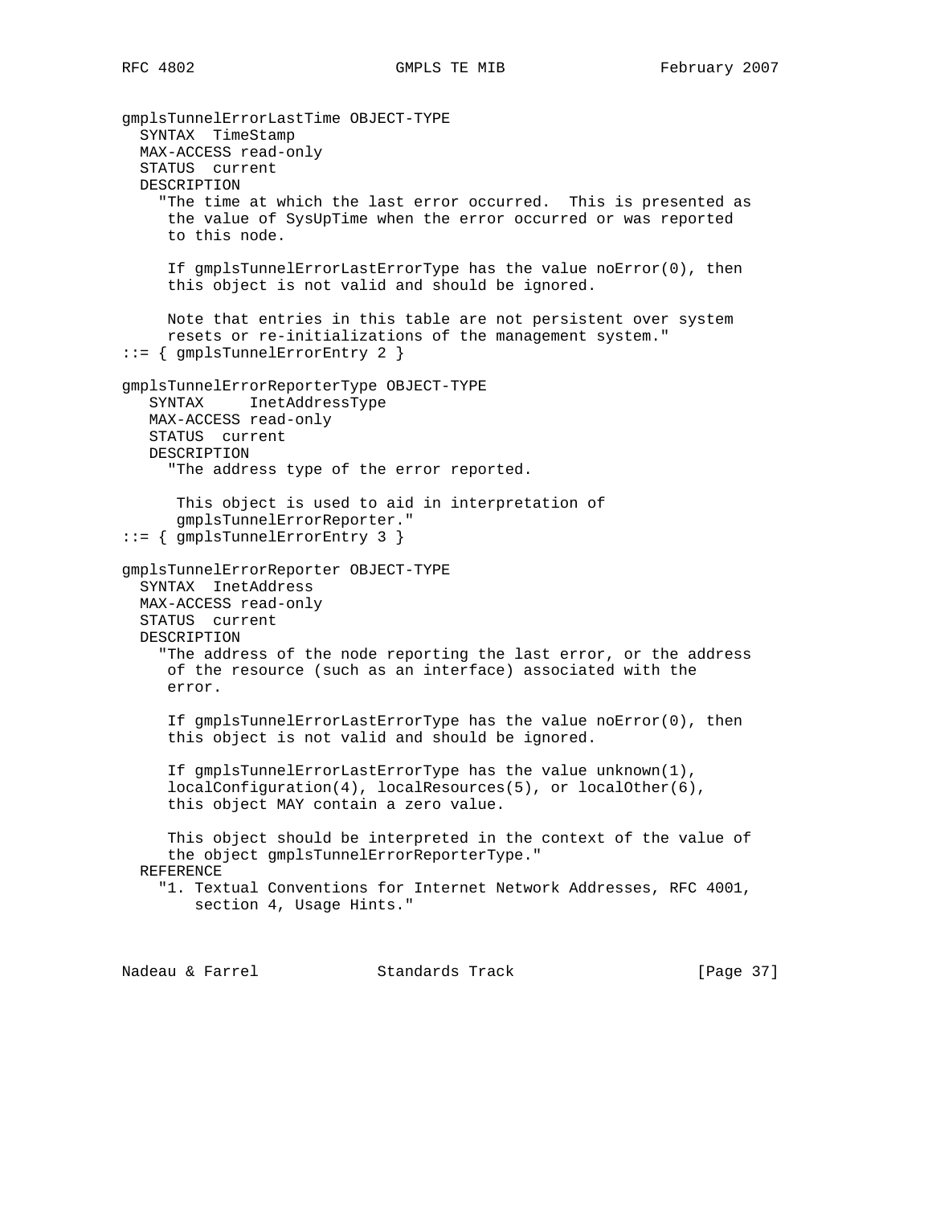```
gmplsTunnelErrorLastTime OBJECT-TYPE
  SYNTAX  TimeStamp
  MAX-ACCESS read-only
  STATUS  current
  DESCRIPTION
    "The time at which the last error occurred.  This is presented as
     the value of SysUpTime when the error occurred or was reported
     to this node.

     If gmplsTunnelErrorLastErrorType has the value noError(0), then
     this object is not valid and should be ignored.

     Note that entries in this table are not persistent over system
     resets or re-initializations of the management system."
::= { gmplsTunnelErrorEntry 2 }

gmplsTunnelErrorReporterType OBJECT-TYPE
   SYNTAX     InetAddressType
   MAX-ACCESS read-only
   STATUS  current
   DESCRIPTION
     "The address type of the error reported.

      This object is used to aid in interpretation of
      gmplsTunnelErrorReporter."
::= { gmplsTunnelErrorEntry 3 }

gmplsTunnelErrorReporter OBJECT-TYPE
  SYNTAX  InetAddress
  MAX-ACCESS read-only
  STATUS  current
  DESCRIPTION
    "The address of the node reporting the last error, or the address
     of the resource (such as an interface) associated with the
     error.

     If gmplsTunnelErrorLastErrorType has the value noError(0), then
     this object is not valid and should be ignored.

     If gmplsTunnelErrorLastErrorType has the value unknown(1),
     localConfiguration(4), localResources(5), or localOther(6),
     this object MAY contain a zero value.

     This object should be interpreted in the context of the value of
     the object gmplsTunnelErrorReporterType."
  REFERENCE
    "1. Textual Conventions for Internet Network Addresses, RFC 4001,
        section 4, Usage Hints."
```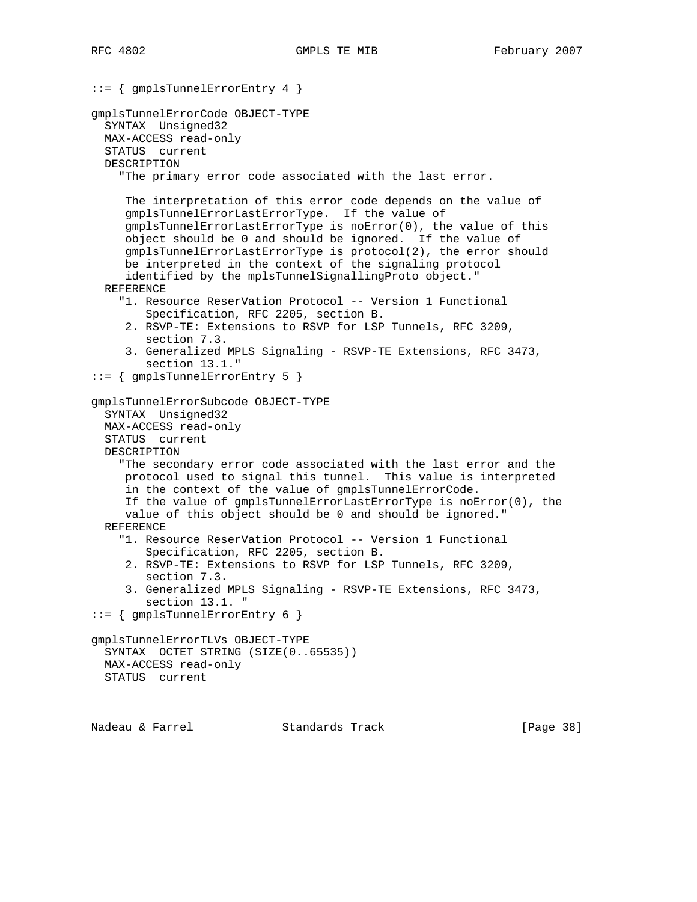```
::= { gmplsTunnelErrorEntry 4 }

gmplsTunnelErrorCode OBJECT-TYPE
  SYNTAX  Unsigned32
  MAX-ACCESS read-only
  STATUS  current
  DESCRIPTION
    "The primary error code associated with the last error.

     The interpretation of this error code depends on the value of
     gmplsTunnelErrorLastErrorType.  If the value of
     gmplsTunnelErrorLastErrorType is noError(0), the value of this
     object should be 0 and should be ignored.  If the value of
     gmplsTunnelErrorLastErrorType is protocol(2), the error should
     be interpreted in the context of the signaling protocol
     identified by the mplsTunnelSignallingProto object."
  REFERENCE
    "1. Resource ReserVation Protocol -- Version 1 Functional
        Specification, RFC 2205, section B.
     2. RSVP-TE: Extensions to RSVP for LSP Tunnels, RFC 3209,
        section 7.3.
     3. Generalized MPLS Signaling - RSVP-TE Extensions, RFC 3473,
        section 13.1."
::= { gmplsTunnelErrorEntry 5 }

gmplsTunnelErrorSubcode OBJECT-TYPE
  SYNTAX  Unsigned32
  MAX-ACCESS read-only
  STATUS  current
  DESCRIPTION
    "The secondary error code associated with the last error and the
     protocol used to signal this tunnel.  This value is interpreted
     in the context of the value of gmplsTunnelErrorCode.
     If the value of gmplsTunnelErrorLastErrorType is noError(0), the
     value of this object should be 0 and should be ignored."
  REFERENCE
    "1. Resource ReserVation Protocol -- Version 1 Functional
        Specification, RFC 2205, section B.
     2. RSVP-TE: Extensions to RSVP for LSP Tunnels, RFC 3209,
        section 7.3.
     3. Generalized MPLS Signaling - RSVP-TE Extensions, RFC 3473,
        section 13.1. "
::= { gmplsTunnelErrorEntry 6 }

gmplsTunnelErrorTLVs OBJECT-TYPE
  SYNTAX  OCTET STRING (SIZE(0..65535))
  MAX-ACCESS read-only
  STATUS  current
```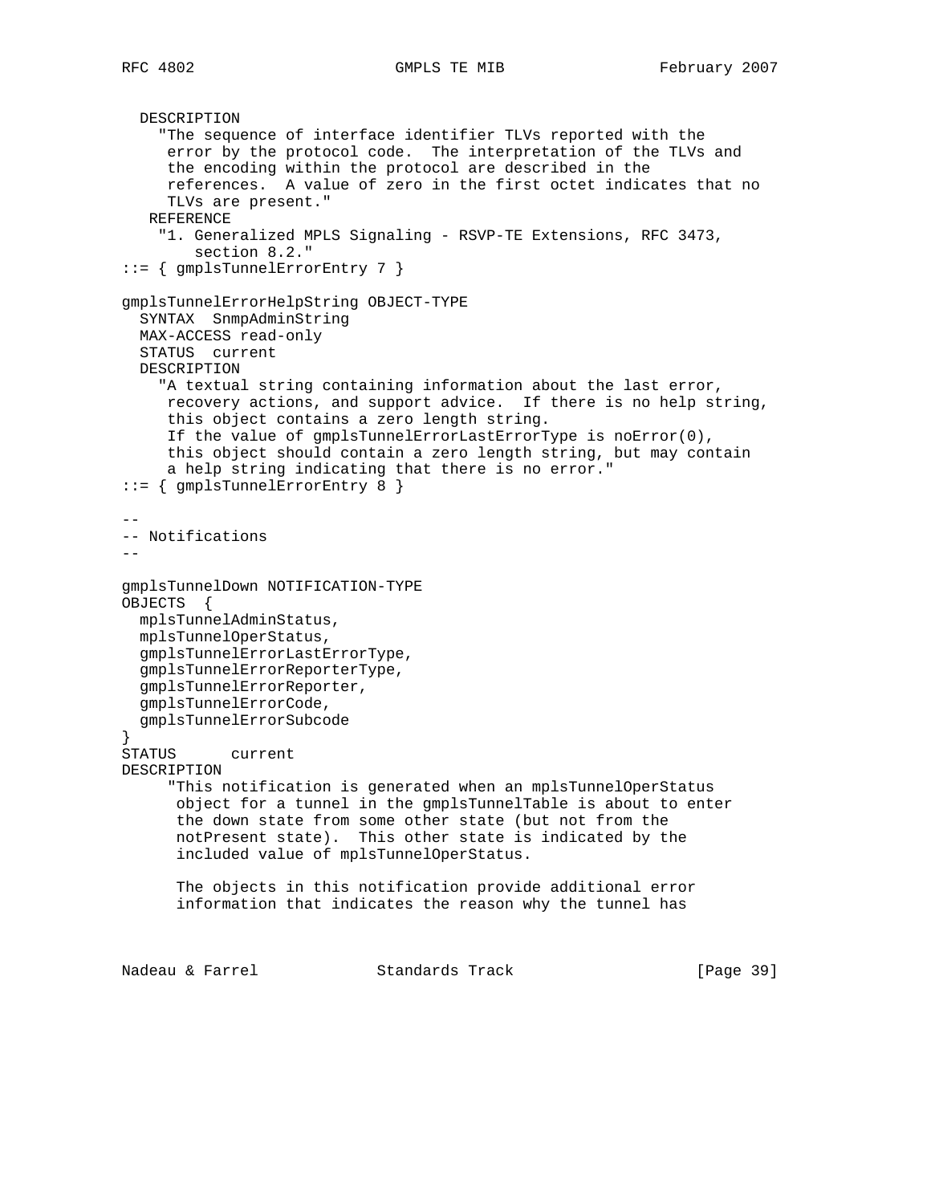```
  DESCRIPTION
    "The sequence of interface identifier TLVs reported with the
     error by the protocol code.  The interpretation of the TLVs and
     the encoding within the protocol are described in the
     references.  A value of zero in the first octet indicates that no
     TLVs are present."
   REFERENCE
    "1. Generalized MPLS Signaling - RSVP-TE Extensions, RFC 3473,
        section 8.2."
::= { gmplsTunnelErrorEntry 7 }

gmplsTunnelErrorHelpString OBJECT-TYPE
  SYNTAX  SnmpAdminString
  MAX-ACCESS read-only
  STATUS  current
  DESCRIPTION
    "A textual string containing information about the last error,
     recovery actions, and support advice.  If there is no help string,
     this object contains a zero length string.
     If the value of gmplsTunnelErrorLastErrorType is noError(0),
     this object should contain a zero length string, but may contain
     a help string indicating that there is no error."
::= { gmplsTunnelErrorEntry 8 }

--
-- Notifications
--

gmplsTunnelDown NOTIFICATION-TYPE
OBJECTS  {
  mplsTunnelAdminStatus,
  mplsTunnelOperStatus,
  gmplsTunnelErrorLastErrorType,
  gmplsTunnelErrorReporterType,
  gmplsTunnelErrorReporter,
  gmplsTunnelErrorCode,
  gmplsTunnelErrorSubcode
}
STATUS      current
DESCRIPTION
     "This notification is generated when an mplsTunnelOperStatus
      object for a tunnel in the gmplsTunnelTable is about to enter
      the down state from some other state (but not from the
      notPresent state).  This other state is indicated by the
      included value of mplsTunnelOperStatus.

      The objects in this notification provide additional error
      information that indicates the reason why the tunnel has
```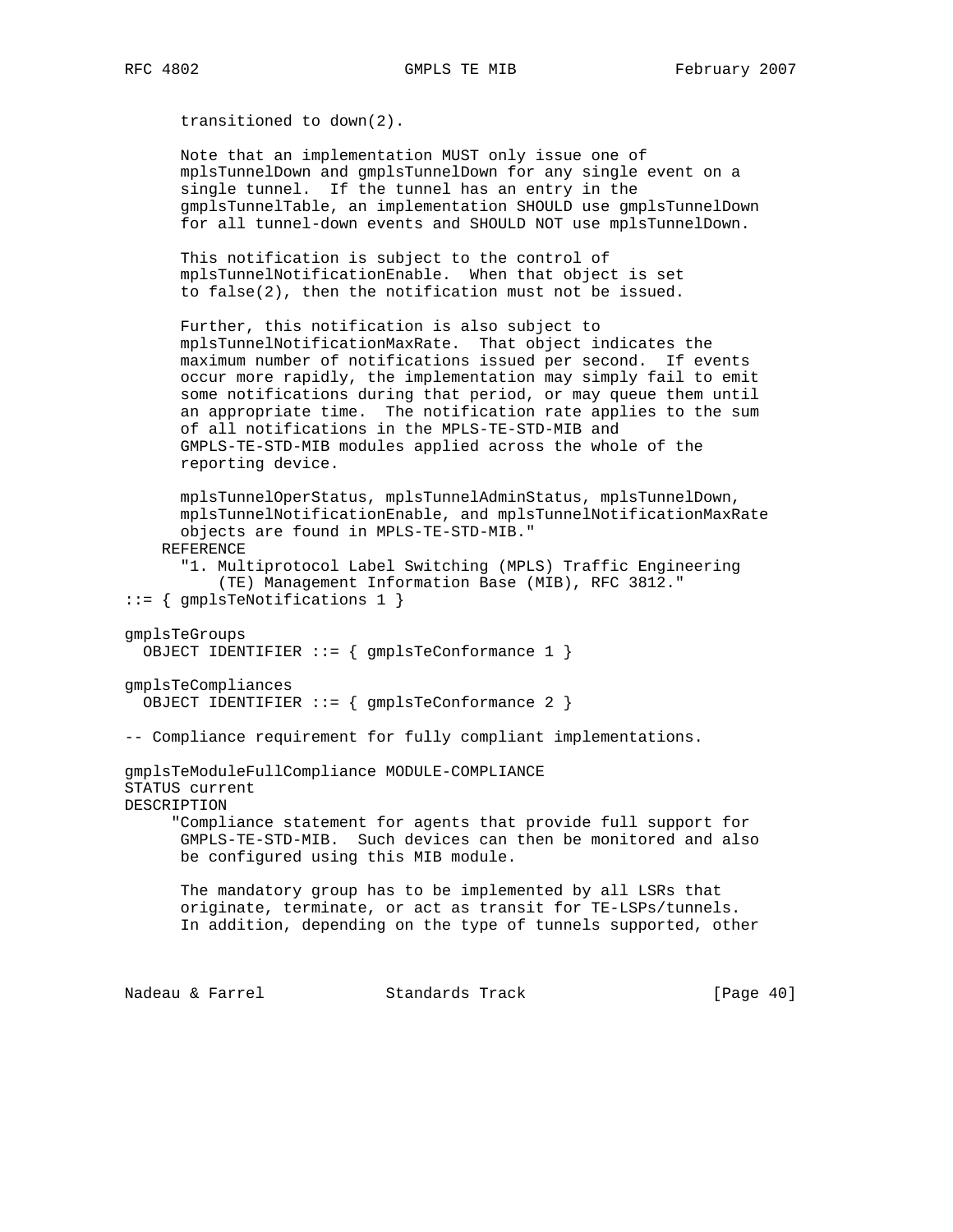```
      transitioned to down(2).

      Note that an implementation MUST only issue one of
      mplsTunnelDown and gmplsTunnelDown for any single event on a
      single tunnel.  If the tunnel has an entry in the
      gmplsTunnelTable, an implementation SHOULD use gmplsTunnelDown
      for all tunnel-down events and SHOULD NOT use mplsTunnelDown.

      This notification is subject to the control of
      mplsTunnelNotificationEnable.  When that object is set
      to false(2), then the notification must not be issued.

      Further, this notification is also subject to
      mplsTunnelNotificationMaxRate.  That object indicates the
      maximum number of notifications issued per second.  If events
      occur more rapidly, the implementation may simply fail to emit
      some notifications during that period, or may queue them until
      an appropriate time.  The notification rate applies to the sum
      of all notifications in the MPLS-TE-STD-MIB and
      GMPLS-TE-STD-MIB modules applied across the whole of the
      reporting device.

      mplsTunnelOperStatus, mplsTunnelAdminStatus, mplsTunnelDown,
      mplsTunnelNotificationEnable, and mplsTunnelNotificationMaxRate
      objects are found in MPLS-TE-STD-MIB."
    REFERENCE
      "1. Multiprotocol Label Switching (MPLS) Traffic Engineering
          (TE) Management Information Base (MIB), RFC 3812."
::= { gmplsTeNotifications 1 }

gmplsTeGroups
  OBJECT IDENTIFIER ::= { gmplsTeConformance 1 }

gmplsTeCompliances
  OBJECT IDENTIFIER ::= { gmplsTeConformance 2 }

-- Compliance requirement for fully compliant implementations.

gmplsTeModuleFullCompliance MODULE-COMPLIANCE
STATUS current
DESCRIPTION
     "Compliance statement for agents that provide full support for
      GMPLS-TE-STD-MIB.  Such devices can then be monitored and also
      be configured using this MIB module.

      The mandatory group has to be implemented by all LSRs that
      originate, terminate, or act as transit for TE-LSPs/tunnels.
      In addition, depending on the type of tunnels supported, other
```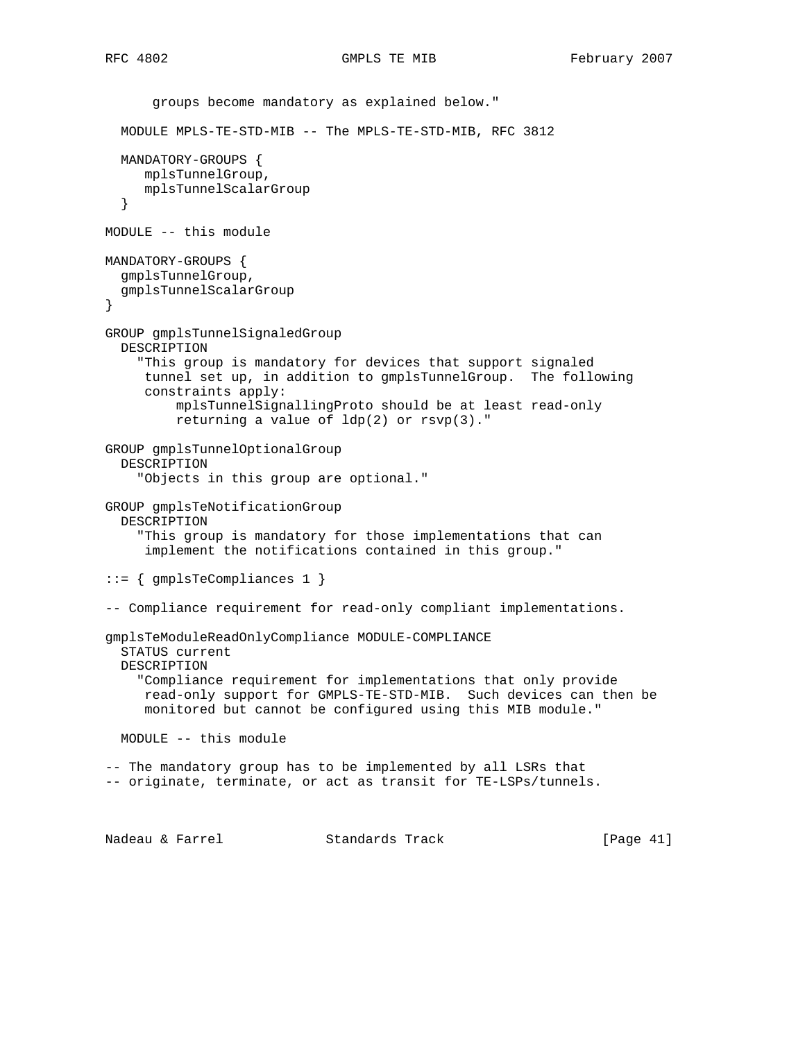```
      groups become mandatory as explained below."

  MODULE MPLS-TE-STD-MIB -- The MPLS-TE-STD-MIB, RFC 3812

  MANDATORY-GROUPS {
     mplsTunnelGroup,
     mplsTunnelScalarGroup
  }

MODULE -- this module

MANDATORY-GROUPS {
  gmplsTunnelGroup,
  gmplsTunnelScalarGroup
}

GROUP gmplsTunnelSignaledGroup
  DESCRIPTION
    "This group is mandatory for devices that support signaled
     tunnel set up, in addition to gmplsTunnelGroup.  The following
     constraints apply:
         mplsTunnelSignallingProto should be at least read-only
         returning a value of ldp(2) or rsvp(3)."

GROUP gmplsTunnelOptionalGroup
  DESCRIPTION
    "Objects in this group are optional."

GROUP gmplsTeNotificationGroup
  DESCRIPTION
    "This group is mandatory for those implementations that can
     implement the notifications contained in this group."

::= { gmplsTeCompliances 1 }

-- Compliance requirement for read-only compliant implementations.

gmplsTeModuleReadOnlyCompliance MODULE-COMPLIANCE
  STATUS current
  DESCRIPTION
    "Compliance requirement for implementations that only provide
     read-only support for GMPLS-TE-STD-MIB.  Such devices can then be
     monitored but cannot be configured using this MIB module."

  MODULE -- this module

-- The mandatory group has to be implemented by all LSRs that
-- originate, terminate, or act as transit for TE-LSPs/tunnels.
```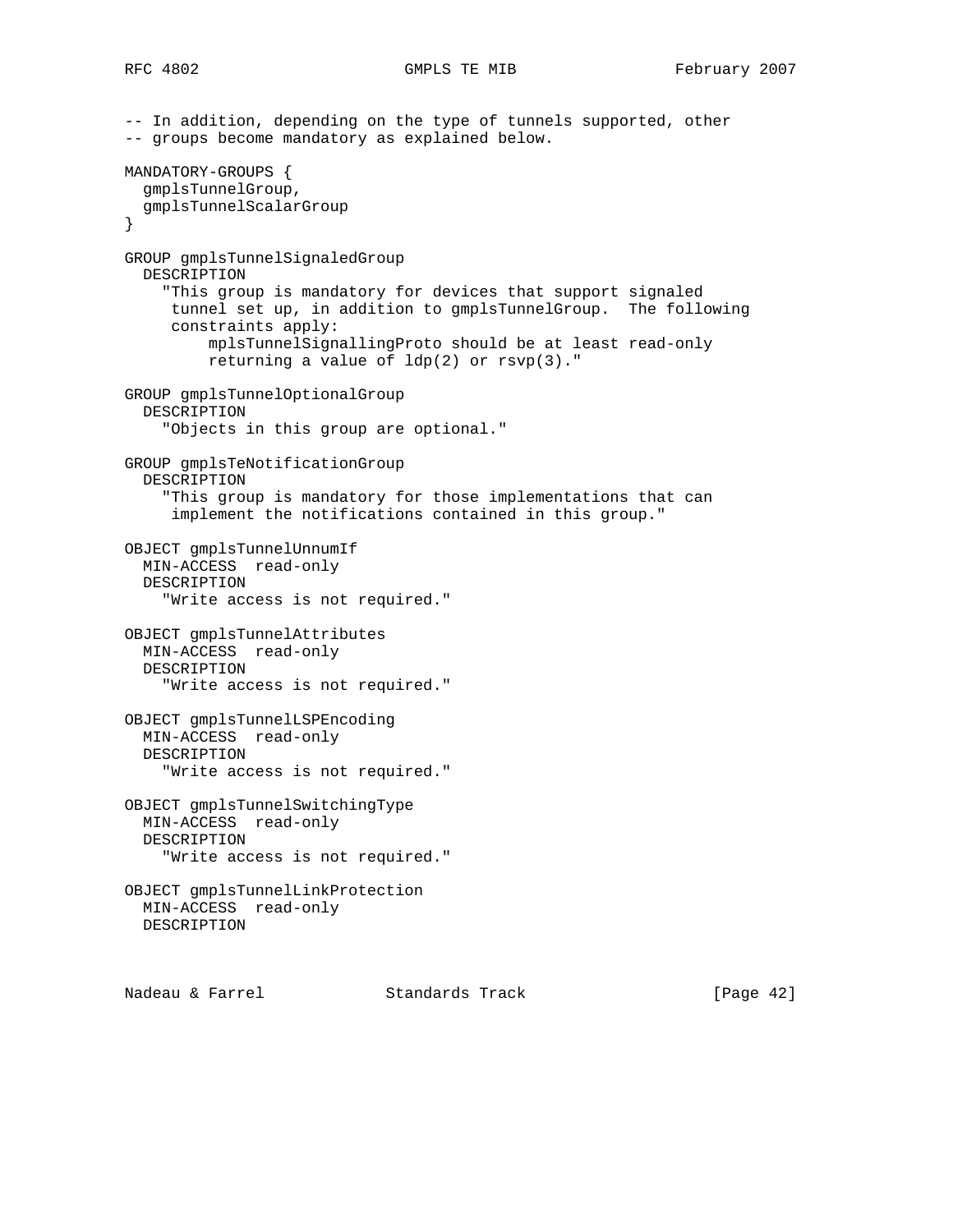```
-- In addition, depending on the type of tunnels supported, other
-- groups become mandatory as explained below.

MANDATORY-GROUPS {
  gmplsTunnelGroup,
  gmplsTunnelScalarGroup
}

GROUP gmplsTunnelSignaledGroup
  DESCRIPTION
    "This group is mandatory for devices that support signaled
     tunnel set up, in addition to gmplsTunnelGroup.  The following
     constraints apply:
         mplsTunnelSignallingProto should be at least read-only
         returning a value of ldp(2) or rsvp(3)."

GROUP gmplsTunnelOptionalGroup
  DESCRIPTION
    "Objects in this group are optional."

GROUP gmplsTeNotificationGroup
  DESCRIPTION
    "This group is mandatory for those implementations that can
     implement the notifications contained in this group."

OBJECT gmplsTunnelUnnumIf
  MIN-ACCESS  read-only
  DESCRIPTION
    "Write access is not required."

OBJECT gmplsTunnelAttributes
  MIN-ACCESS  read-only
  DESCRIPTION
    "Write access is not required."

OBJECT gmplsTunnelLSPEncoding
  MIN-ACCESS  read-only
  DESCRIPTION
    "Write access is not required."

OBJECT gmplsTunnelSwitchingType
  MIN-ACCESS  read-only
  DESCRIPTION
    "Write access is not required."

OBJECT gmplsTunnelLinkProtection
  MIN-ACCESS  read-only
  DESCRIPTION
```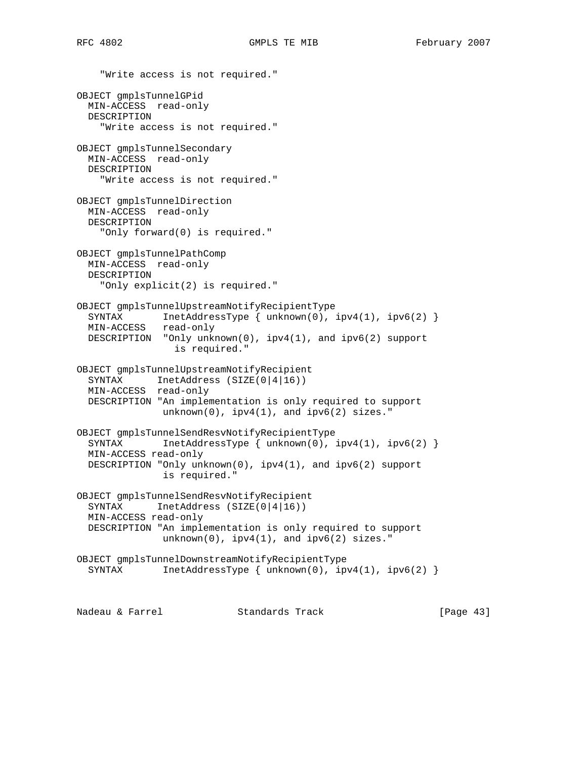```
    "Write access is not required."

OBJECT gmplsTunnelGPid
  MIN-ACCESS  read-only
  DESCRIPTION
    "Write access is not required."

OBJECT gmplsTunnelSecondary
  MIN-ACCESS  read-only
  DESCRIPTION
    "Write access is not required."

OBJECT gmplsTunnelDirection
  MIN-ACCESS  read-only
  DESCRIPTION
    "Only forward(0) is required."

OBJECT gmplsTunnelPathComp
  MIN-ACCESS  read-only
  DESCRIPTION
    "Only explicit(2) is required."

OBJECT gmplsTunnelUpstreamNotifyRecipientType
  SYNTAX       InetAddressType { unknown(0), ipv4(1), ipv6(2) }
  MIN-ACCESS   read-only
  DESCRIPTION  "Only unknown(0), ipv4(1), and ipv6(2) support
                 is required."

OBJECT gmplsTunnelUpstreamNotifyRecipient
  SYNTAX      InetAddress (SIZE(0|4|16))
  MIN-ACCESS  read-only
  DESCRIPTION "An implementation is only required to support
              unknown(0), ipv4(1), and ipv6(2) sizes."

OBJECT gmplsTunnelSendResvNotifyRecipientType
  SYNTAX       InetAddressType { unknown(0), ipv4(1), ipv6(2) }
  MIN-ACCESS read-only
  DESCRIPTION "Only unknown(0), ipv4(1), and ipv6(2) support
              is required."

OBJECT gmplsTunnelSendResvNotifyRecipient
  SYNTAX      InetAddress (SIZE(0|4|16))
  MIN-ACCESS read-only
  DESCRIPTION "An implementation is only required to support
              unknown(0), ipv4(1), and ipv6(2) sizes."

OBJECT gmplsTunnelDownstreamNotifyRecipientType
  SYNTAX       InetAddressType { unknown(0), ipv4(1), ipv6(2) }
```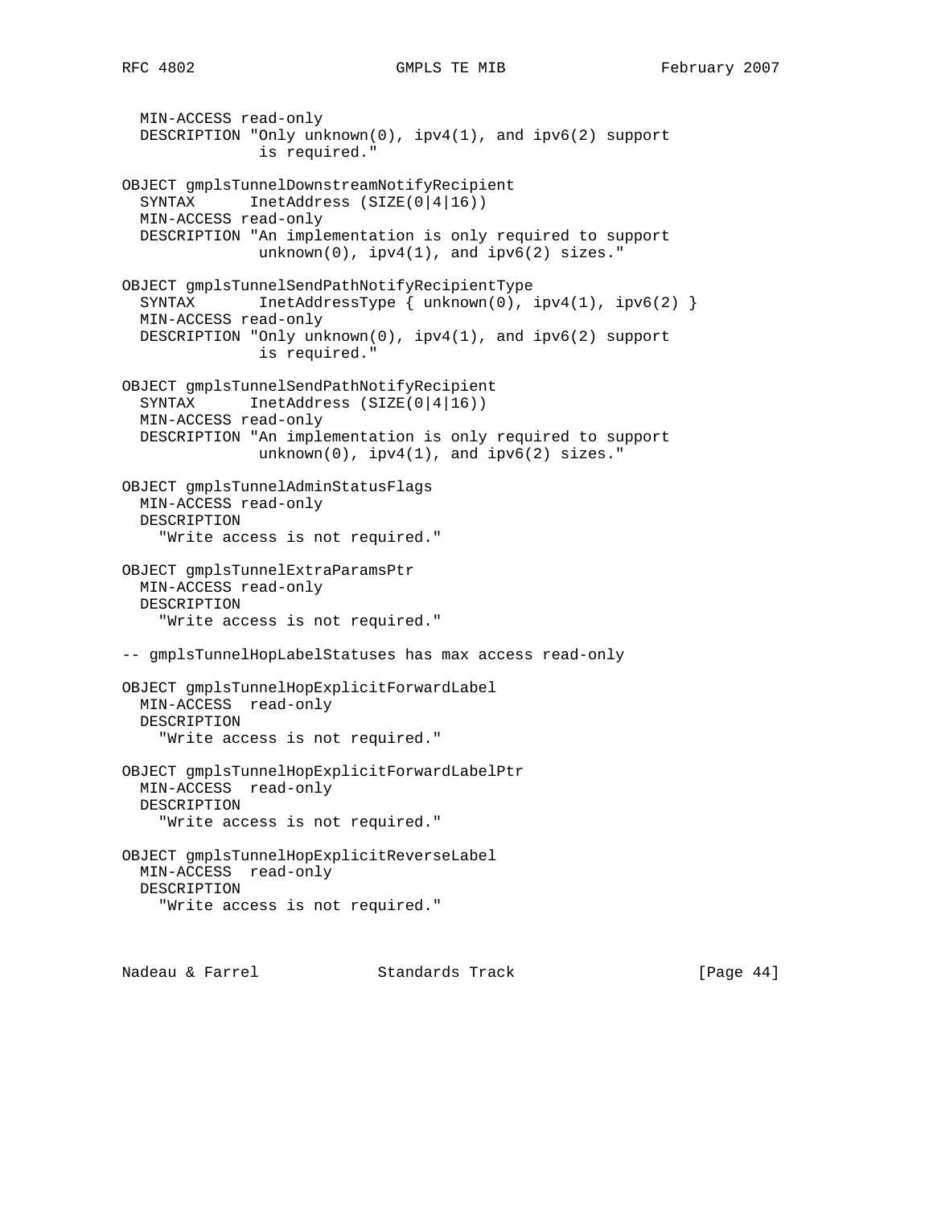```
  MIN-ACCESS read-only
  DESCRIPTION "Only unknown(0), ipv4(1), and ipv6(2) support
               is required."

OBJECT gmplsTunnelDownstreamNotifyRecipient
  SYNTAX      InetAddress (SIZE(0|4|16))
  MIN-ACCESS read-only
  DESCRIPTION "An implementation is only required to support
               unknown(0), ipv4(1), and ipv6(2) sizes."

OBJECT gmplsTunnelSendPathNotifyRecipientType
  SYNTAX       InetAddressType { unknown(0), ipv4(1), ipv6(2) }
  MIN-ACCESS read-only
  DESCRIPTION "Only unknown(0), ipv4(1), and ipv6(2) support
               is required."

OBJECT gmplsTunnelSendPathNotifyRecipient
  SYNTAX      InetAddress (SIZE(0|4|16))
  MIN-ACCESS read-only
  DESCRIPTION "An implementation is only required to support
               unknown(0), ipv4(1), and ipv6(2) sizes."

OBJECT gmplsTunnelAdminStatusFlags
  MIN-ACCESS read-only
  DESCRIPTION
    "Write access is not required."

OBJECT gmplsTunnelExtraParamsPtr
  MIN-ACCESS read-only
  DESCRIPTION
    "Write access is not required."

-- gmplsTunnelHopLabelStatuses has max access read-only

OBJECT gmplsTunnelHopExplicitForwardLabel
  MIN-ACCESS  read-only
  DESCRIPTION
    "Write access is not required."

OBJECT gmplsTunnelHopExplicitForwardLabelPtr
  MIN-ACCESS  read-only
  DESCRIPTION
    "Write access is not required."

OBJECT gmplsTunnelHopExplicitReverseLabel
  MIN-ACCESS  read-only
  DESCRIPTION
    "Write access is not required."
```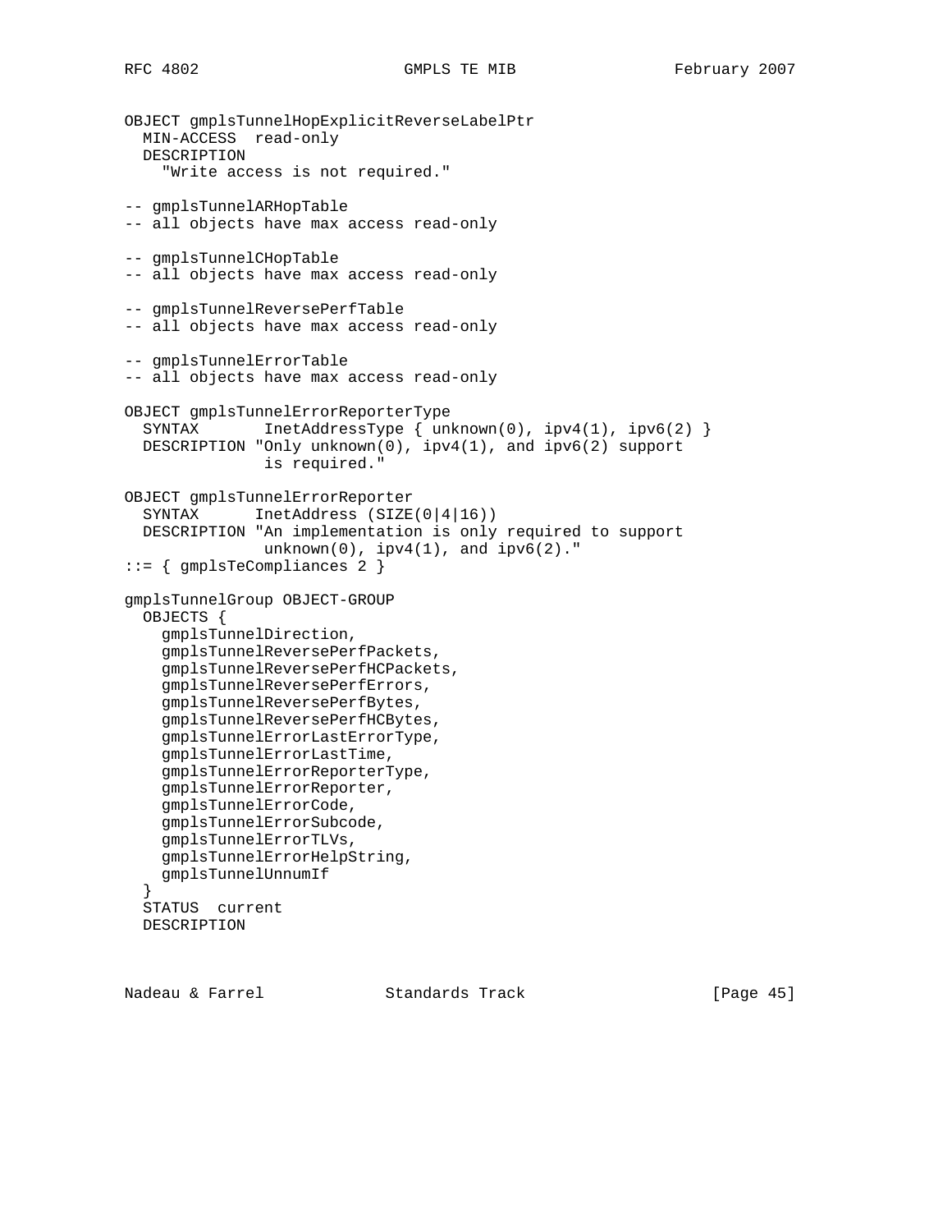```
   OBJECT gmplsTunnelHopExplicitReverseLabelPtr
     MIN-ACCESS  read-only
     DESCRIPTION
       "Write access is not required."

   -- gmplsTunnelARHopTable
   -- all objects have max access read-only

   -- gmplsTunnelCHopTable
   -- all objects have max access read-only

   -- gmplsTunnelReversePerfTable
   -- all objects have max access read-only

   -- gmplsTunnelErrorTable
   -- all objects have max access read-only

   OBJECT gmplsTunnelErrorReporterType
     SYNTAX       InetAddressType { unknown(0), ipv4(1), ipv6(2) }
     DESCRIPTION "Only unknown(0), ipv4(1), and ipv6(2) support
                  is required."

   OBJECT gmplsTunnelErrorReporter
     SYNTAX      InetAddress (SIZE(0|4|16))
     DESCRIPTION "An implementation is only required to support
                  unknown(0), ipv4(1), and ipv6(2)."
   ::= { gmplsTeCompliances 2 }

   gmplsTunnelGroup OBJECT-GROUP
     OBJECTS {
       gmplsTunnelDirection,
       gmplsTunnelReversePerfPackets,
       gmplsTunnelReversePerfHCPackets,
       gmplsTunnelReversePerfErrors,
       gmplsTunnelReversePerfBytes,
       gmplsTunnelReversePerfHCBytes,
       gmplsTunnelErrorLastErrorType,
       gmplsTunnelErrorLastTime,
       gmplsTunnelErrorReporterType,
       gmplsTunnelErrorReporter,
       gmplsTunnelErrorCode,
       gmplsTunnelErrorSubcode,
       gmplsTunnelErrorTLVs,
       gmplsTunnelErrorHelpString,
       gmplsTunnelUnnumIf
     }
     STATUS  current
     DESCRIPTION
```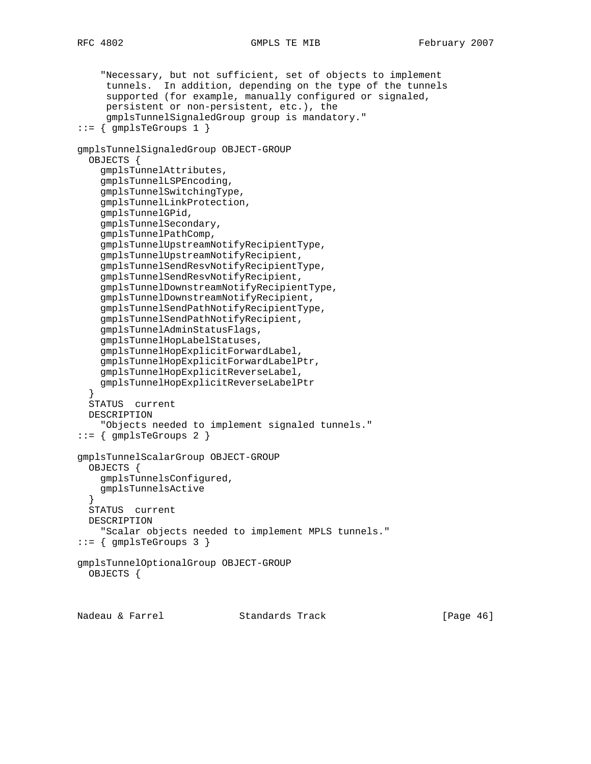```
    "Necessary, but not sufficient, set of objects to implement
     tunnels.  In addition, depending on the type of the tunnels
     supported (for example, manually configured or signaled,
     persistent or non-persistent, etc.), the
     gmplsTunnelSignaledGroup group is mandatory."
::= { gmplsTeGroups 1 }

gmplsTunnelSignaledGroup OBJECT-GROUP
  OBJECTS {
    gmplsTunnelAttributes,
    gmplsTunnelLSPEncoding,
    gmplsTunnelSwitchingType,
    gmplsTunnelLinkProtection,
    gmplsTunnelGPid,
    gmplsTunnelSecondary,
    gmplsTunnelPathComp,
    gmplsTunnelUpstreamNotifyRecipientType,
    gmplsTunnelUpstreamNotifyRecipient,
    gmplsTunnelSendResvNotifyRecipientType,
    gmplsTunnelSendResvNotifyRecipient,
    gmplsTunnelDownstreamNotifyRecipientType,
    gmplsTunnelDownstreamNotifyRecipient,
    gmplsTunnelSendPathNotifyRecipientType,
    gmplsTunnelSendPathNotifyRecipient,
    gmplsTunnelAdminStatusFlags,
    gmplsTunnelHopLabelStatuses,
    gmplsTunnelHopExplicitForwardLabel,
    gmplsTunnelHopExplicitForwardLabelPtr,
    gmplsTunnelHopExplicitReverseLabel,
    gmplsTunnelHopExplicitReverseLabelPtr
  }
  STATUS  current
  DESCRIPTION
    "Objects needed to implement signaled tunnels."
::= { gmplsTeGroups 2 }

gmplsTunnelScalarGroup OBJECT-GROUP
  OBJECTS {
    gmplsTunnelsConfigured,
    gmplsTunnelsActive
  }
  STATUS  current
  DESCRIPTION
    "Scalar objects needed to implement MPLS tunnels."
::= { gmplsTeGroups 3 }

gmplsTunnelOptionalGroup OBJECT-GROUP
  OBJECTS {
```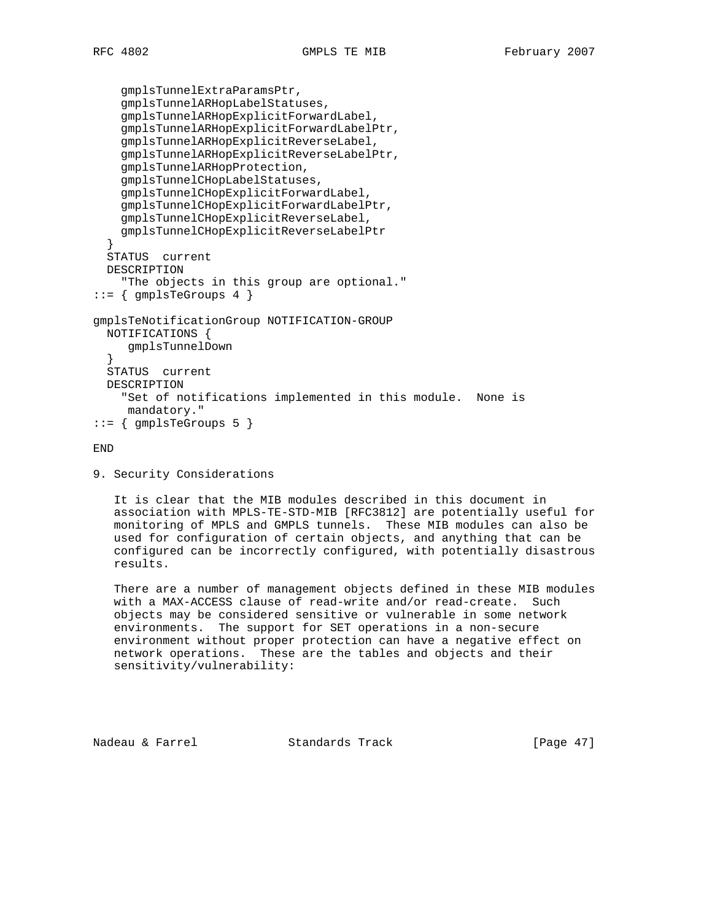```
     gmplsTunnelExtraParamsPtr,
     gmplsTunnelARHopLabelStatuses,
     gmplsTunnelARHopExplicitForwardLabel,
     gmplsTunnelARHopExplicitForwardLabelPtr,
     gmplsTunnelARHopExplicitReverseLabel,
     gmplsTunnelARHopExplicitReverseLabelPtr,
     gmplsTunnelARHopProtection,
     gmplsTunnelCHopLabelStatuses,
     gmplsTunnelCHopExplicitForwardLabel,
     gmplsTunnelCHopExplicitForwardLabelPtr,
     gmplsTunnelCHopExplicitReverseLabel,
     gmplsTunnelCHopExplicitReverseLabelPtr
   }
   STATUS  current
   DESCRIPTION
     "The objects in this group are optional."
 ::= { gmplsTeGroups 4 }

 gmplsTeNotificationGroup NOTIFICATION-GROUP
   NOTIFICATIONS {
      gmplsTunnelDown
   }
   STATUS  current
   DESCRIPTION
     "Set of notifications implemented in this module.  None is
      mandatory."
 ::= { gmplsTeGroups 5 }

 END
```

## 9. Security Considerations

It is clear that the MIB modules described in this document in association with MPLS-TE-STD-MIB [RFC3812] are potentially useful for monitoring of MPLS and GMPLS tunnels. These MIB modules can also be used for configuration of certain objects, and anything that can be configured can be incorrectly configured, with potentially disastrous results.

There are a number of management objects defined in these MIB modules with a MAX-ACCESS clause of read-write and/or read-create. Such objects may be considered sensitive or vulnerable in some network environments. The support for SET operations in a non-secure environment without proper protection can have a negative effect on network operations. These are the tables and objects and their sensitivity/vulnerability: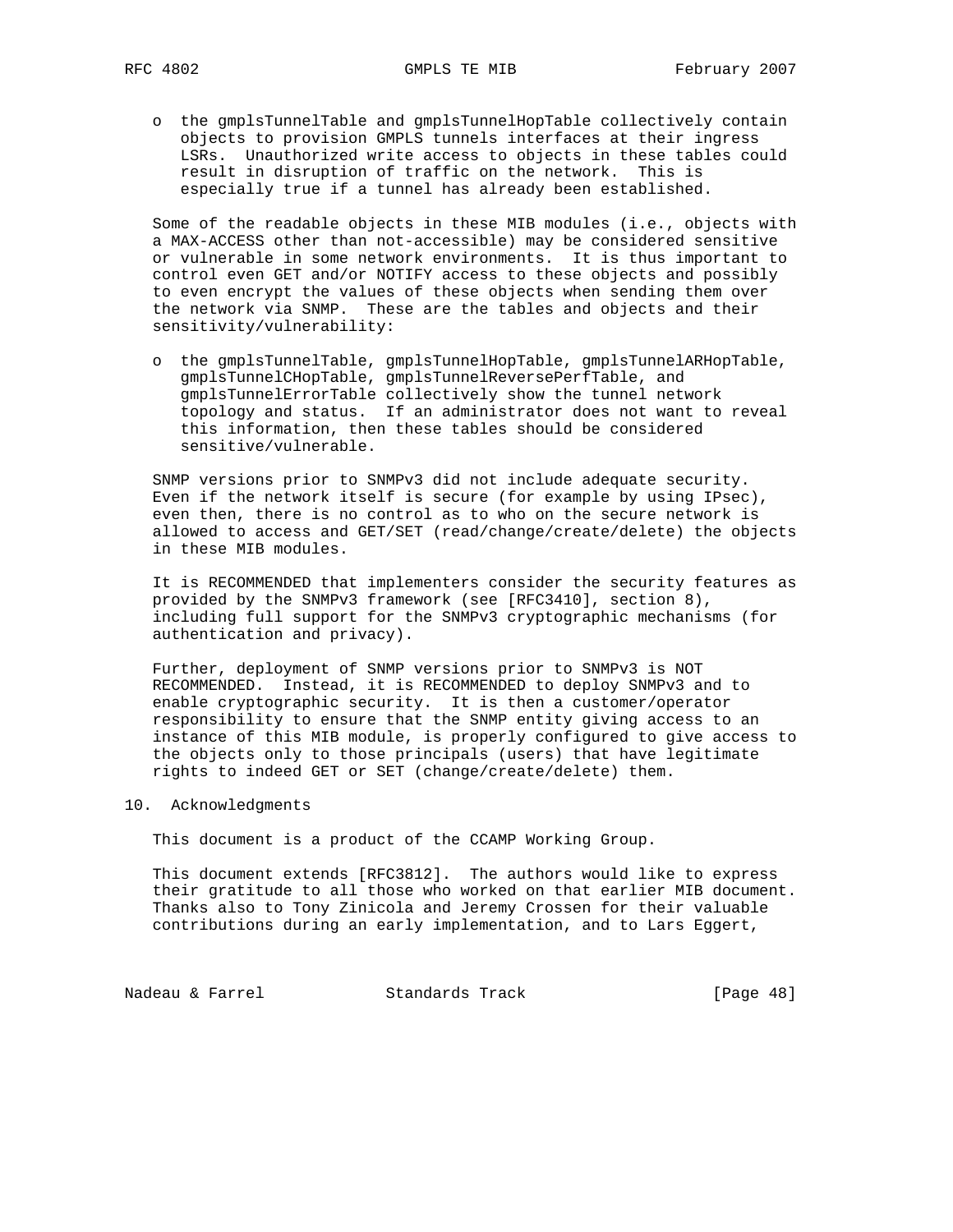- the gmplsTunnelTable and gmplsTunnelHopTable collectively contain objects to provision GMPLS tunnels interfaces at their ingress LSRs. Unauthorized write access to objects in these tables could result in disruption of traffic on the network. This is especially true if a tunnel has already been established.

Some of the readable objects in these MIB modules (i.e., objects with a MAX-ACCESS other than not-accessible) may be considered sensitive or vulnerable in some network environments. It is thus important to control even GET and/or NOTIFY access to these objects and possibly to even encrypt the values of these objects when sending them over the network via SNMP. These are the tables and objects and their sensitivity/vulnerability:

- the gmplsTunnelTable, gmplsTunnelHopTable, gmplsTunnelARHopTable, gmplsTunnelCHopTable, gmplsTunnelReversePerfTable, and gmplsTunnelErrorTable collectively show the tunnel network topology and status. If an administrator does not want to reveal this information, then these tables should be considered sensitive/vulnerable.

SNMP versions prior to SNMPv3 did not include adequate security. Even if the network itself is secure (for example by using IPsec), even then, there is no control as to who on the secure network is allowed to access and GET/SET (read/change/create/delete) the objects in these MIB modules.

It is RECOMMENDED that implementers consider the security features as provided by the SNMPv3 framework (see [RFC3410], section 8), including full support for the SNMPv3 cryptographic mechanisms (for authentication and privacy).

Further, deployment of SNMP versions prior to SNMPv3 is NOT RECOMMENDED. Instead, it is RECOMMENDED to deploy SNMPv3 and to enable cryptographic security. It is then a customer/operator responsibility to ensure that the SNMP entity giving access to an instance of this MIB module, is properly configured to give access to the objects only to those principals (users) that have legitimate rights to indeed GET or SET (change/create/delete) them.

## 10. Acknowledgments

This document is a product of the CCAMP Working Group.

This document extends [RFC3812]. The authors would like to express their gratitude to all those who worked on that earlier MIB document. Thanks also to Tony Zinicola and Jeremy Crossen for their valuable contributions during an early implementation, and to Lars Eggert,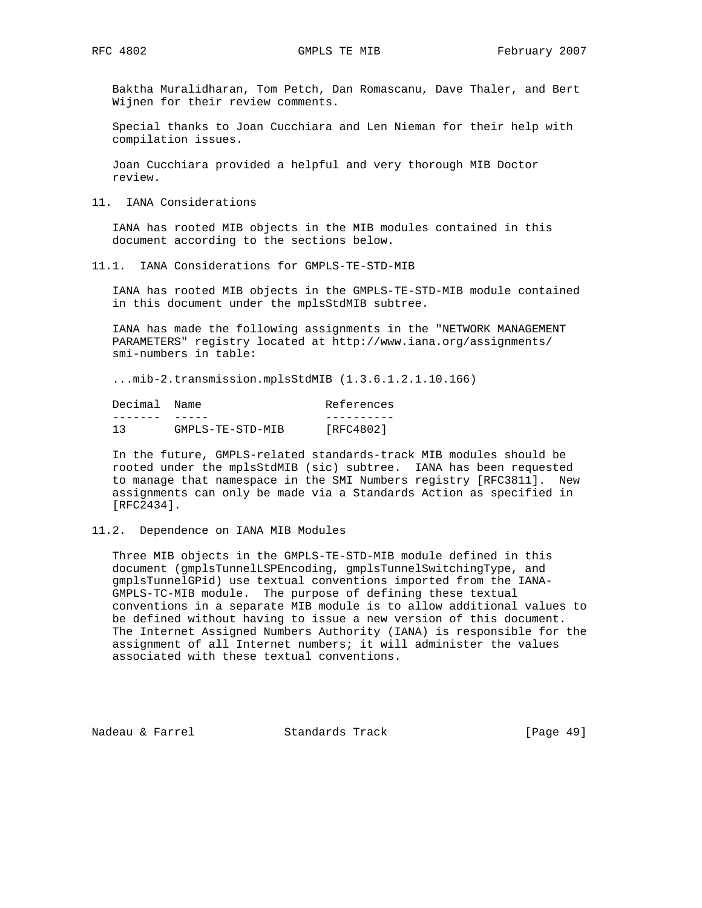Baktha Muralidharan, Tom Petch, Dan Romascanu, Dave Thaler, and Bert Wijnen for their review comments.

Special thanks to Joan Cucchiara and Len Nieman for their help with compilation issues.

Joan Cucchiara provided a helpful and very thorough MIB Doctor review.

## 11. IANA Considerations

IANA has rooted MIB objects in the MIB modules contained in this document according to the sections below.

### 11.1. IANA Considerations for GMPLS-TE-STD-MIB

IANA has rooted MIB objects in the GMPLS-TE-STD-MIB module contained in this document under the mplsStdMIB subtree.

IANA has made the following assignments in the "NETWORK MANAGEMENT PARAMETERS" registry located at http://www.iana.org/assignments/smi-numbers in table:

...mib-2.transmission.mplsStdMIB (1.3.6.1.2.1.10.166)

| Decimal | Name | References |
|---|---|---|
| 13 | GMPLS-TE-STD-MIB | [RFC4802] |

In the future, GMPLS-related standards-track MIB modules should be rooted under the mplsStdMIB (sic) subtree. IANA has been requested to manage that namespace in the SMI Numbers registry [RFC3811]. New assignments can only be made via a Standards Action as specified in [RFC2434].

### 11.2. Dependence on IANA MIB Modules

Three MIB objects in the GMPLS-TE-STD-MIB module defined in this document (gmplsTunnelLSPEncoding, gmplsTunnelSwitchingType, and gmplsTunnelGPid) use textual conventions imported from the IANA-GMPLS-TC-MIB module. The purpose of defining these textual conventions in a separate MIB module is to allow additional values to be defined without having to issue a new version of this document. The Internet Assigned Numbers Authority (IANA) is responsible for the assignment of all Internet numbers; it will administer the values associated with these textual conventions.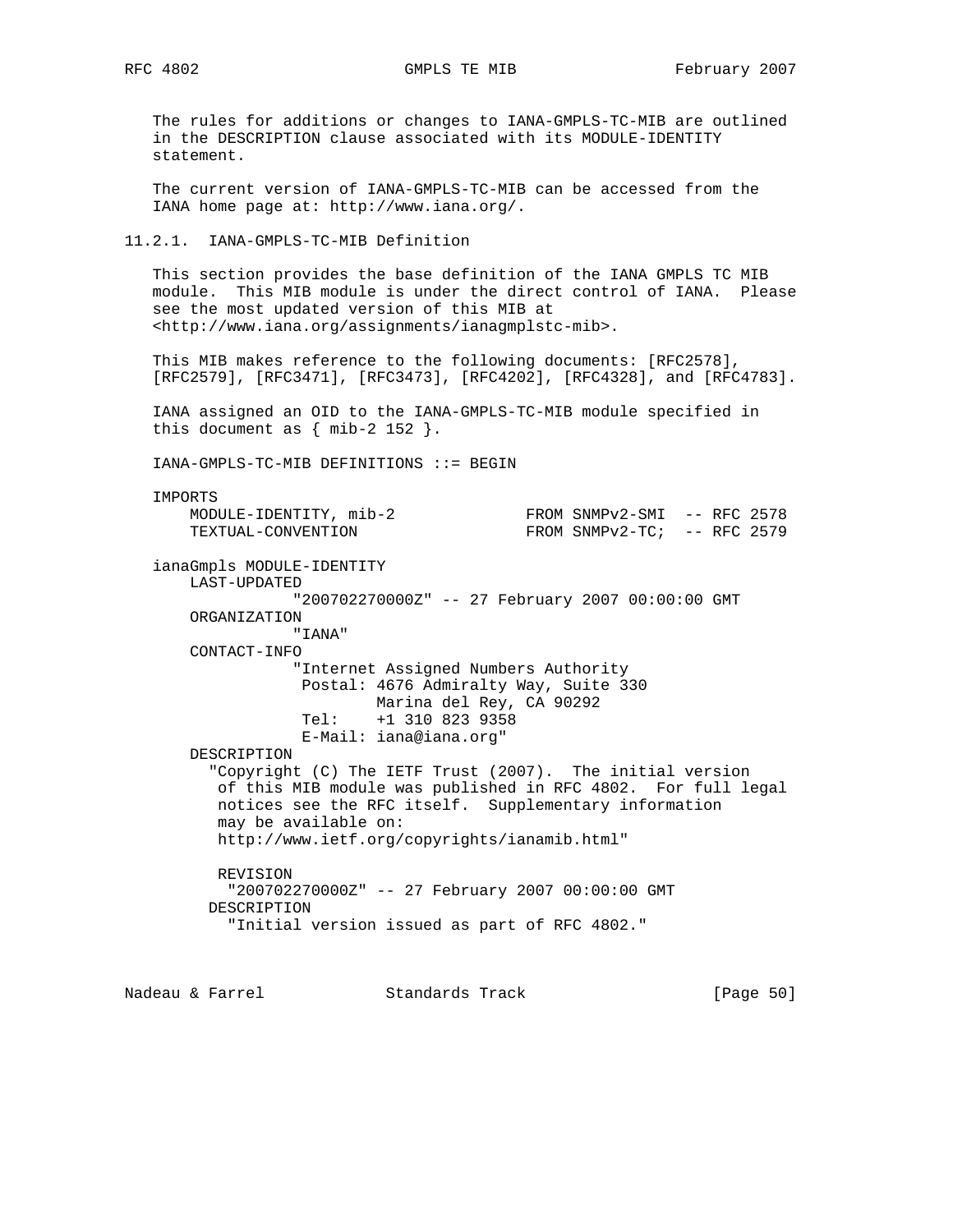The rules for additions or changes to IANA-GMPLS-TC-MIB are outlined in the DESCRIPTION clause associated with its MODULE-IDENTITY statement.

The current version of IANA-GMPLS-TC-MIB can be accessed from the IANA home page at: http://www.iana.org/.

### 11.2.1. IANA-GMPLS-TC-MIB Definition

This section provides the base definition of the IANA GMPLS TC MIB module. This MIB module is under the direct control of IANA. Please see the most updated version of this MIB at <http://www.iana.org/assignments/ianagmplstc-mib>.

This MIB makes reference to the following documents: [RFC2578], [RFC2579], [RFC3471], [RFC3473], [RFC4202], [RFC4328], and [RFC4783].

IANA assigned an OID to the IANA-GMPLS-TC-MIB module specified in this document as { mib-2 152 }.

```
IANA-GMPLS-TC-MIB DEFINITIONS ::= BEGIN

IMPORTS
    MODULE-IDENTITY, mib-2              FROM SNMPv2-SMI  -- RFC 2578
    TEXTUAL-CONVENTION                  FROM SNMPv2-TC;  -- RFC 2579

ianaGmpls MODULE-IDENTITY
    LAST-UPDATED
                "200702270000Z" -- 27 February 2007 00:00:00 GMT
    ORGANIZATION
                "IANA"
    CONTACT-INFO
                "Internet Assigned Numbers Authority
                 Postal: 4676 Admiralty Way, Suite 330
                         Marina del Rey, CA 90292
                 Tel:    +1 310 823 9358
                 E-Mail: iana@iana.org"
    DESCRIPTION
      "Copyright (C) The IETF Trust (2007).  The initial version
       of this MIB module was published in RFC 4802.  For full legal
       notices see the RFC itself.  Supplementary information
       may be available on:
       http://www.ietf.org/copyrights/ianamib.html"

       REVISION
        "200702270000Z" -- 27 February 2007 00:00:00 GMT
      DESCRIPTION
        "Initial version issued as part of RFC 4802."
```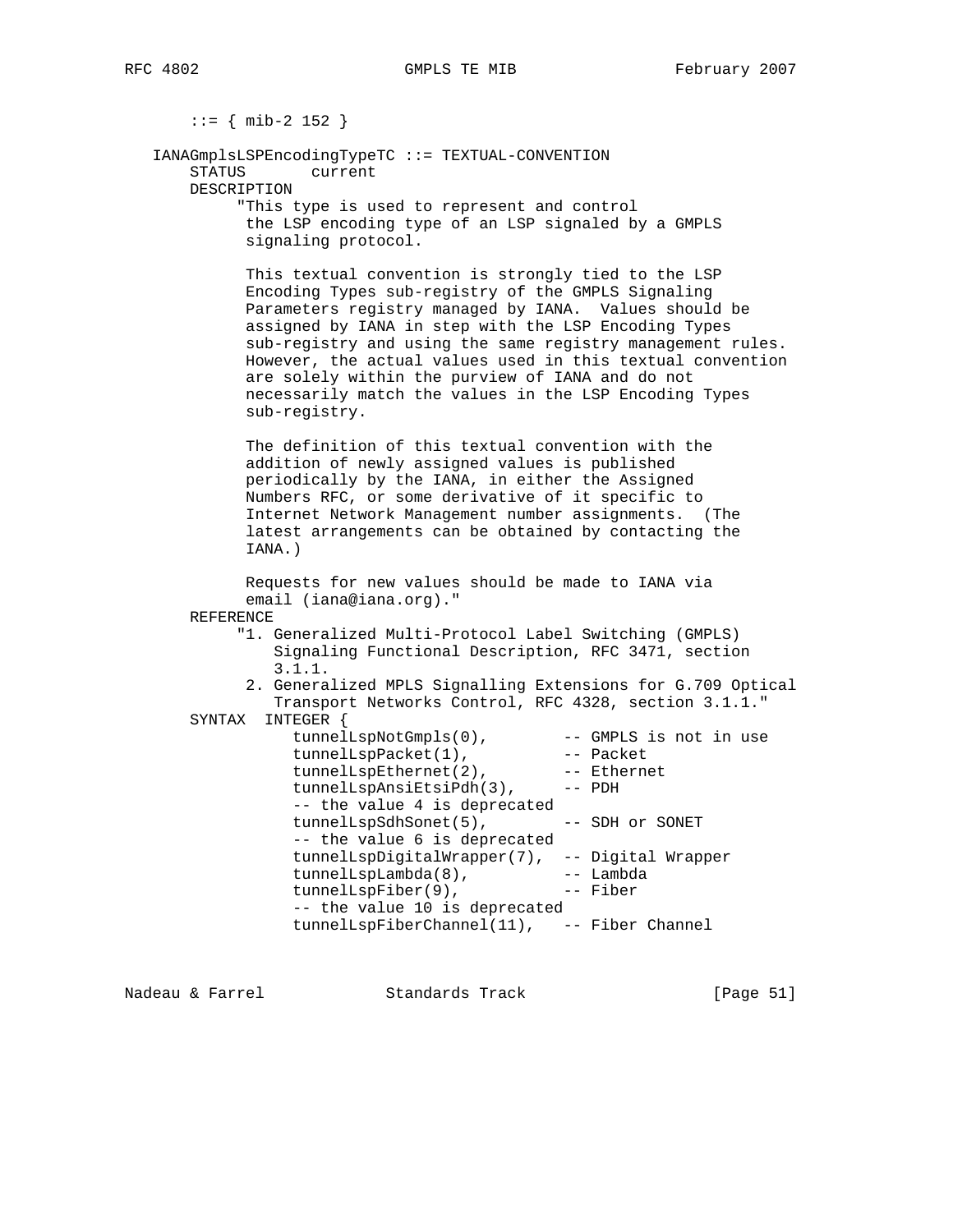```
       ::= { mib-2 152 }

   IANAGmplsLSPEncodingTypeTC ::= TEXTUAL-CONVENTION
       STATUS       current
       DESCRIPTION
            "This type is used to represent and control
             the LSP encoding type of an LSP signaled by a GMPLS
             signaling protocol.

             This textual convention is strongly tied to the LSP
             Encoding Types sub-registry of the GMPLS Signaling
             Parameters registry managed by IANA.  Values should be
             assigned by IANA in step with the LSP Encoding Types
             sub-registry and using the same registry management rules.
             However, the actual values used in this textual convention
             are solely within the purview of IANA and do not
             necessarily match the values in the LSP Encoding Types
             sub-registry.

             The definition of this textual convention with the
             addition of newly assigned values is published
             periodically by the IANA, in either the Assigned
             Numbers RFC, or some derivative of it specific to
             Internet Network Management number assignments.  (The
             latest arrangements can be obtained by contacting the
             IANA.)

             Requests for new values should be made to IANA via
             email (iana@iana.org)."
       REFERENCE
            "1. Generalized Multi-Protocol Label Switching (GMPLS)
                Signaling Functional Description, RFC 3471, section
                3.1.1.
             2. Generalized MPLS Signalling Extensions for G.709 Optical
                Transport Networks Control, RFC 4328, section 3.1.1."
       SYNTAX  INTEGER {
                 tunnelLspNotGmpls(0),        -- GMPLS is not in use
                 tunnelLspPacket(1),          -- Packet
                 tunnelLspEthernet(2),        -- Ethernet
                 tunnelLspAnsiEtsiPdh(3),     -- PDH
                 -- the value 4 is deprecated
                 tunnelLspSdhSonet(5),        -- SDH or SONET
                 -- the value 6 is deprecated
                 tunnelLspDigitalWrapper(7),  -- Digital Wrapper
                 tunnelLspLambda(8),          -- Lambda
                 tunnelLspFiber(9),           -- Fiber
                 -- the value 10 is deprecated
                 tunnelLspFiberChannel(11),   -- Fiber Channel
```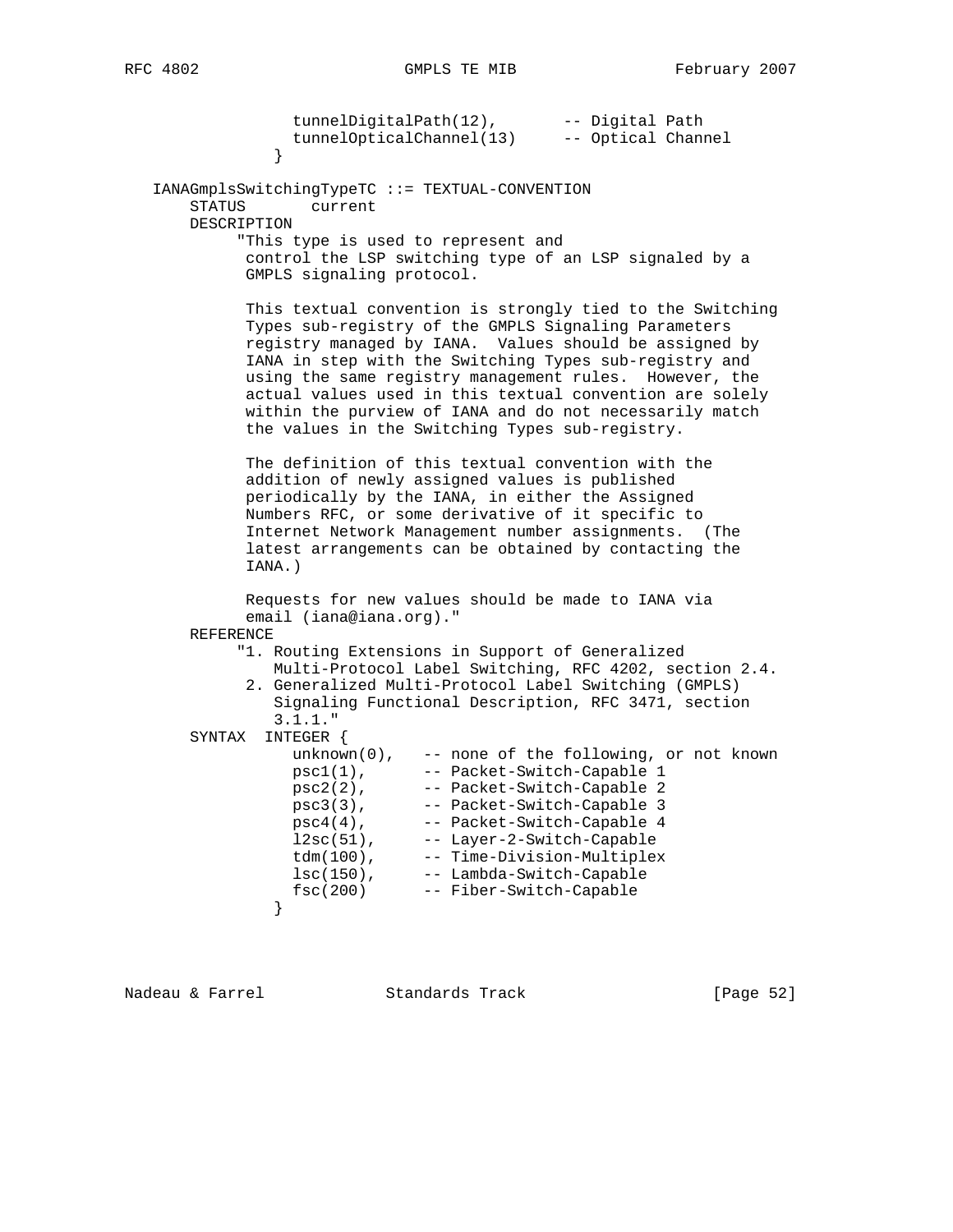```
                 tunnelDigitalPath(12),       -- Digital Path
                 tunnelOpticalChannel(13)     -- Optical Channel
               }

   IANAGmplsSwitchingTypeTC ::= TEXTUAL-CONVENTION
       STATUS       current
       DESCRIPTION
            "This type is used to represent and
             control the LSP switching type of an LSP signaled by a
             GMPLS signaling protocol.

             This textual convention is strongly tied to the Switching
             Types sub-registry of the GMPLS Signaling Parameters
             registry managed by IANA.  Values should be assigned by
             IANA in step with the Switching Types sub-registry and
             using the same registry management rules.  However, the
             actual values used in this textual convention are solely
             within the purview of IANA and do not necessarily match
             the values in the Switching Types sub-registry.

             The definition of this textual convention with the
             addition of newly assigned values is published
             periodically by the IANA, in either the Assigned
             Numbers RFC, or some derivative of it specific to
             Internet Network Management number assignments.  (The
             latest arrangements can be obtained by contacting the
             IANA.)

             Requests for new values should be made to IANA via
             email (iana@iana.org)."
       REFERENCE
            "1. Routing Extensions in Support of Generalized
                Multi-Protocol Label Switching, RFC 4202, section 2.4.
             2. Generalized Multi-Protocol Label Switching (GMPLS)
                Signaling Functional Description, RFC 3471, section
                3.1.1."
       SYNTAX  INTEGER {
                 unknown(0),   -- none of the following, or not known
                 psc1(1),      -- Packet-Switch-Capable 1
                 psc2(2),      -- Packet-Switch-Capable 2
                 psc3(3),      -- Packet-Switch-Capable 3
                 psc4(4),      -- Packet-Switch-Capable 4
                 l2sc(51),     -- Layer-2-Switch-Capable
                 tdm(100),     -- Time-Division-Multiplex
                 lsc(150),     -- Lambda-Switch-Capable
                 fsc(200)      -- Fiber-Switch-Capable
               }
```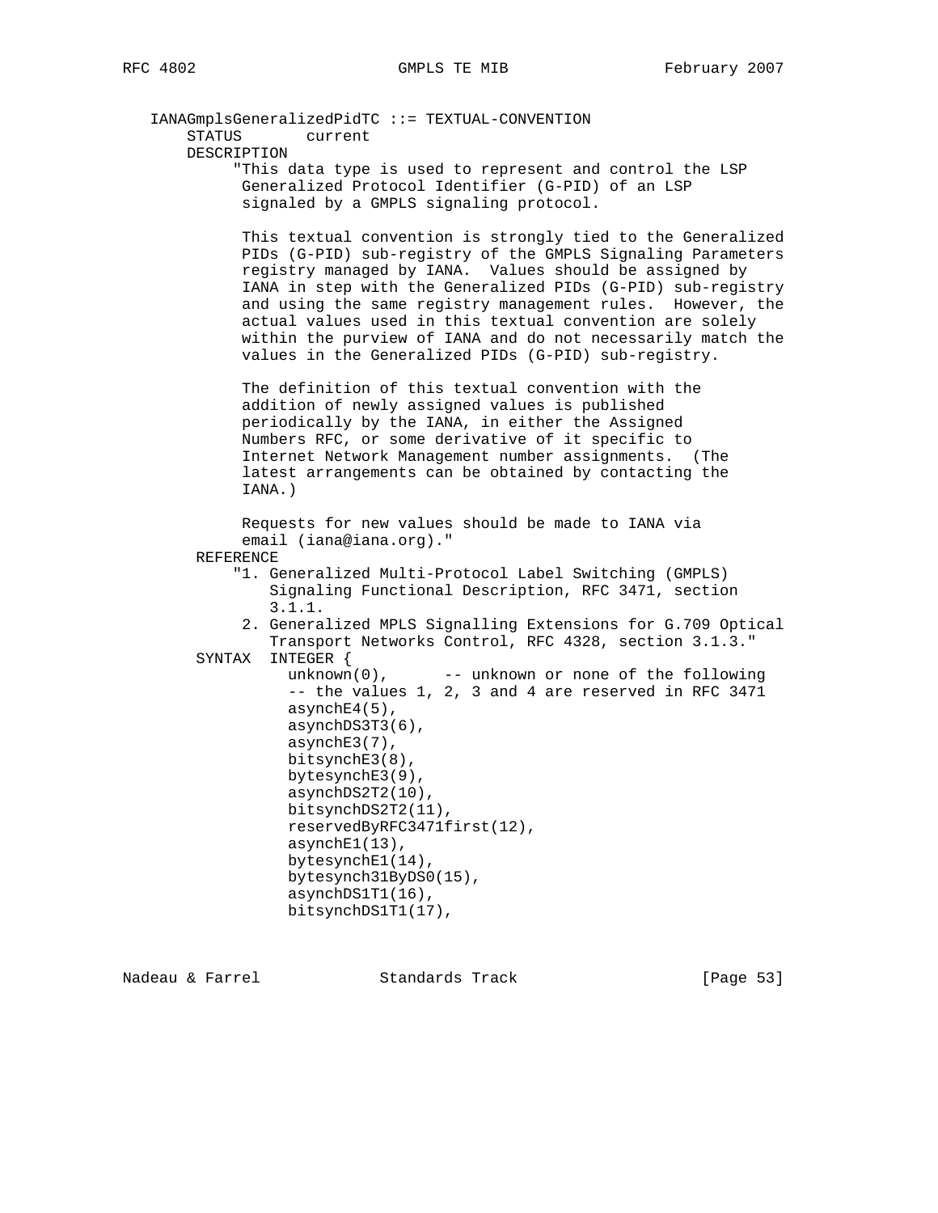```
   IANAGmplsGeneralizedPidTC ::= TEXTUAL-CONVENTION
       STATUS       current
       DESCRIPTION
            "This data type is used to represent and control the LSP
             Generalized Protocol Identifier (G-PID) of an LSP
             signaled by a GMPLS signaling protocol.

             This textual convention is strongly tied to the Generalized
             PIDs (G-PID) sub-registry of the GMPLS Signaling Parameters
             registry managed by IANA.  Values should be assigned by
             IANA in step with the Generalized PIDs (G-PID) sub-registry
             and using the same registry management rules.  However, the
             actual values used in this textual convention are solely
             within the purview of IANA and do not necessarily match the
             values in the Generalized PIDs (G-PID) sub-registry.

             The definition of this textual convention with the
             addition of newly assigned values is published
             periodically by the IANA, in either the Assigned
             Numbers RFC, or some derivative of it specific to
             Internet Network Management number assignments.  (The
             latest arrangements can be obtained by contacting the
             IANA.)

             Requests for new values should be made to IANA via
             email (iana@iana.org)."
        REFERENCE
            "1. Generalized Multi-Protocol Label Switching (GMPLS)
                Signaling Functional Description, RFC 3471, section
                3.1.1.
             2. Generalized MPLS Signalling Extensions for G.709 Optical
                Transport Networks Control, RFC 4328, section 3.1.3."
        SYNTAX  INTEGER {
                  unknown(0),      -- unknown or none of the following
                  -- the values 1, 2, 3 and 4 are reserved in RFC 3471
                  asynchE4(5),
                  asynchDS3T3(6),
                  asynchE3(7),
                  bitsynchE3(8),
                  bytesynchE3(9),
                  asynchDS2T2(10),
                  bitsynchDS2T2(11),
                  reservedByRFC3471first(12),
                  asynchE1(13),
                  bytesynchE1(14),
                  bytesynch31ByDS0(15),
                  asynchDS1T1(16),
                  bitsynchDS1T1(17),
```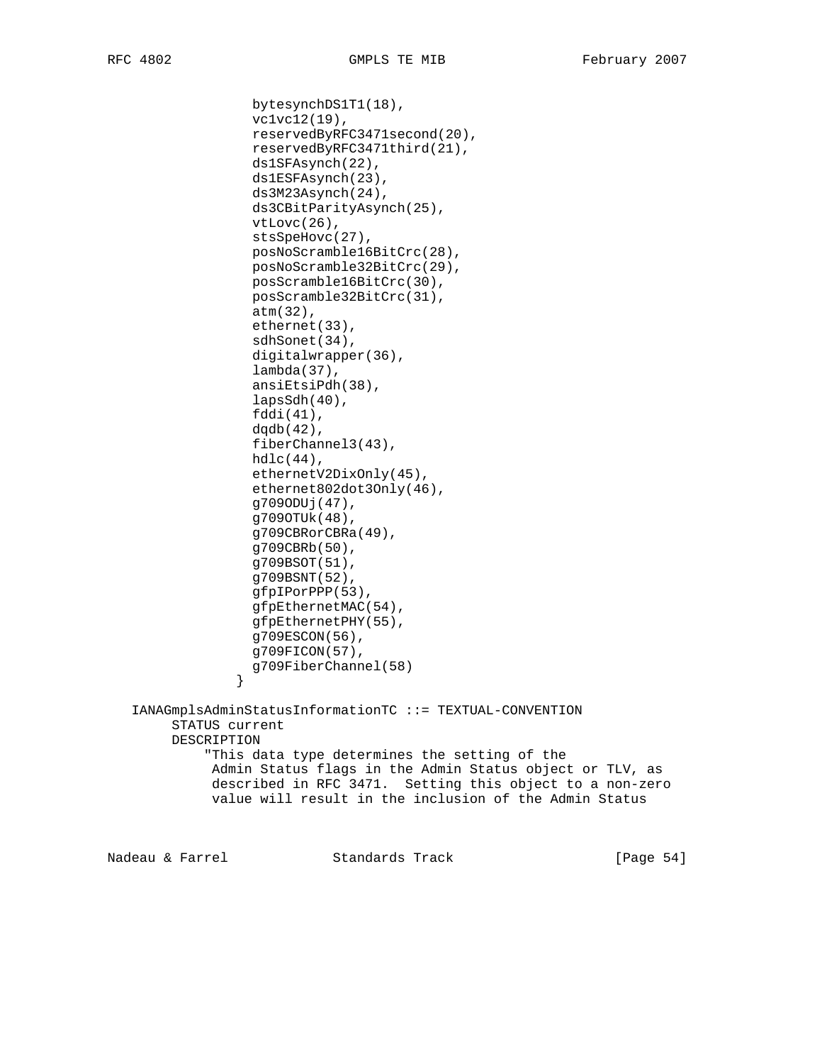```
                  bytesynchDS1T1(18),
                  vc1vc12(19),
                  reservedByRFC3471second(20),
                  reservedByRFC3471third(21),
                  ds1SFAsynch(22),
                  ds1ESFAsynch(23),
                  ds3M23Asynch(24),
                  ds3CBitParityAsynch(25),
                  vtLovc(26),
                  stsSpeHovc(27),
                  posNoScramble16BitCrc(28),
                  posNoScramble32BitCrc(29),
                  posScramble16BitCrc(30),
                  posScramble32BitCrc(31),
                  atm(32),
                  ethernet(33),
                  sdhSonet(34),
                  digitalwrapper(36),
                  lambda(37),
                  ansiEtsiPdh(38),
                  lapsSdh(40),
                  fddi(41),
                  dqdb(42),
                  fiberChannel3(43),
                  hdlc(44),
                  ethernetV2DixOnly(45),
                  ethernet802dot3Only(46),
                  g709ODUj(47),
                  g709OTUk(48),
                  g709CBRorCBRa(49),
                  g709CBRb(50),
                  g709BSOT(51),
                  g709BSNT(52),
                  gfpIPorPPP(53),
                  gfpEthernetMAC(54),
                  gfpEthernetPHY(55),
                  g709ESCON(56),
                  g709FICON(57),
                  g709FiberChannel(58)
                }

   IANAGmplsAdminStatusInformationTC ::= TEXTUAL-CONVENTION
        STATUS current
        DESCRIPTION
            "This data type determines the setting of the
             Admin Status flags in the Admin Status object or TLV, as
             described in RFC 3471.  Setting this object to a non-zero
             value will result in the inclusion of the Admin Status
```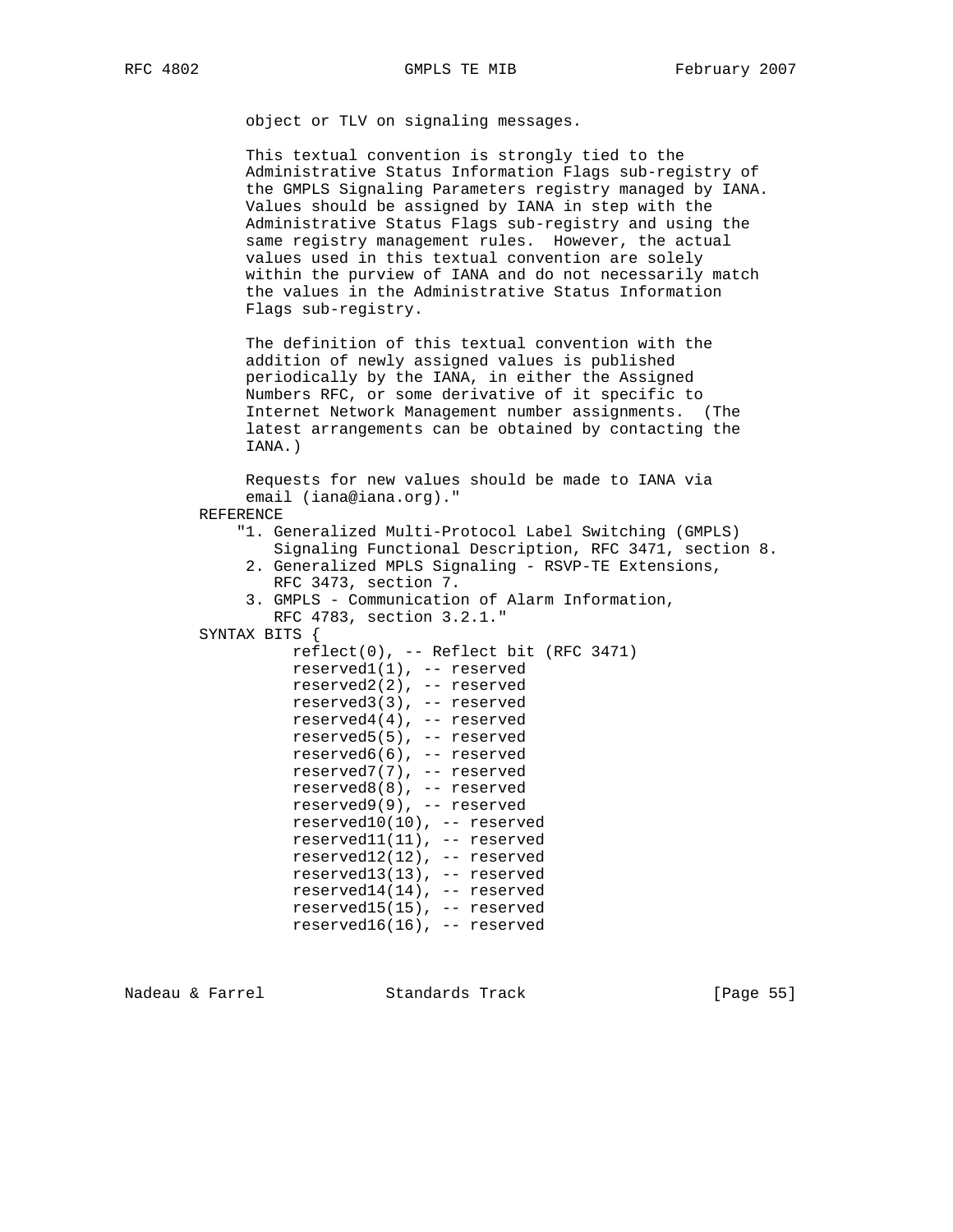```
          object or TLV on signaling messages.

          This textual convention is strongly tied to the
          Administrative Status Information Flags sub-registry of
          the GMPLS Signaling Parameters registry managed by IANA.
          Values should be assigned by IANA in step with the
          Administrative Status Flags sub-registry and using the
          same registry management rules.  However, the actual
          values used in this textual convention are solely
          within the purview of IANA and do not necessarily match
          the values in the Administrative Status Information
          Flags sub-registry.

          The definition of this textual convention with the
          addition of newly assigned values is published
          periodically by the IANA, in either the Assigned
          Numbers RFC, or some derivative of it specific to
          Internet Network Management number assignments.  (The
          latest arrangements can be obtained by contacting the
          IANA.)

          Requests for new values should be made to IANA via
          email (iana@iana.org)."
     REFERENCE
         "1. Generalized Multi-Protocol Label Switching (GMPLS)
             Signaling Functional Description, RFC 3471, section 8.
          2. Generalized MPLS Signaling - RSVP-TE Extensions,
             RFC 3473, section 7.
          3. GMPLS - Communication of Alarm Information,
             RFC 4783, section 3.2.1."
     SYNTAX BITS {
               reflect(0), -- Reflect bit (RFC 3471)
               reserved1(1), -- reserved
               reserved2(2), -- reserved
               reserved3(3), -- reserved
               reserved4(4), -- reserved
               reserved5(5), -- reserved
               reserved6(6), -- reserved
               reserved7(7), -- reserved
               reserved8(8), -- reserved
               reserved9(9), -- reserved
               reserved10(10), -- reserved
               reserved11(11), -- reserved
               reserved12(12), -- reserved
               reserved13(13), -- reserved
               reserved14(14), -- reserved
               reserved15(15), -- reserved
               reserved16(16), -- reserved
```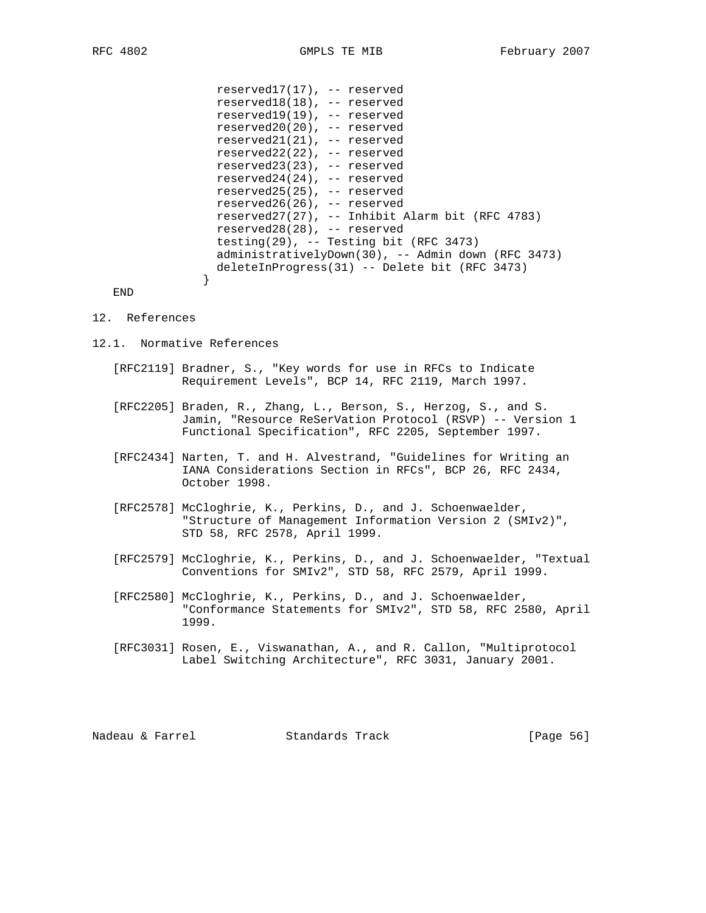```
                 reserved17(17), -- reserved
                 reserved18(18), -- reserved
                 reserved19(19), -- reserved
                 reserved20(20), -- reserved
                 reserved21(21), -- reserved
                 reserved22(22), -- reserved
                 reserved23(23), -- reserved
                 reserved24(24), -- reserved
                 reserved25(25), -- reserved
                 reserved26(26), -- reserved
                 reserved27(27), -- Inhibit Alarm bit (RFC 4783)
                 reserved28(28), -- reserved
                 testing(29), -- Testing bit (RFC 3473)
                 administrativelyDown(30), -- Admin down (RFC 3473)
                 deleteInProgress(31) -- Delete bit (RFC 3473)
               }
   END
```

## 12. References

### 12.1. Normative References

[RFC2119] Bradner, S., "Key words for use in RFCs to Indicate Requirement Levels", BCP 14, RFC 2119, March 1997.

[RFC2205] Braden, R., Zhang, L., Berson, S., Herzog, S., and S. Jamin, "Resource ReSerVation Protocol (RSVP) -- Version 1 Functional Specification", RFC 2205, September 1997.

[RFC2434] Narten, T. and H. Alvestrand, "Guidelines for Writing an IANA Considerations Section in RFCs", BCP 26, RFC 2434, October 1998.

[RFC2578] McCloghrie, K., Perkins, D., and J. Schoenwaelder, "Structure of Management Information Version 2 (SMIv2)", STD 58, RFC 2578, April 1999.

[RFC2579] McCloghrie, K., Perkins, D., and J. Schoenwaelder, "Textual Conventions for SMIv2", STD 58, RFC 2579, April 1999.

[RFC2580] McCloghrie, K., Perkins, D., and J. Schoenwaelder, "Conformance Statements for SMIv2", STD 58, RFC 2580, April 1999.

[RFC3031] Rosen, E., Viswanathan, A., and R. Callon, "Multiprotocol Label Switching Architecture", RFC 3031, January 2001.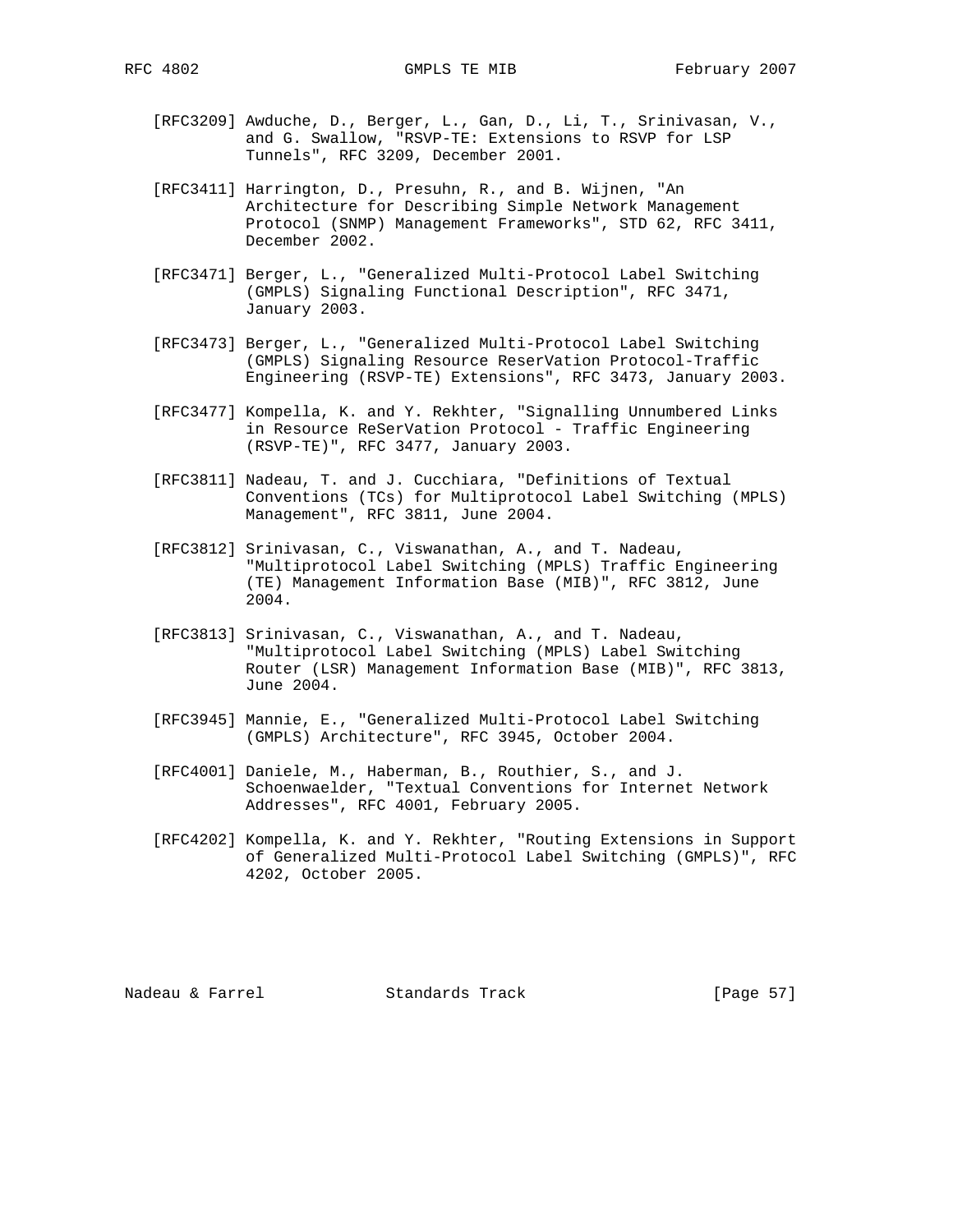[RFC3209] Awduche, D., Berger, L., Gan, D., Li, T., Srinivasan, V., and G. Swallow, "RSVP-TE: Extensions to RSVP for LSP Tunnels", RFC 3209, December 2001.

[RFC3411] Harrington, D., Presuhn, R., and B. Wijnen, "An Architecture for Describing Simple Network Management Protocol (SNMP) Management Frameworks", STD 62, RFC 3411, December 2002.

[RFC3471] Berger, L., "Generalized Multi-Protocol Label Switching (GMPLS) Signaling Functional Description", RFC 3471, January 2003.

[RFC3473] Berger, L., "Generalized Multi-Protocol Label Switching (GMPLS) Signaling Resource ReserVation Protocol-Traffic Engineering (RSVP-TE) Extensions", RFC 3473, January 2003.

[RFC3477] Kompella, K. and Y. Rekhter, "Signalling Unnumbered Links in Resource ReSerVation Protocol - Traffic Engineering (RSVP-TE)", RFC 3477, January 2003.

[RFC3811] Nadeau, T. and J. Cucchiara, "Definitions of Textual Conventions (TCs) for Multiprotocol Label Switching (MPLS) Management", RFC 3811, June 2004.

[RFC3812] Srinivasan, C., Viswanathan, A., and T. Nadeau, "Multiprotocol Label Switching (MPLS) Traffic Engineering (TE) Management Information Base (MIB)", RFC 3812, June 2004.

[RFC3813] Srinivasan, C., Viswanathan, A., and T. Nadeau, "Multiprotocol Label Switching (MPLS) Label Switching Router (LSR) Management Information Base (MIB)", RFC 3813, June 2004.

[RFC3945] Mannie, E., "Generalized Multi-Protocol Label Switching (GMPLS) Architecture", RFC 3945, October 2004.

[RFC4001] Daniele, M., Haberman, B., Routhier, S., and J. Schoenwaelder, "Textual Conventions for Internet Network Addresses", RFC 4001, February 2005.

[RFC4202] Kompella, K. and Y. Rekhter, "Routing Extensions in Support of Generalized Multi-Protocol Label Switching (GMPLS)", RFC 4202, October 2005.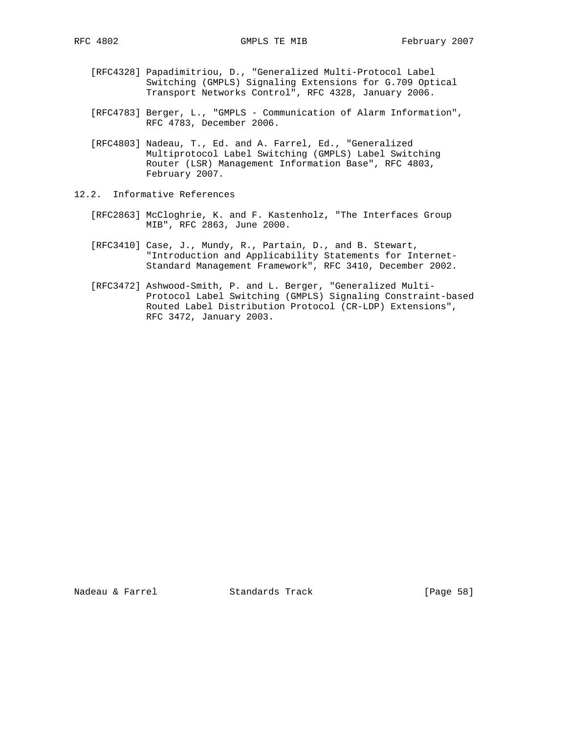[RFC4328] Papadimitriou, D., "Generalized Multi-Protocol Label Switching (GMPLS) Signaling Extensions for G.709 Optical Transport Networks Control", RFC 4328, January 2006.

[RFC4783] Berger, L., "GMPLS - Communication of Alarm Information", RFC 4783, December 2006.

[RFC4803] Nadeau, T., Ed. and A. Farrel, Ed., "Generalized Multiprotocol Label Switching (GMPLS) Label Switching Router (LSR) Management Information Base", RFC 4803, February 2007.

## 12.2. Informative References

[RFC2863] McCloghrie, K. and F. Kastenholz, "The Interfaces Group MIB", RFC 2863, June 2000.

[RFC3410] Case, J., Mundy, R., Partain, D., and B. Stewart, "Introduction and Applicability Statements for Internet-Standard Management Framework", RFC 3410, December 2002.

[RFC3472] Ashwood-Smith, P. and L. Berger, "Generalized Multi-Protocol Label Switching (GMPLS) Signaling Constraint-based Routed Label Distribution Protocol (CR-LDP) Extensions", RFC 3472, January 2003.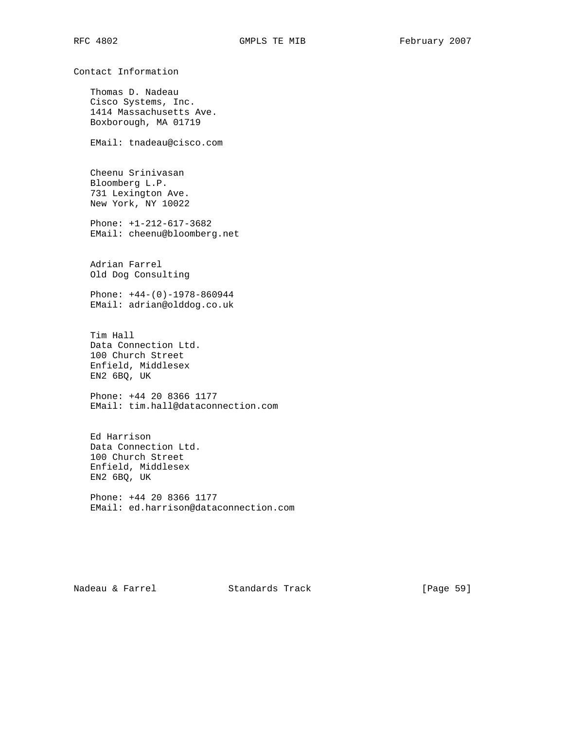## Contact Information

Thomas D. Nadeau
Cisco Systems, Inc.
1414 Massachusetts Ave.
Boxborough, MA 01719

EMail: tnadeau@cisco.com

Cheenu Srinivasan
Bloomberg L.P.
731 Lexington Ave.
New York, NY 10022

Phone: +1-212-617-3682
EMail: cheenu@bloomberg.net

Adrian Farrel
Old Dog Consulting

Phone: +44-(0)-1978-860944
EMail: adrian@olddog.co.uk

Tim Hall
Data Connection Ltd.
100 Church Street
Enfield, Middlesex
EN2 6BQ, UK

Phone: +44 20 8366 1177
EMail: tim.hall@dataconnection.com

Ed Harrison
Data Connection Ltd.
100 Church Street
Enfield, Middlesex
EN2 6BQ, UK

Phone: +44 20 8366 1177
EMail: ed.harrison@dataconnection.com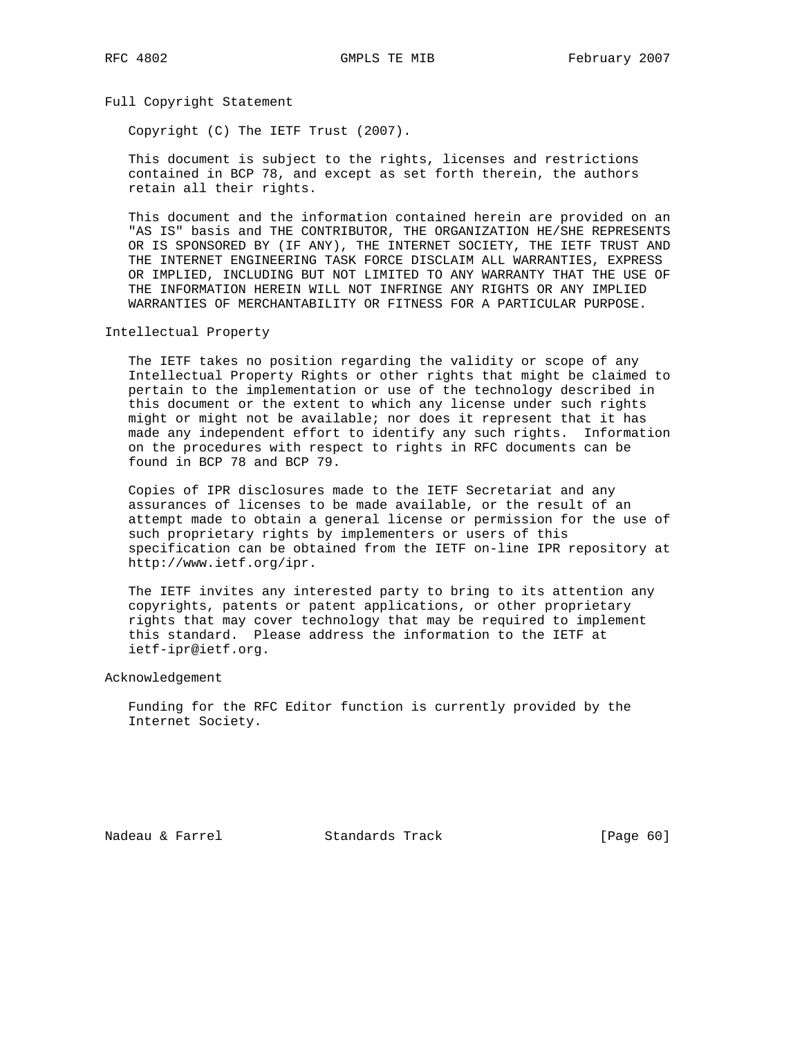## Full Copyright Statement

Copyright (C) The IETF Trust (2007).

This document is subject to the rights, licenses and restrictions contained in BCP 78, and except as set forth therein, the authors retain all their rights.

This document and the information contained herein are provided on an "AS IS" basis and THE CONTRIBUTOR, THE ORGANIZATION HE/SHE REPRESENTS OR IS SPONSORED BY (IF ANY), THE INTERNET SOCIETY, THE IETF TRUST AND THE INTERNET ENGINEERING TASK FORCE DISCLAIM ALL WARRANTIES, EXPRESS OR IMPLIED, INCLUDING BUT NOT LIMITED TO ANY WARRANTY THAT THE USE OF THE INFORMATION HEREIN WILL NOT INFRINGE ANY RIGHTS OR ANY IMPLIED WARRANTIES OF MERCHANTABILITY OR FITNESS FOR A PARTICULAR PURPOSE.

## Intellectual Property

The IETF takes no position regarding the validity or scope of any Intellectual Property Rights or other rights that might be claimed to pertain to the implementation or use of the technology described in this document or the extent to which any license under such rights might or might not be available; nor does it represent that it has made any independent effort to identify any such rights. Information on the procedures with respect to rights in RFC documents can be found in BCP 78 and BCP 79.

Copies of IPR disclosures made to the IETF Secretariat and any assurances of licenses to be made available, or the result of an attempt made to obtain a general license or permission for the use of such proprietary rights by implementers or users of this specification can be obtained from the IETF on-line IPR repository at http://www.ietf.org/ipr.

The IETF invites any interested party to bring to its attention any copyrights, patents or patent applications, or other proprietary rights that may cover technology that may be required to implement this standard. Please address the information to the IETF at ietf-ipr@ietf.org.

## Acknowledgement

Funding for the RFC Editor function is currently provided by the Internet Society.